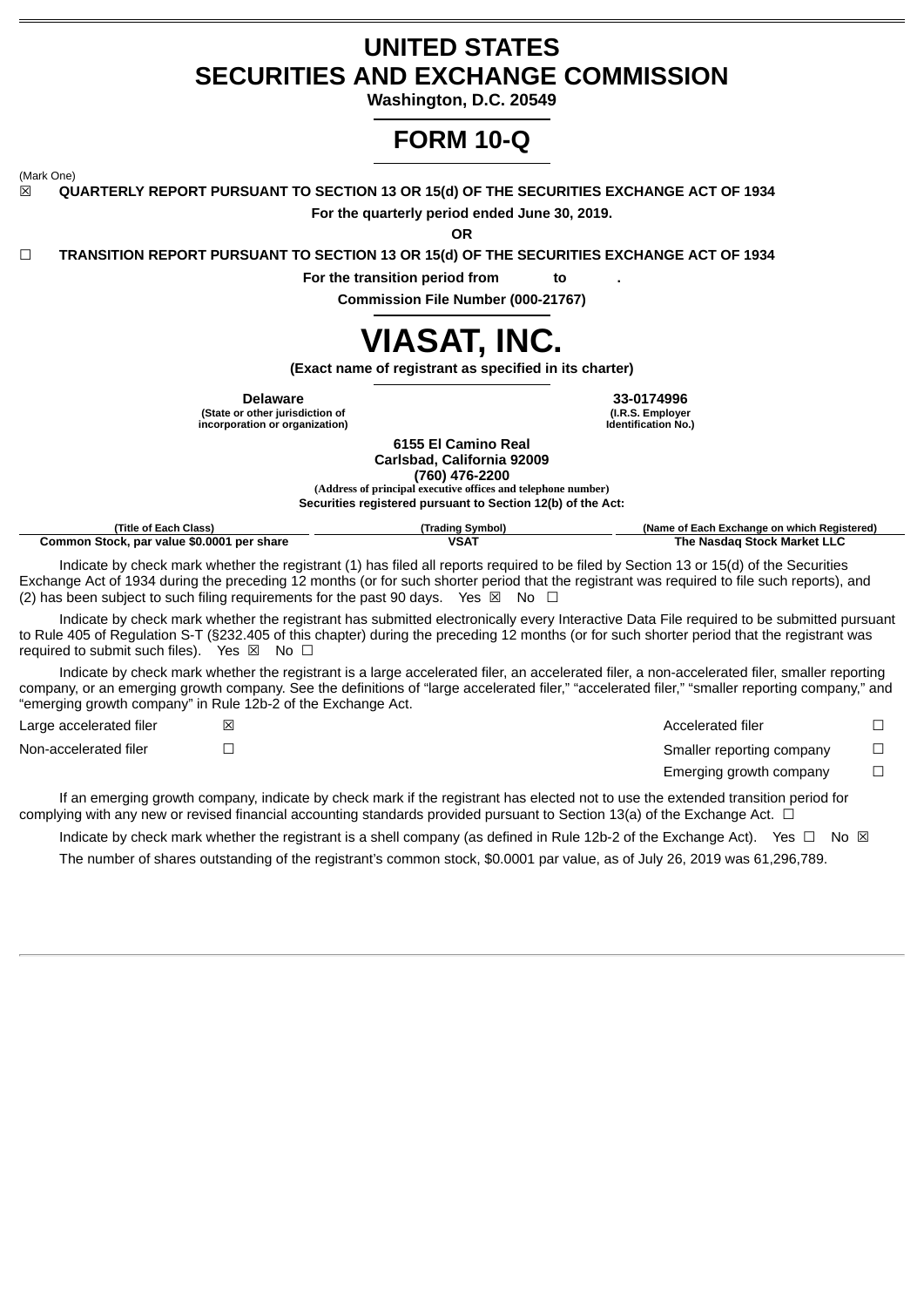# UNITED STATES SECURITIES AND EXCHANGE COMMISSION

**Washington, D.C. 20549**

# FORM 10-Q

(Mark One)

☒ **QUARTERLY REPORT PURSUANT TO SECTION 13 OR 15(d) OF THE SECURITIES EXCHANGE ACT OF 1934**

**For the quarterly period ended June 30, 2019.**

**OR**

☐ **TRANSITION REPORT PURSUANT TO SECTION 13 OR 15(d) OF THE SECURITIES EXCHANGE ACT OF 1934**

**For the transition period from to .**

**Commission File Number (000-21767)**

# VIASAT, INC.

**(Exact name of registrant as specified in its charter)**

| **Delaware** | **33-0174996** |
|---|---|
| **(State or other jurisdiction of incorporation or organization)** | **(I.R.S. Employer Identification No.)** |

**6155 El Camino Real**
**Carlsbad, California 92009**
**(760) 476-2200**
**(Address of principal executive offices and telephone number)**

**Securities registered pursuant to Section 12(b) of the Act:**

| (Title of Each Class) | (Trading Symbol) | (Name of Each Exchange on which Registered) |
|---|---|---|
| **Common Stock, par value $0.0001 per share** | **VSAT** | **The Nasdaq Stock Market LLC** |

Indicate by check mark whether the registrant (1) has filed all reports required to be filed by Section 13 or 15(d) of the Securities Exchange Act of 1934 during the preceding 12 months (or for such shorter period that the registrant was required to file such reports), and (2) has been subject to such filing requirements for the past 90 days. Yes ☒ No ☐

Indicate by check mark whether the registrant has submitted electronically every Interactive Data File required to be submitted pursuant to Rule 405 of Regulation S-T (§232.405 of this chapter) during the preceding 12 months (or for such shorter period that the registrant was required to submit such files). Yes ☒ No ☐

Indicate by check mark whether the registrant is a large accelerated filer, an accelerated filer, a non-accelerated filer, smaller reporting company, or an emerging growth company. See the definitions of "large accelerated filer," "accelerated filer," "smaller reporting company," and "emerging growth company" in Rule 12b-2 of the Exchange Act.

| | | | |
|---|---|---|---|
| Large accelerated filer | ☒ | Accelerated filer | ☐ |
| Non-accelerated filer | ☐ | Smaller reporting company | ☐ |
| | | Emerging growth company | ☐ |

If an emerging growth company, indicate by check mark if the registrant has elected not to use the extended transition period for complying with any new or revised financial accounting standards provided pursuant to Section 13(a) of the Exchange Act. ☐

Indicate by check mark whether the registrant is a shell company (as defined in Rule 12b-2 of the Exchange Act). Yes ☐ No ☒

The number of shares outstanding of the registrant's common stock, $0.0001 par value, as of July 26, 2019 was 61,296,789.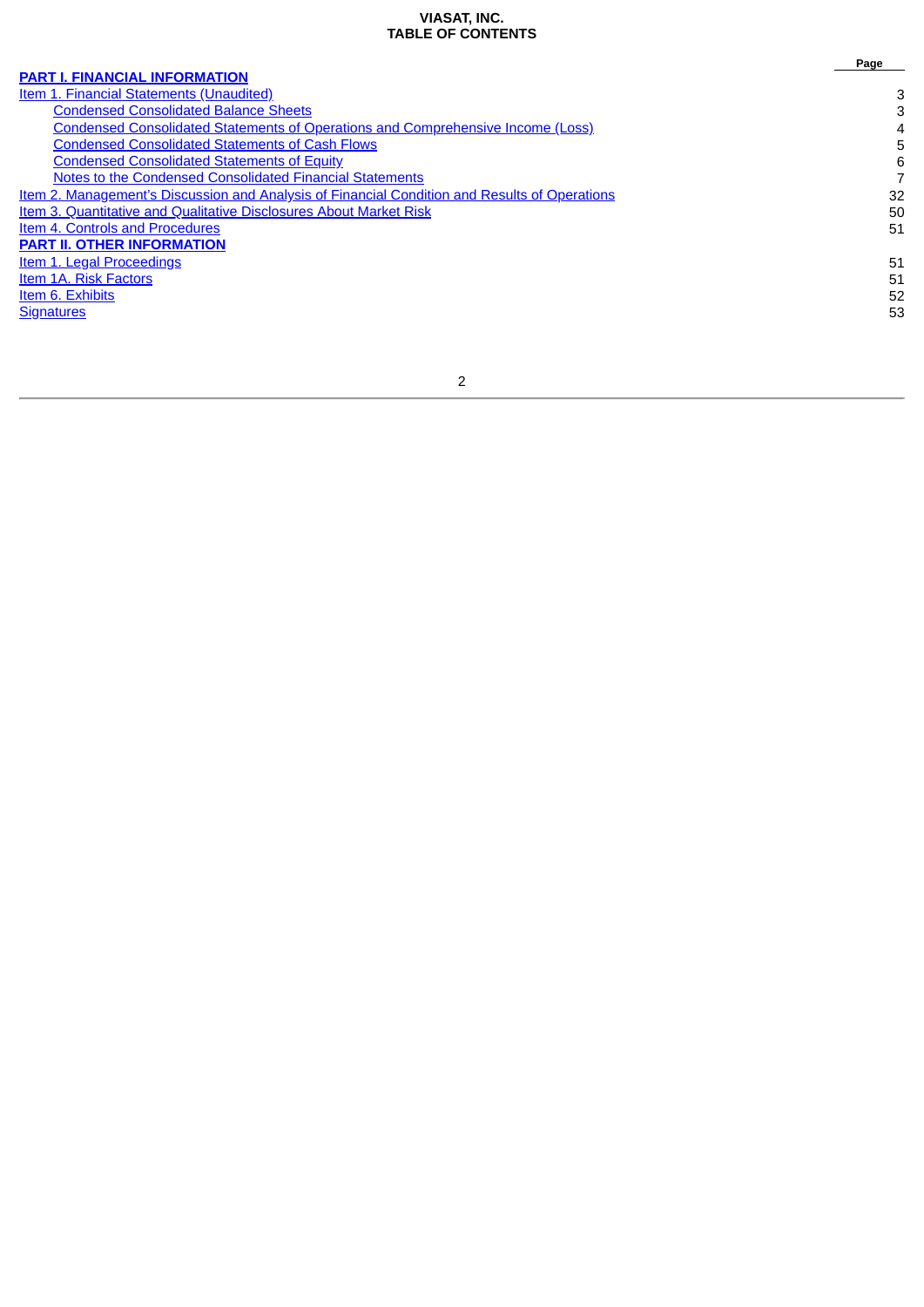**VIASAT, INC.**
**TABLE OF CONTENTS**

| | Page |
|---|---|
| **PART I. FINANCIAL INFORMATION** | |
| Item 1. Financial Statements (Unaudited) | 3 |
| Condensed Consolidated Balance Sheets | 3 |
| Condensed Consolidated Statements of Operations and Comprehensive Income (Loss) | 4 |
| Condensed Consolidated Statements of Cash Flows | 5 |
| Condensed Consolidated Statements of Equity | 6 |
| Notes to the Condensed Consolidated Financial Statements | 7 |
| Item 2. Management's Discussion and Analysis of Financial Condition and Results of Operations | 32 |
| Item 3. Quantitative and Qualitative Disclosures About Market Risk | 50 |
| Item 4. Controls and Procedures | 51 |
| **PART II. OTHER INFORMATION** | |
| Item 1. Legal Proceedings | 51 |
| Item 1A. Risk Factors | 51 |
| Item 6. Exhibits | 52 |
| Signatures | 53 |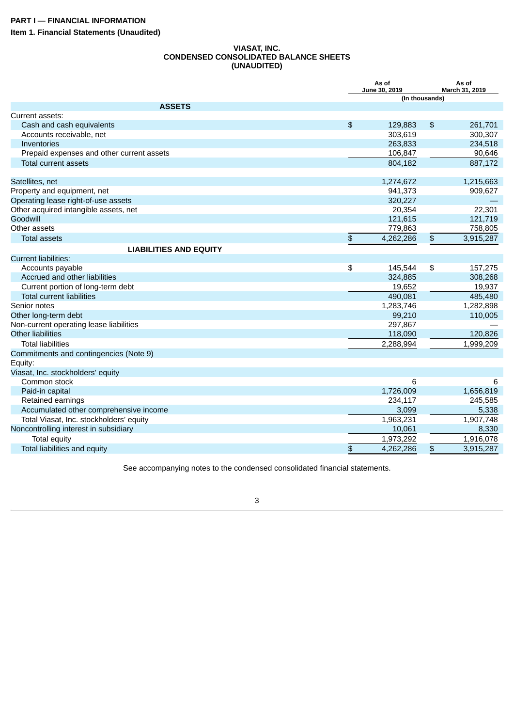**PART I — FINANCIAL INFORMATION**

**Item 1. Financial Statements (Unaudited)**

**VIASAT, INC.**
**CONDENSED CONSOLIDATED BALANCE SHEETS**
**(UNAUDITED)**

| | As of June 30, 2019 | As of March 31, 2019 |
|---|---|---|
| | (In thousands) | |
| **ASSETS** | | |
| Current assets: | | |
| Cash and cash equivalents | $ 129,883 | $ 261,701 |
| Accounts receivable, net | 303,619 | 300,307 |
| Inventories | 263,833 | 234,518 |
| Prepaid expenses and other current assets | 106,847 | 90,646 |
| Total current assets | 804,182 | 887,172 |
| Satellites, net | 1,274,672 | 1,215,663 |
| Property and equipment, net | 941,373 | 909,627 |
| Operating lease right-of-use assets | 320,227 | — |
| Other acquired intangible assets, net | 20,354 | 22,301 |
| Goodwill | 121,615 | 121,719 |
| Other assets | 779,863 | 758,805 |
| Total assets | $ 4,262,286 | $ 3,915,287 |
| **LIABILITIES AND EQUITY** | | |
| Current liabilities: | | |
| Accounts payable | $ 145,544 | $ 157,275 |
| Accrued and other liabilities | 324,885 | 308,268 |
| Current portion of long-term debt | 19,652 | 19,937 |
| Total current liabilities | 490,081 | 485,480 |
| Senior notes | 1,283,746 | 1,282,898 |
| Other long-term debt | 99,210 | 110,005 |
| Non-current operating lease liabilities | 297,867 | — |
| Other liabilities | 118,090 | 120,826 |
| Total liabilities | 2,288,994 | 1,999,209 |
| Commitments and contingencies (Note 9) | | |
| Equity: | | |
| Viasat, Inc. stockholders' equity | | |
| Common stock | 6 | 6 |
| Paid-in capital | 1,726,009 | 1,656,819 |
| Retained earnings | 234,117 | 245,585 |
| Accumulated other comprehensive income | 3,099 | 5,338 |
| Total Viasat, Inc. stockholders' equity | 1,963,231 | 1,907,748 |
| Noncontrolling interest in subsidiary | 10,061 | 8,330 |
| Total equity | 1,973,292 | 1,916,078 |
| Total liabilities and equity | $ 4,262,286 | $ 3,915,287 |

See accompanying notes to the condensed consolidated financial statements.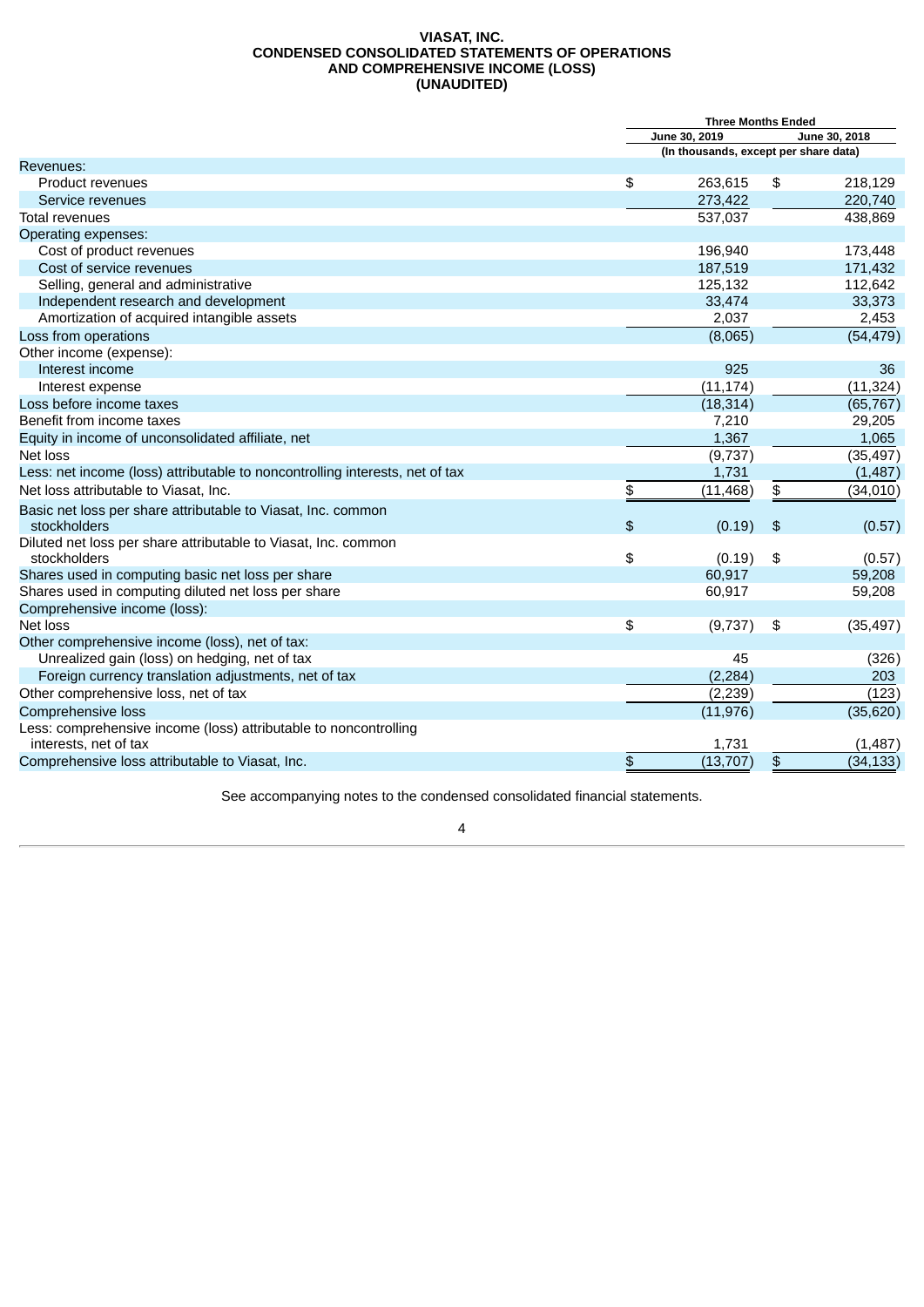# VIASAT, INC.
## CONDENSED CONSOLIDATED STATEMENTS OF OPERATIONS AND COMPREHENSIVE INCOME (LOSS)
## (UNAUDITED)

| | Three Months Ended | |
|---|---|---|
| | June 30, 2019 | June 30, 2018 |
| | (In thousands, except per share data) | |
| Revenues: | | |
| Product revenues | $ 263,615 | $ 218,129 |
| Service revenues | 273,422 | 220,740 |
| Total revenues | 537,037 | 438,869 |
| Operating expenses: | | |
| Cost of product revenues | 196,940 | 173,448 |
| Cost of service revenues | 187,519 | 171,432 |
| Selling, general and administrative | 125,132 | 112,642 |
| Independent research and development | 33,474 | 33,373 |
| Amortization of acquired intangible assets | 2,037 | 2,453 |
| Loss from operations | (8,065) | (54,479) |
| Other income (expense): | | |
| Interest income | 925 | 36 |
| Interest expense | (11,174) | (11,324) |
| Loss before income taxes | (18,314) | (65,767) |
| Benefit from income taxes | 7,210 | 29,205 |
| Equity in income of unconsolidated affiliate, net | 1,367 | 1,065 |
| Net loss | (9,737) | (35,497) |
| Less: net income (loss) attributable to noncontrolling interests, net of tax | 1,731 | (1,487) |
| Net loss attributable to Viasat, Inc. | $ (11,468) | $ (34,010) |
| Basic net loss per share attributable to Viasat, Inc. common stockholders | $ (0.19) | $ (0.57) |
| Diluted net loss per share attributable to Viasat, Inc. common stockholders | $ (0.19) | $ (0.57) |
| Shares used in computing basic net loss per share | 60,917 | 59,208 |
| Shares used in computing diluted net loss per share | 60,917 | 59,208 |
| Comprehensive income (loss): | | |
| Net loss | $ (9,737) | $ (35,497) |
| Other comprehensive income (loss), net of tax: | | |
| Unrealized gain (loss) on hedging, net of tax | 45 | (326) |
| Foreign currency translation adjustments, net of tax | (2,284) | 203 |
| Other comprehensive loss, net of tax | (2,239) | (123) |
| Comprehensive loss | (11,976) | (35,620) |
| Less: comprehensive income (loss) attributable to noncontrolling interests, net of tax | 1,731 | (1,487) |
| Comprehensive loss attributable to Viasat, Inc. | $ (13,707) | $ (34,133) |

See accompanying notes to the condensed consolidated financial statements.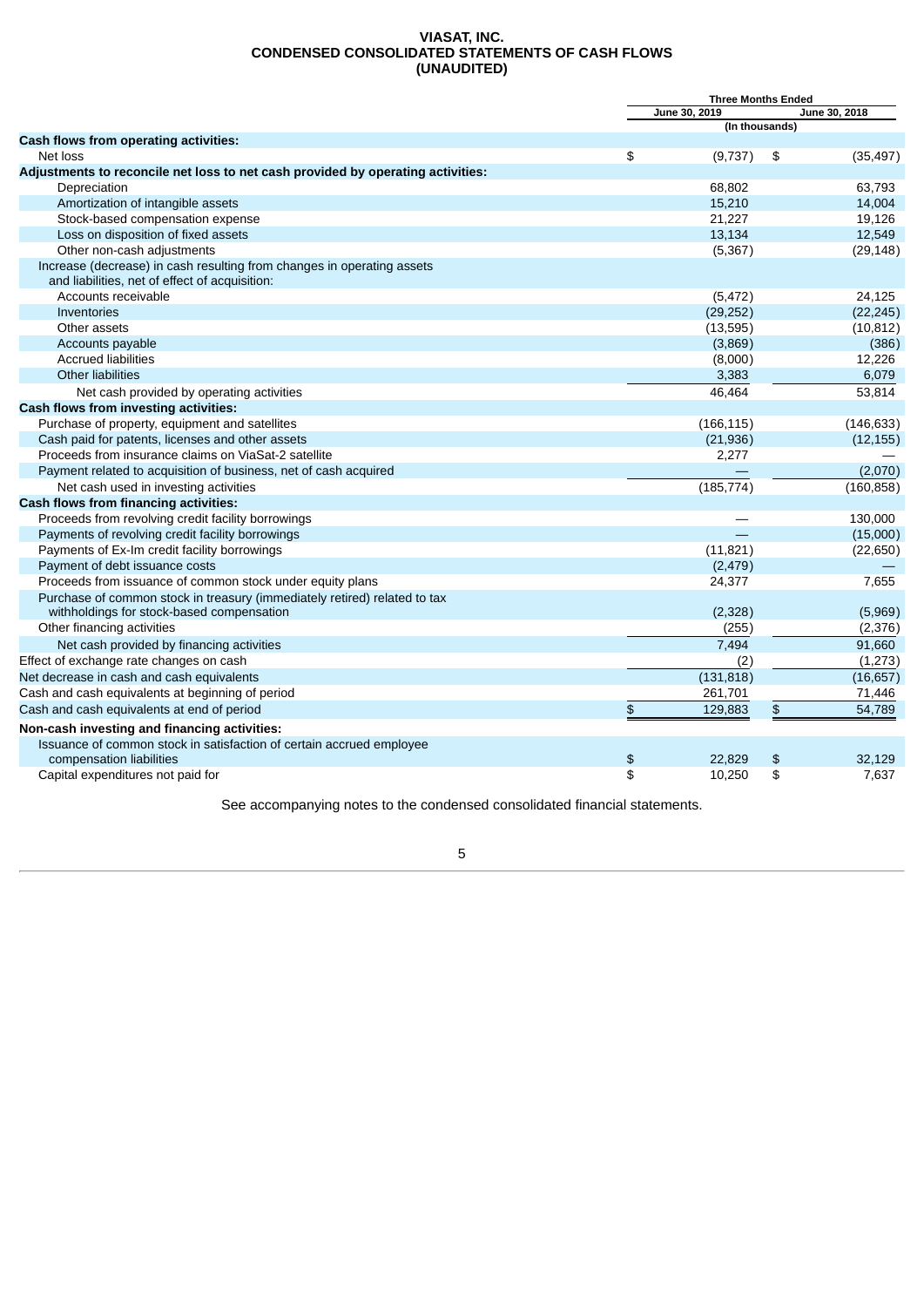**VIASAT, INC.**
**CONDENSED CONSOLIDATED STATEMENTS OF CASH FLOWS**
**(UNAUDITED)**

| | Three Months Ended | |
|---|---|---|
| | June 30, 2019 | June 30, 2018 |
| | (In thousands) | |
| **Cash flows from operating activities:** | | |
| Net loss | $ (9,737) | $ (35,497) |
| **Adjustments to reconcile net loss to net cash provided by operating activities:** | | |
| Depreciation | 68,802 | 63,793 |
| Amortization of intangible assets | 15,210 | 14,004 |
| Stock-based compensation expense | 21,227 | 19,126 |
| Loss on disposition of fixed assets | 13,134 | 12,549 |
| Other non-cash adjustments | (5,367) | (29,148) |
| Increase (decrease) in cash resulting from changes in operating assets and liabilities, net of effect of acquisition: | | |
| Accounts receivable | (5,472) | 24,125 |
| Inventories | (29,252) | (22,245) |
| Other assets | (13,595) | (10,812) |
| Accounts payable | (3,869) | (386) |
| Accrued liabilities | (8,000) | 12,226 |
| Other liabilities | 3,383 | 6,079 |
| Net cash provided by operating activities | 46,464 | 53,814 |
| **Cash flows from investing activities:** | | |
| Purchase of property, equipment and satellites | (166,115) | (146,633) |
| Cash paid for patents, licenses and other assets | (21,936) | (12,155) |
| Proceeds from insurance claims on ViaSat-2 satellite | 2,277 | — |
| Payment related to acquisition of business, net of cash acquired | — | (2,070) |
| Net cash used in investing activities | (185,774) | (160,858) |
| **Cash flows from financing activities:** | | |
| Proceeds from revolving credit facility borrowings | — | 130,000 |
| Payments of revolving credit facility borrowings | — | (15,000) |
| Payments of Ex-Im credit facility borrowings | (11,821) | (22,650) |
| Payment of debt issuance costs | (2,479) | — |
| Proceeds from issuance of common stock under equity plans | 24,377 | 7,655 |
| Purchase of common stock in treasury (immediately retired) related to tax withholdings for stock-based compensation | (2,328) | (5,969) |
| Other financing activities | (255) | (2,376) |
| Net cash provided by financing activities | 7,494 | 91,660 |
| Effect of exchange rate changes on cash | (2) | (1,273) |
| Net decrease in cash and cash equivalents | (131,818) | (16,657) |
| Cash and cash equivalents at beginning of period | 261,701 | 71,446 |
| Cash and cash equivalents at end of period | $ 129,883 | $ 54,789 |
| **Non-cash investing and financing activities:** | | |
| Issuance of common stock in satisfaction of certain accrued employee compensation liabilities | $ 22,829 | $ 32,129 |
| Capital expenditures not paid for | $ 10,250 | $ 7,637 |

See accompanying notes to the condensed consolidated financial statements.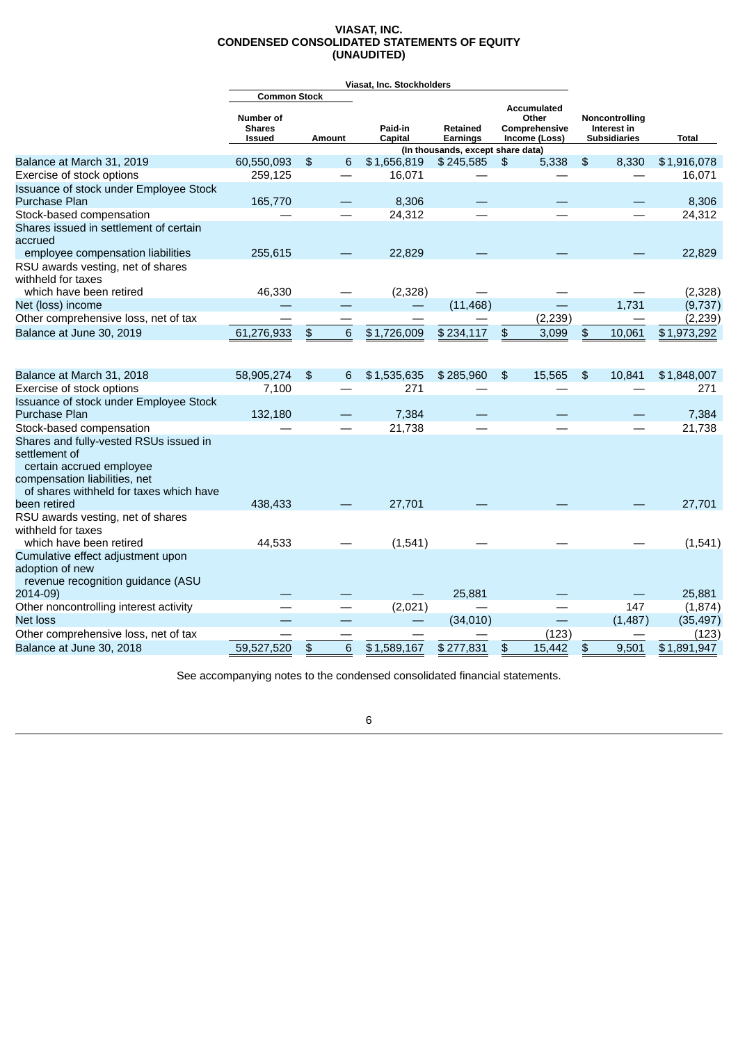# VIASAT, INC.
# CONDENSED CONSOLIDATED STATEMENTS OF EQUITY
# (UNAUDITED)

| | Viasat, Inc. Stockholders | | | | | | |
|---|---|---|---|---|---|---|---|
| | Common Stock | | | | | | |
| | Number of Shares Issued | Amount | Paid-in Capital | Retained Earnings | Accumulated Other Comprehensive Income (Loss) | Noncontrolling Interest in Subsidiaries | Total |
| | (In thousands, except share data) | | | | | | |
| Balance at March 31, 2019 | 60,550,093 | $ 6 | $ 1,656,819 | $ 245,585 | $ 5,338 | $ 8,330 | $ 1,916,078 |
| Exercise of stock options | 259,125 | — | 16,071 | — | — | — | 16,071 |
| Issuance of stock under Employee Stock Purchase Plan | 165,770 | — | 8,306 | — | — | — | 8,306 |
| Stock-based compensation | — | — | 24,312 | — | — | — | 24,312 |
| Shares issued in settlement of certain accrued employee compensation liabilities | 255,615 | — | 22,829 | — | — | — | 22,829 |
| RSU awards vesting, net of shares withheld for taxes which have been retired | 46,330 | — | (2,328) | — | — | — | (2,328) |
| Net (loss) income | — | — | — | (11,468) | — | 1,731 | (9,737) |
| Other comprehensive loss, net of tax | — | — | — | — | (2,239) | — | (2,239) |
| Balance at June 30, 2019 | 61,276,933 | $ 6 | $ 1,726,009 | $ 234,117 | $ 3,099 | $ 10,061 | $ 1,973,292 |
| | | | | | | | |
| Balance at March 31, 2018 | 58,905,274 | $ 6 | $ 1,535,635 | $ 285,960 | $ 15,565 | $ 10,841 | $ 1,848,007 |
| Exercise of stock options | 7,100 | — | 271 | — | — | — | 271 |
| Issuance of stock under Employee Stock Purchase Plan | 132,180 | — | 7,384 | — | — | — | 7,384 |
| Stock-based compensation | — | — | 21,738 | — | — | — | 21,738 |
| Shares and fully-vested RSUs issued in settlement of certain accrued employee compensation liabilities, net of shares withheld for taxes which have been retired | 438,433 | — | 27,701 | — | — | — | 27,701 |
| RSU awards vesting, net of shares withheld for taxes which have been retired | 44,533 | — | (1,541) | — | — | — | (1,541) |
| Cumulative effect adjustment upon adoption of new revenue recognition guidance (ASU 2014-09) | — | — | — | 25,881 | — | — | 25,881 |
| Other noncontrolling interest activity | — | — | (2,021) | — | — | 147 | (1,874) |
| Net loss | — | — | — | (34,010) | — | (1,487) | (35,497) |
| Other comprehensive loss, net of tax | — | — | — | — | (123) | — | (123) |
| Balance at June 30, 2018 | 59,527,520 | $ 6 | $ 1,589,167 | $ 277,831 | $ 15,442 | $ 9,501 | $ 1,891,947 |

See accompanying notes to the condensed consolidated financial statements.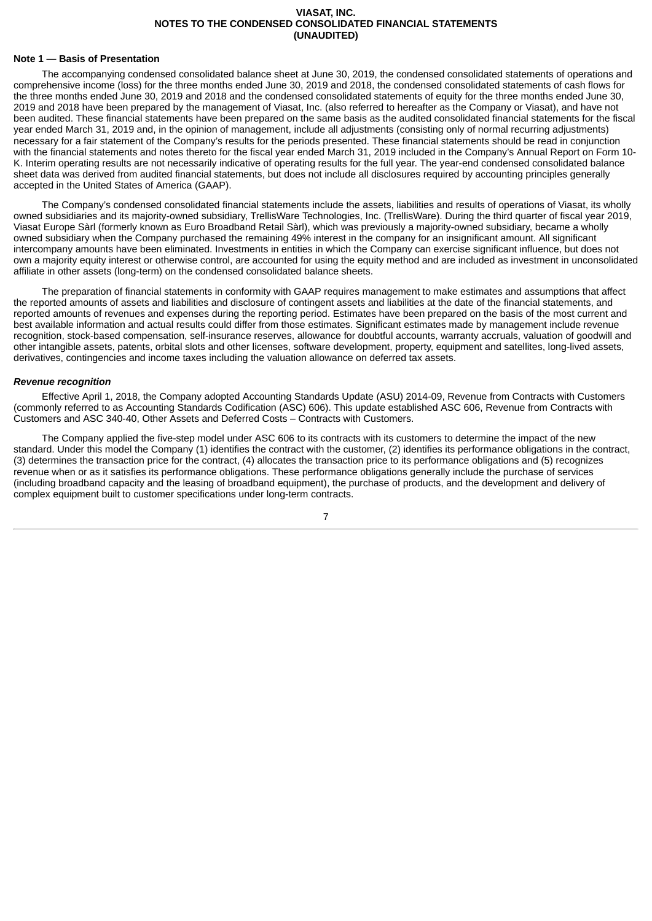**VIASAT, INC.**
**NOTES TO THE CONDENSED CONSOLIDATED FINANCIAL STATEMENTS**
**(UNAUDITED)**

**Note 1 — Basis of Presentation**

The accompanying condensed consolidated balance sheet at June 30, 2019, the condensed consolidated statements of operations and comprehensive income (loss) for the three months ended June 30, 2019 and 2018, the condensed consolidated statements of cash flows for the three months ended June 30, 2019 and 2018 and the condensed consolidated statements of equity for the three months ended June 30, 2019 and 2018 have been prepared by the management of Viasat, Inc. (also referred to hereafter as the Company or Viasat), and have not been audited. These financial statements have been prepared on the same basis as the audited consolidated financial statements for the fiscal year ended March 31, 2019 and, in the opinion of management, include all adjustments (consisting only of normal recurring adjustments) necessary for a fair statement of the Company's results for the periods presented. These financial statements should be read in conjunction with the financial statements and notes thereto for the fiscal year ended March 31, 2019 included in the Company's Annual Report on Form 10-K. Interim operating results are not necessarily indicative of operating results for the full year. The year-end condensed consolidated balance sheet data was derived from audited financial statements, but does not include all disclosures required by accounting principles generally accepted in the United States of America (GAAP).

The Company's condensed consolidated financial statements include the assets, liabilities and results of operations of Viasat, its wholly owned subsidiaries and its majority-owned subsidiary, TrellisWare Technologies, Inc. (TrellisWare). During the third quarter of fiscal year 2019, Viasat Europe Sàrl (formerly known as Euro Broadband Retail Sàrl), which was previously a majority-owned subsidiary, became a wholly owned subsidiary when the Company purchased the remaining 49% interest in the company for an insignificant amount. All significant intercompany amounts have been eliminated. Investments in entities in which the Company can exercise significant influence, but does not own a majority equity interest or otherwise control, are accounted for using the equity method and are included as investment in unconsolidated affiliate in other assets (long-term) on the condensed consolidated balance sheets.

The preparation of financial statements in conformity with GAAP requires management to make estimates and assumptions that affect the reported amounts of assets and liabilities and disclosure of contingent assets and liabilities at the date of the financial statements, and reported amounts of revenues and expenses during the reporting period. Estimates have been prepared on the basis of the most current and best available information and actual results could differ from those estimates. Significant estimates made by management include revenue recognition, stock-based compensation, self-insurance reserves, allowance for doubtful accounts, warranty accruals, valuation of goodwill and other intangible assets, patents, orbital slots and other licenses, software development, property, equipment and satellites, long-lived assets, derivatives, contingencies and income taxes including the valuation allowance on deferred tax assets.

***Revenue recognition***

Effective April 1, 2018, the Company adopted Accounting Standards Update (ASU) 2014-09, Revenue from Contracts with Customers (commonly referred to as Accounting Standards Codification (ASC) 606). This update established ASC 606, Revenue from Contracts with Customers and ASC 340-40, Other Assets and Deferred Costs – Contracts with Customers.

The Company applied the five-step model under ASC 606 to its contracts with its customers to determine the impact of the new standard. Under this model the Company (1) identifies the contract with the customer, (2) identifies its performance obligations in the contract, (3) determines the transaction price for the contract, (4) allocates the transaction price to its performance obligations and (5) recognizes revenue when or as it satisfies its performance obligations. These performance obligations generally include the purchase of services (including broadband capacity and the leasing of broadband equipment), the purchase of products, and the development and delivery of complex equipment built to customer specifications under long-term contracts.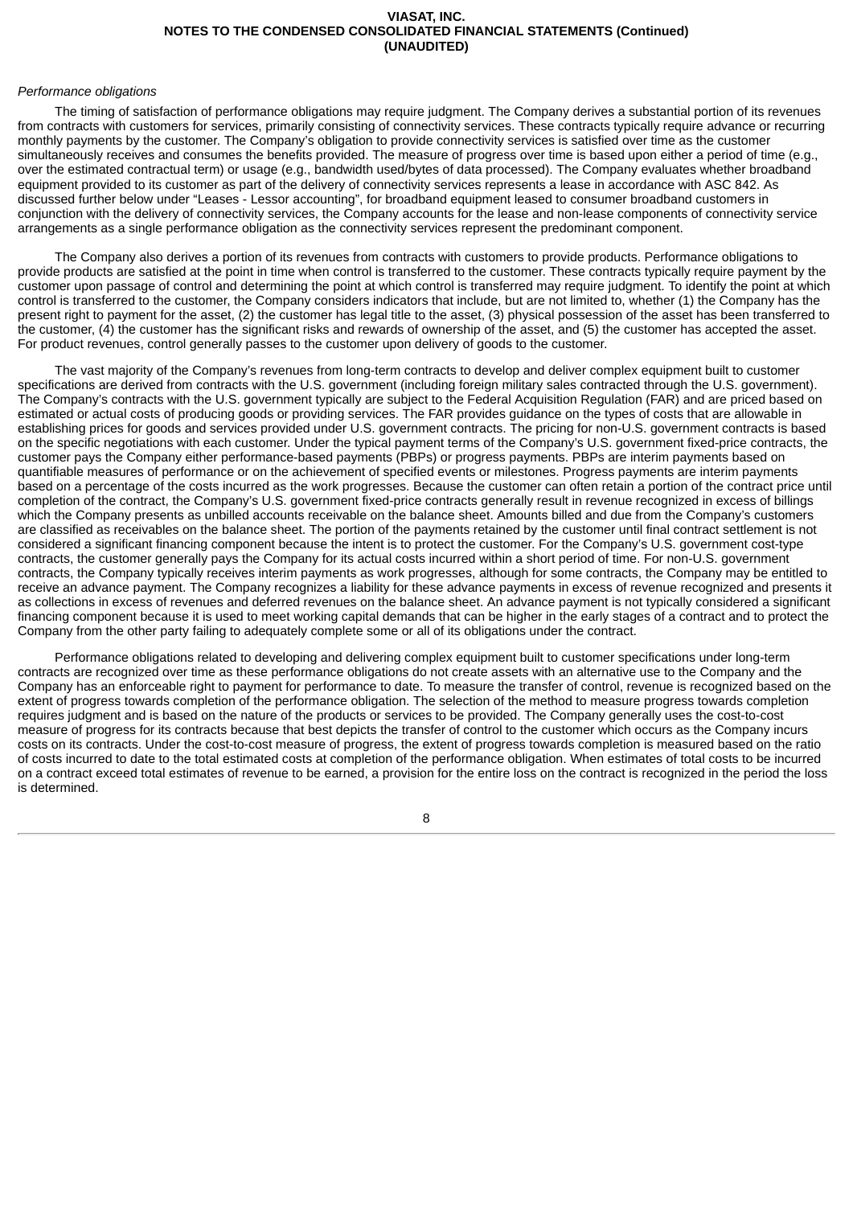*Performance obligations*

The timing of satisfaction of performance obligations may require judgment. The Company derives a substantial portion of its revenues from contracts with customers for services, primarily consisting of connectivity services. These contracts typically require advance or recurring monthly payments by the customer. The Company's obligation to provide connectivity services is satisfied over time as the customer simultaneously receives and consumes the benefits provided. The measure of progress over time is based upon either a period of time (e.g., over the estimated contractual term) or usage (e.g., bandwidth used/bytes of data processed). The Company evaluates whether broadband equipment provided to its customer as part of the delivery of connectivity services represents a lease in accordance with ASC 842. As discussed further below under "Leases - Lessor accounting", for broadband equipment leased to consumer broadband customers in conjunction with the delivery of connectivity services, the Company accounts for the lease and non-lease components of connectivity service arrangements as a single performance obligation as the connectivity services represent the predominant component.

The Company also derives a portion of its revenues from contracts with customers to provide products. Performance obligations to provide products are satisfied at the point in time when control is transferred to the customer. These contracts typically require payment by the customer upon passage of control and determining the point at which control is transferred may require judgment. To identify the point at which control is transferred to the customer, the Company considers indicators that include, but are not limited to, whether (1) the Company has the present right to payment for the asset, (2) the customer has legal title to the asset, (3) physical possession of the asset has been transferred to the customer, (4) the customer has the significant risks and rewards of ownership of the asset, and (5) the customer has accepted the asset. For product revenues, control generally passes to the customer upon delivery of goods to the customer.

The vast majority of the Company's revenues from long-term contracts to develop and deliver complex equipment built to customer specifications are derived from contracts with the U.S. government (including foreign military sales contracted through the U.S. government). The Company's contracts with the U.S. government typically are subject to the Federal Acquisition Regulation (FAR) and are priced based on estimated or actual costs of producing goods or providing services. The FAR provides guidance on the types of costs that are allowable in establishing prices for goods and services provided under U.S. government contracts. The pricing for non-U.S. government contracts is based on the specific negotiations with each customer. Under the typical payment terms of the Company's U.S. government fixed-price contracts, the customer pays the Company either performance-based payments (PBPs) or progress payments. PBPs are interim payments based on quantifiable measures of performance or on the achievement of specified events or milestones. Progress payments are interim payments based on a percentage of the costs incurred as the work progresses. Because the customer can often retain a portion of the contract price until completion of the contract, the Company's U.S. government fixed-price contracts generally result in revenue recognized in excess of billings which the Company presents as unbilled accounts receivable on the balance sheet. Amounts billed and due from the Company's customers are classified as receivables on the balance sheet. The portion of the payments retained by the customer until final contract settlement is not considered a significant financing component because the intent is to protect the customer. For the Company's U.S. government cost-type contracts, the customer generally pays the Company for its actual costs incurred within a short period of time. For non-U.S. government contracts, the Company typically receives interim payments as work progresses, although for some contracts, the Company may be entitled to receive an advance payment. The Company recognizes a liability for these advance payments in excess of revenue recognized and presents it as collections in excess of revenues and deferred revenues on the balance sheet. An advance payment is not typically considered a significant financing component because it is used to meet working capital demands that can be higher in the early stages of a contract and to protect the Company from the other party failing to adequately complete some or all of its obligations under the contract.

Performance obligations related to developing and delivering complex equipment built to customer specifications under long-term contracts are recognized over time as these performance obligations do not create assets with an alternative use to the Company and the Company has an enforceable right to payment for performance to date. To measure the transfer of control, revenue is recognized based on the extent of progress towards completion of the performance obligation. The selection of the method to measure progress towards completion requires judgment and is based on the nature of the products or services to be provided. The Company generally uses the cost-to-cost measure of progress for its contracts because that best depicts the transfer of control to the customer which occurs as the Company incurs costs on its contracts. Under the cost-to-cost measure of progress, the extent of progress towards completion is measured based on the ratio of costs incurred to date to the total estimated costs at completion of the performance obligation. When estimates of total costs to be incurred on a contract exceed total estimates of revenue to be earned, a provision for the entire loss on the contract is recognized in the period the loss is determined.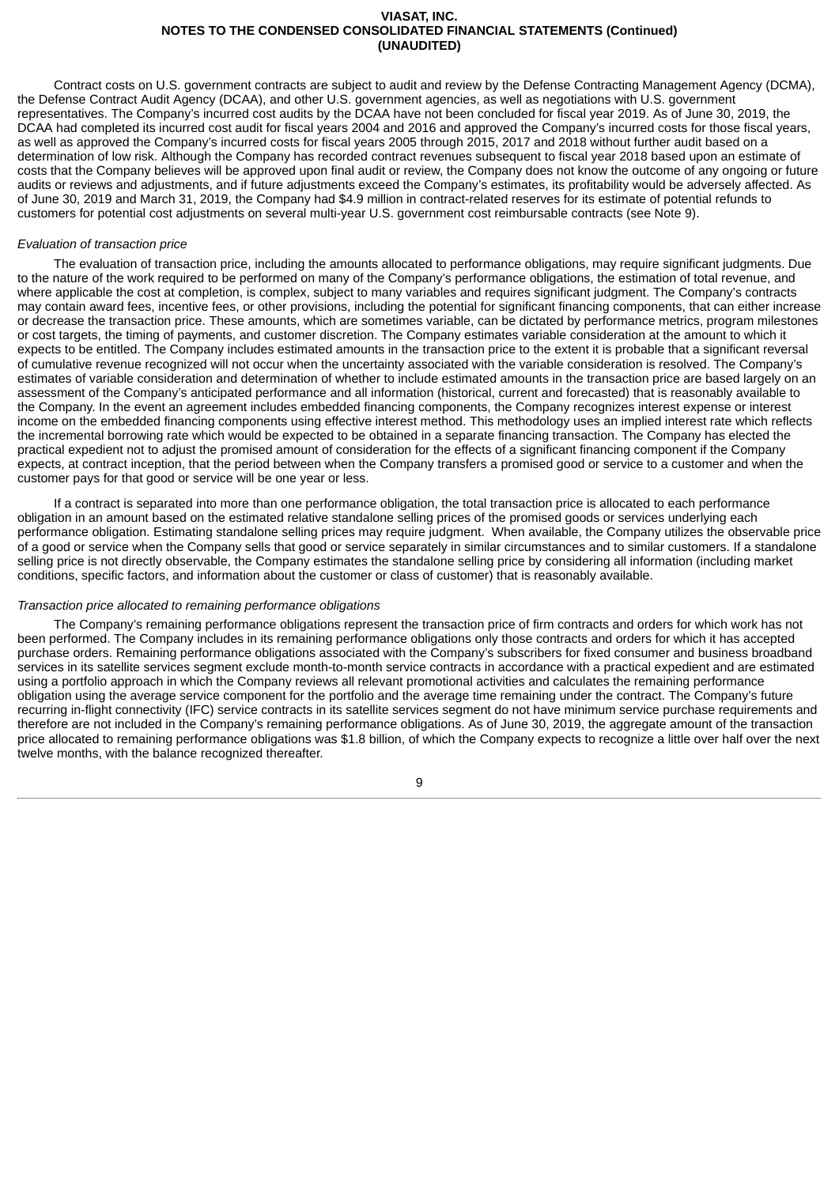Contract costs on U.S. government contracts are subject to audit and review by the Defense Contracting Management Agency (DCMA), the Defense Contract Audit Agency (DCAA), and other U.S. government agencies, as well as negotiations with U.S. government representatives. The Company's incurred cost audits by the DCAA have not been concluded for fiscal year 2019. As of June 30, 2019, the DCAA had completed its incurred cost audit for fiscal years 2004 and 2016 and approved the Company's incurred costs for those fiscal years, as well as approved the Company's incurred costs for fiscal years 2005 through 2015, 2017 and 2018 without further audit based on a determination of low risk. Although the Company has recorded contract revenues subsequent to fiscal year 2018 based upon an estimate of costs that the Company believes will be approved upon final audit or review, the Company does not know the outcome of any ongoing or future audits or reviews and adjustments, and if future adjustments exceed the Company's estimates, its profitability would be adversely affected. As of June 30, 2019 and March 31, 2019, the Company had $4.9 million in contract-related reserves for its estimate of potential refunds to customers for potential cost adjustments on several multi-year U.S. government cost reimbursable contracts (see Note 9).

*Evaluation of transaction price*

The evaluation of transaction price, including the amounts allocated to performance obligations, may require significant judgments. Due to the nature of the work required to be performed on many of the Company's performance obligations, the estimation of total revenue, and where applicable the cost at completion, is complex, subject to many variables and requires significant judgment. The Company's contracts may contain award fees, incentive fees, or other provisions, including the potential for significant financing components, that can either increase or decrease the transaction price. These amounts, which are sometimes variable, can be dictated by performance metrics, program milestones or cost targets, the timing of payments, and customer discretion. The Company estimates variable consideration at the amount to which it expects to be entitled. The Company includes estimated amounts in the transaction price to the extent it is probable that a significant reversal of cumulative revenue recognized will not occur when the uncertainty associated with the variable consideration is resolved. The Company's estimates of variable consideration and determination of whether to include estimated amounts in the transaction price are based largely on an assessment of the Company's anticipated performance and all information (historical, current and forecasted) that is reasonably available to the Company. In the event an agreement includes embedded financing components, the Company recognizes interest expense or interest income on the embedded financing components using effective interest method. This methodology uses an implied interest rate which reflects the incremental borrowing rate which would be expected to be obtained in a separate financing transaction. The Company has elected the practical expedient not to adjust the promised amount of consideration for the effects of a significant financing component if the Company expects, at contract inception, that the period between when the Company transfers a promised good or service to a customer and when the customer pays for that good or service will be one year or less.

If a contract is separated into more than one performance obligation, the total transaction price is allocated to each performance obligation in an amount based on the estimated relative standalone selling prices of the promised goods or services underlying each performance obligation. Estimating standalone selling prices may require judgment. When available, the Company utilizes the observable price of a good or service when the Company sells that good or service separately in similar circumstances and to similar customers. If a standalone selling price is not directly observable, the Company estimates the standalone selling price by considering all information (including market conditions, specific factors, and information about the customer or class of customer) that is reasonably available.

*Transaction price allocated to remaining performance obligations*

The Company's remaining performance obligations represent the transaction price of firm contracts and orders for which work has not been performed. The Company includes in its remaining performance obligations only those contracts and orders for which it has accepted purchase orders. Remaining performance obligations associated with the Company's subscribers for fixed consumer and business broadband services in its satellite services segment exclude month-to-month service contracts in accordance with a practical expedient and are estimated using a portfolio approach in which the Company reviews all relevant promotional activities and calculates the remaining performance obligation using the average service component for the portfolio and the average time remaining under the contract. The Company's future recurring in-flight connectivity (IFC) service contracts in its satellite services segment do not have minimum service purchase requirements and therefore are not included in the Company's remaining performance obligations. As of June 30, 2019, the aggregate amount of the transaction price allocated to remaining performance obligations was $1.8 billion, of which the Company expects to recognize a little over half over the next twelve months, with the balance recognized thereafter.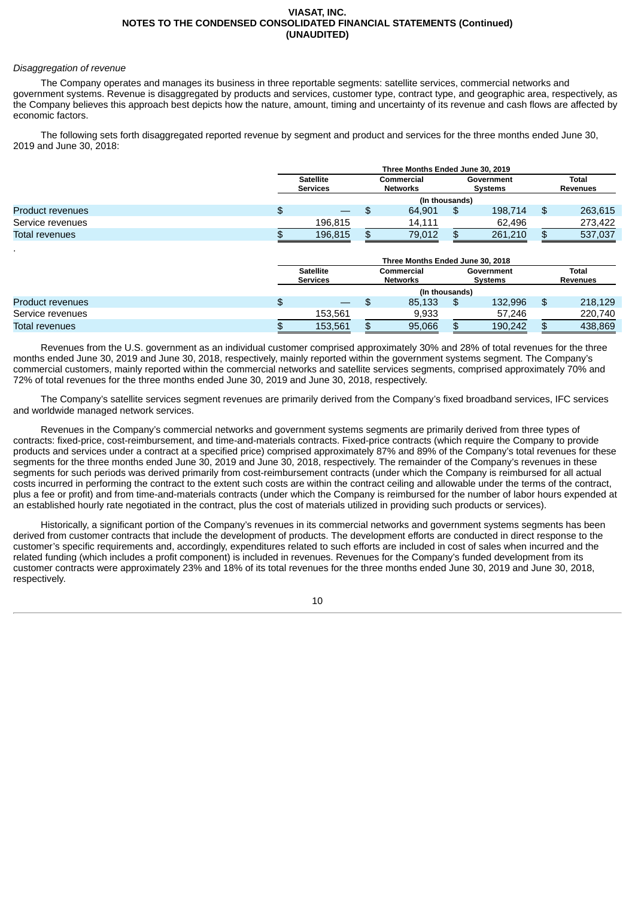*Disaggregation of revenue*

The Company operates and manages its business in three reportable segments: satellite services, commercial networks and government systems. Revenue is disaggregated by products and services, customer type, contract type, and geographic area, respectively, as the Company believes this approach best depicts how the nature, amount, timing and uncertainty of its revenue and cash flows are affected by economic factors.

The following sets forth disaggregated reported revenue by segment and product and services for the three months ended June 30, 2019 and June 30, 2018:

| | Three Months Ended June 30, 2019 | | | |
|---|---|---|---|---|
| | Satellite Services | Commercial Networks | Government Systems | Total Revenues |
| | (In thousands) | | | |
| Product revenues | $ — | $ 64,901 | $ 198,714 | $ 263,615 |
| Service revenues | 196,815 | 14,111 | 62,496 | 273,422 |
| Total revenues | $ 196,815 | $ 79,012 | $ 261,210 | $ 537,037 |

| | Three Months Ended June 30, 2018 | | | |
|---|---|---|---|---|
| | Satellite Services | Commercial Networks | Government Systems | Total Revenues |
| | (In thousands) | | | |
| Product revenues | $ — | $ 85,133 | $ 132,996 | $ 218,129 |
| Service revenues | 153,561 | 9,933 | 57,246 | 220,740 |
| Total revenues | $ 153,561 | $ 95,066 | $ 190,242 | $ 438,869 |

Revenues from the U.S. government as an individual customer comprised approximately 30% and 28% of total revenues for the three months ended June 30, 2019 and June 30, 2018, respectively, mainly reported within the government systems segment. The Company's commercial customers, mainly reported within the commercial networks and satellite services segments, comprised approximately 70% and 72% of total revenues for the three months ended June 30, 2019 and June 30, 2018, respectively.

The Company's satellite services segment revenues are primarily derived from the Company's fixed broadband services, IFC services and worldwide managed network services.

Revenues in the Company's commercial networks and government systems segments are primarily derived from three types of contracts: fixed-price, cost-reimbursement, and time-and-materials contracts. Fixed-price contracts (which require the Company to provide products and services under a contract at a specified price) comprised approximately 87% and 89% of the Company's total revenues for these segments for the three months ended June 30, 2019 and June 30, 2018, respectively. The remainder of the Company's revenues in these segments for such periods was derived primarily from cost-reimbursement contracts (under which the Company is reimbursed for all actual costs incurred in performing the contract to the extent such costs are within the contract ceiling and allowable under the terms of the contract, plus a fee or profit) and from time-and-materials contracts (under which the Company is reimbursed for the number of labor hours expended at an established hourly rate negotiated in the contract, plus the cost of materials utilized in providing such products or services).

Historically, a significant portion of the Company's revenues in its commercial networks and government systems segments has been derived from customer contracts that include the development of products. The development efforts are conducted in direct response to the customer's specific requirements and, accordingly, expenditures related to such efforts are included in cost of sales when incurred and the related funding (which includes a profit component) is included in revenues. Revenues for the Company's funded development from its customer contracts were approximately 23% and 18% of its total revenues for the three months ended June 30, 2019 and June 30, 2018, respectively.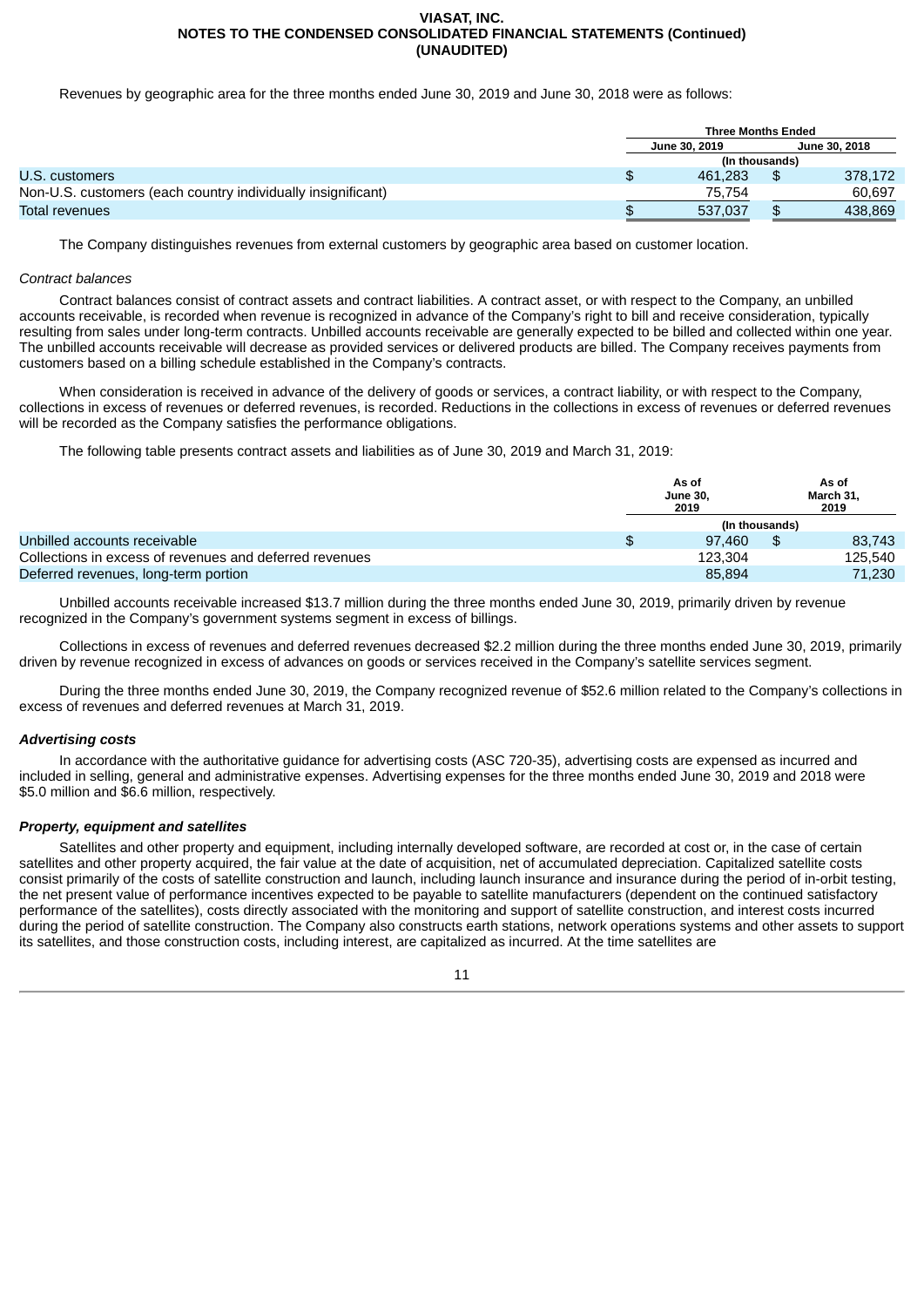Revenues by geographic area for the three months ended June 30, 2019 and June 30, 2018 were as follows:

| | Three Months Ended | |
|---|---|---|
| | June 30, 2019 | June 30, 2018 |
| | (In thousands) | |
| U.S. customers | $ 461,283 | $ 378,172 |
| Non-U.S. customers (each country individually insignificant) | 75,754 | 60,697 |
| Total revenues | $ 537,037 | $ 438,869 |

The Company distinguishes revenues from external customers by geographic area based on customer location.

*Contract balances*

Contract balances consist of contract assets and contract liabilities. A contract asset, or with respect to the Company, an unbilled accounts receivable, is recorded when revenue is recognized in advance of the Company's right to bill and receive consideration, typically resulting from sales under long-term contracts. Unbilled accounts receivable are generally expected to be billed and collected within one year. The unbilled accounts receivable will decrease as provided services or delivered products are billed. The Company receives payments from customers based on a billing schedule established in the Company's contracts.

When consideration is received in advance of the delivery of goods or services, a contract liability, or with respect to the Company, collections in excess of revenues or deferred revenues, is recorded. Reductions in the collections in excess of revenues or deferred revenues will be recorded as the Company satisfies the performance obligations.

The following table presents contract assets and liabilities as of June 30, 2019 and March 31, 2019:

| | As of June 30, 2019 | As of March 31, 2019 |
|---|---|---|
| | (In thousands) | |
| Unbilled accounts receivable | $ 97,460 | $ 83,743 |
| Collections in excess of revenues and deferred revenues | 123,304 | 125,540 |
| Deferred revenues, long-term portion | 85,894 | 71,230 |

Unbilled accounts receivable increased $13.7 million during the three months ended June 30, 2019, primarily driven by revenue recognized in the Company's government systems segment in excess of billings.

Collections in excess of revenues and deferred revenues decreased $2.2 million during the three months ended June 30, 2019, primarily driven by revenue recognized in excess of advances on goods or services received in the Company's satellite services segment.

During the three months ended June 30, 2019, the Company recognized revenue of $52.6 million related to the Company's collections in excess of revenues and deferred revenues at March 31, 2019.

***Advertising costs***

In accordance with the authoritative guidance for advertising costs (ASC 720-35), advertising costs are expensed as incurred and included in selling, general and administrative expenses. Advertising expenses for the three months ended June 30, 2019 and 2018 were $5.0 million and $6.6 million, respectively.

***Property, equipment and satellites***

Satellites and other property and equipment, including internally developed software, are recorded at cost or, in the case of certain satellites and other property acquired, the fair value at the date of acquisition, net of accumulated depreciation. Capitalized satellite costs consist primarily of the costs of satellite construction and launch, including launch insurance and insurance during the period of in-orbit testing, the net present value of performance incentives expected to be payable to satellite manufacturers (dependent on the continued satisfactory performance of the satellites), costs directly associated with the monitoring and support of satellite construction, and interest costs incurred during the period of satellite construction. The Company also constructs earth stations, network operations systems and other assets to support its satellites, and those construction costs, including interest, are capitalized as incurred. At the time satellites are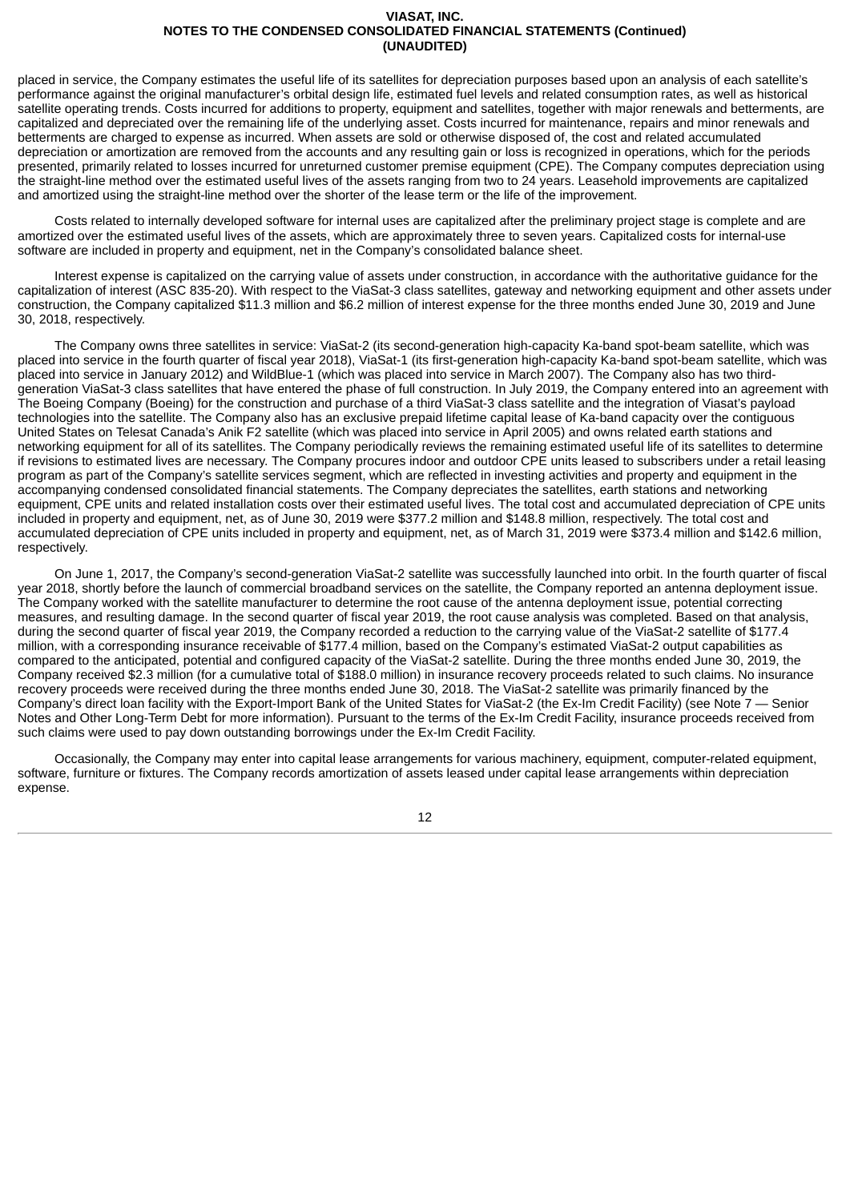placed in service, the Company estimates the useful life of its satellites for depreciation purposes based upon an analysis of each satellite's performance against the original manufacturer's orbital design life, estimated fuel levels and related consumption rates, as well as historical satellite operating trends. Costs incurred for additions to property, equipment and satellites, together with major renewals and betterments, are capitalized and depreciated over the remaining life of the underlying asset. Costs incurred for maintenance, repairs and minor renewals and betterments are charged to expense as incurred. When assets are sold or otherwise disposed of, the cost and related accumulated depreciation or amortization are removed from the accounts and any resulting gain or loss is recognized in operations, which for the periods presented, primarily related to losses incurred for unreturned customer premise equipment (CPE). The Company computes depreciation using the straight-line method over the estimated useful lives of the assets ranging from two to 24 years. Leasehold improvements are capitalized and amortized using the straight-line method over the shorter of the lease term or the life of the improvement.

Costs related to internally developed software for internal uses are capitalized after the preliminary project stage is complete and are amortized over the estimated useful lives of the assets, which are approximately three to seven years. Capitalized costs for internal-use software are included in property and equipment, net in the Company's consolidated balance sheet.

Interest expense is capitalized on the carrying value of assets under construction, in accordance with the authoritative guidance for the capitalization of interest (ASC 835-20). With respect to the ViaSat-3 class satellites, gateway and networking equipment and other assets under construction, the Company capitalized $11.3 million and $6.2 million of interest expense for the three months ended June 30, 2019 and June 30, 2018, respectively.

The Company owns three satellites in service: ViaSat-2 (its second-generation high-capacity Ka-band spot-beam satellite, which was placed into service in the fourth quarter of fiscal year 2018), ViaSat-1 (its first-generation high-capacity Ka-band spot-beam satellite, which was placed into service in January 2012) and WildBlue-1 (which was placed into service in March 2007). The Company also has two third-generation ViaSat-3 class satellites that have entered the phase of full construction. In July 2019, the Company entered into an agreement with The Boeing Company (Boeing) for the construction and purchase of a third ViaSat-3 class satellite and the integration of Viasat's payload technologies into the satellite. The Company also has an exclusive prepaid lifetime capital lease of Ka-band capacity over the contiguous United States on Telesat Canada's Anik F2 satellite (which was placed into service in April 2005) and owns related earth stations and networking equipment for all of its satellites. The Company periodically reviews the remaining estimated useful life of its satellites to determine if revisions to estimated lives are necessary. The Company procures indoor and outdoor CPE units leased to subscribers under a retail leasing program as part of the Company's satellite services segment, which are reflected in investing activities and property and equipment in the accompanying condensed consolidated financial statements. The Company depreciates the satellites, earth stations and networking equipment, CPE units and related installation costs over their estimated useful lives. The total cost and accumulated depreciation of CPE units included in property and equipment, net, as of June 30, 2019 were $377.2 million and $148.8 million, respectively. The total cost and accumulated depreciation of CPE units included in property and equipment, net, as of March 31, 2019 were $373.4 million and $142.6 million, respectively.

On June 1, 2017, the Company's second-generation ViaSat-2 satellite was successfully launched into orbit. In the fourth quarter of fiscal year 2018, shortly before the launch of commercial broadband services on the satellite, the Company reported an antenna deployment issue. The Company worked with the satellite manufacturer to determine the root cause of the antenna deployment issue, potential correcting measures, and resulting damage. In the second quarter of fiscal year 2019, the root cause analysis was completed. Based on that analysis, during the second quarter of fiscal year 2019, the Company recorded a reduction to the carrying value of the ViaSat-2 satellite of $177.4 million, with a corresponding insurance receivable of $177.4 million, based on the Company's estimated ViaSat-2 output capabilities as compared to the anticipated, potential and configured capacity of the ViaSat-2 satellite. During the three months ended June 30, 2019, the Company received $2.3 million (for a cumulative total of $188.0 million) in insurance recovery proceeds related to such claims. No insurance recovery proceeds were received during the three months ended June 30, 2018. The ViaSat-2 satellite was primarily financed by the Company's direct loan facility with the Export-Import Bank of the United States for ViaSat-2 (the Ex-Im Credit Facility) (see Note 7 — Senior Notes and Other Long-Term Debt for more information). Pursuant to the terms of the Ex-Im Credit Facility, insurance proceeds received from such claims were used to pay down outstanding borrowings under the Ex-Im Credit Facility.

Occasionally, the Company may enter into capital lease arrangements for various machinery, equipment, computer-related equipment, software, furniture or fixtures. The Company records amortization of assets leased under capital lease arrangements within depreciation expense.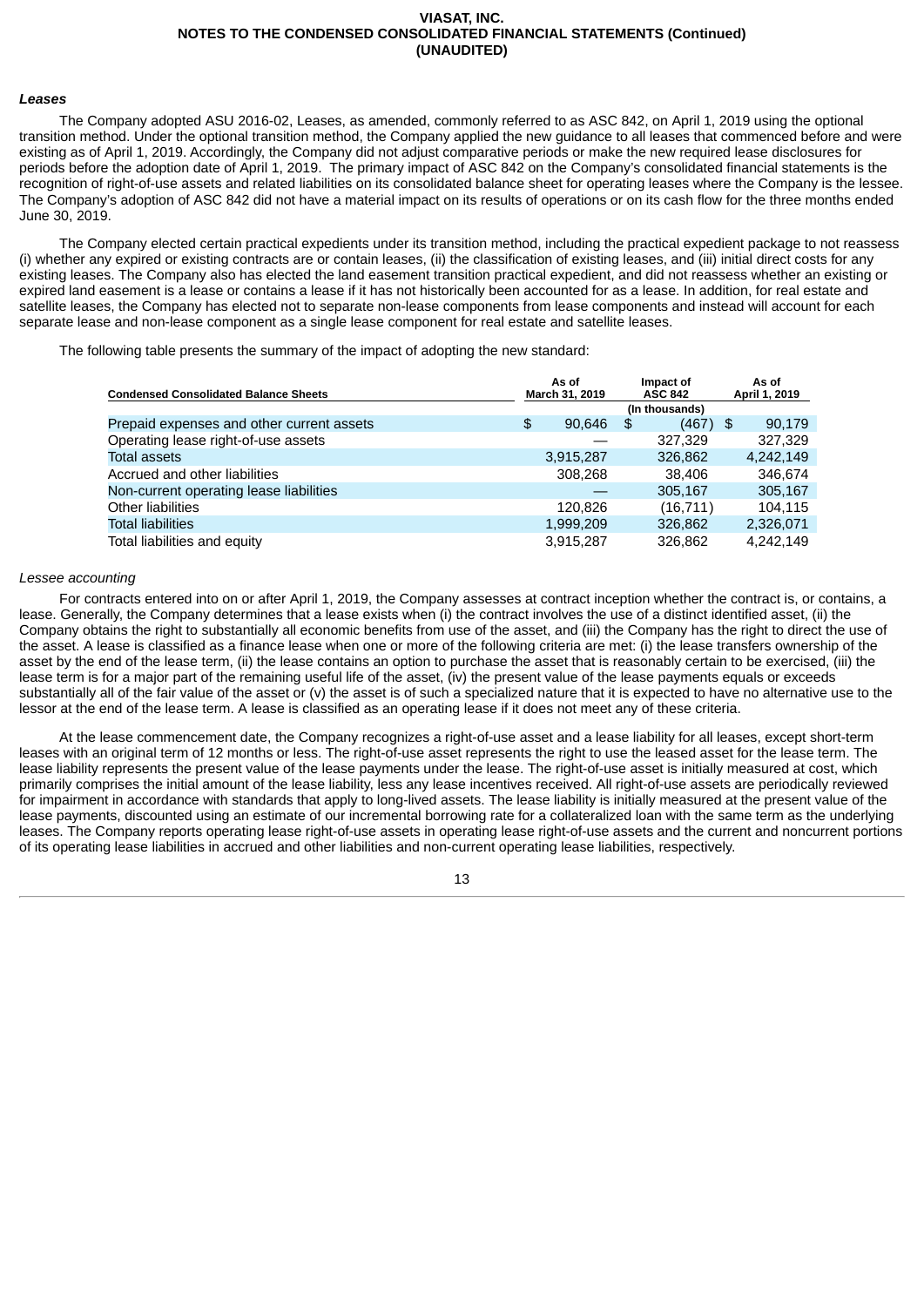### *Leases*

The Company adopted ASU 2016-02, Leases, as amended, commonly referred to as ASC 842, on April 1, 2019 using the optional transition method. Under the optional transition method, the Company applied the new guidance to all leases that commenced before and were existing as of April 1, 2019. Accordingly, the Company did not adjust comparative periods or make the new required lease disclosures for periods before the adoption date of April 1, 2019. The primary impact of ASC 842 on the Company's consolidated financial statements is the recognition of right-of-use assets and related liabilities on its consolidated balance sheet for operating leases where the Company is the lessee. The Company's adoption of ASC 842 did not have a material impact on its results of operations or on its cash flow for the three months ended June 30, 2019.

The Company elected certain practical expedients under its transition method, including the practical expedient package to not reassess (i) whether any expired or existing contracts are or contain leases, (ii) the classification of existing leases, and (iii) initial direct costs for any existing leases. The Company also has elected the land easement transition practical expedient, and did not reassess whether an existing or expired land easement is a lease or contains a lease if it has not historically been accounted for as a lease. In addition, for real estate and satellite leases, the Company has elected not to separate non-lease components from lease components and instead will account for each separate lease and non-lease component as a single lease component for real estate and satellite leases.

The following table presents the summary of the impact of adopting the new standard:

| Condensed Consolidated Balance Sheets | As of March 31, 2019 | Impact of ASC 842 | As of April 1, 2019 |
|---|---|---|---|
| | | (In thousands) | |
| Prepaid expenses and other current assets | $ 90,646 | $ (467) | $ 90,179 |
| Operating lease right-of-use assets | — | 327,329 | 327,329 |
| Total assets | 3,915,287 | 326,862 | 4,242,149 |
| Accrued and other liabilities | 308,268 | 38,406 | 346,674 |
| Non-current operating lease liabilities | — | 305,167 | 305,167 |
| Other liabilities | 120,826 | (16,711) | 104,115 |
| Total liabilities | 1,999,209 | 326,862 | 2,326,071 |
| Total liabilities and equity | 3,915,287 | 326,862 | 4,242,149 |

*Lessee accounting*

For contracts entered into on or after April 1, 2019, the Company assesses at contract inception whether the contract is, or contains, a lease. Generally, the Company determines that a lease exists when (i) the contract involves the use of a distinct identified asset, (ii) the Company obtains the right to substantially all economic benefits from use of the asset, and (iii) the Company has the right to direct the use of the asset. A lease is classified as a finance lease when one or more of the following criteria are met: (i) the lease transfers ownership of the asset by the end of the lease term, (ii) the lease contains an option to purchase the asset that is reasonably certain to be exercised, (iii) the lease term is for a major part of the remaining useful life of the asset, (iv) the present value of the lease payments equals or exceeds substantially all of the fair value of the asset or (v) the asset is of such a specialized nature that it is expected to have no alternative use to the lessor at the end of the lease term. A lease is classified as an operating lease if it does not meet any of these criteria.

At the lease commencement date, the Company recognizes a right-of-use asset and a lease liability for all leases, except short-term leases with an original term of 12 months or less. The right-of-use asset represents the right to use the leased asset for the lease term. The lease liability represents the present value of the lease payments under the lease. The right-of-use asset is initially measured at cost, which primarily comprises the initial amount of the lease liability, less any lease incentives received. All right-of-use assets are periodically reviewed for impairment in accordance with standards that apply to long-lived assets. The lease liability is initially measured at the present value of the lease payments, discounted using an estimate of our incremental borrowing rate for a collateralized loan with the same term as the underlying leases. The Company reports operating lease right-of-use assets in operating lease right-of-use assets and the current and noncurrent portions of its operating lease liabilities in accrued and other liabilities and non-current operating lease liabilities, respectively.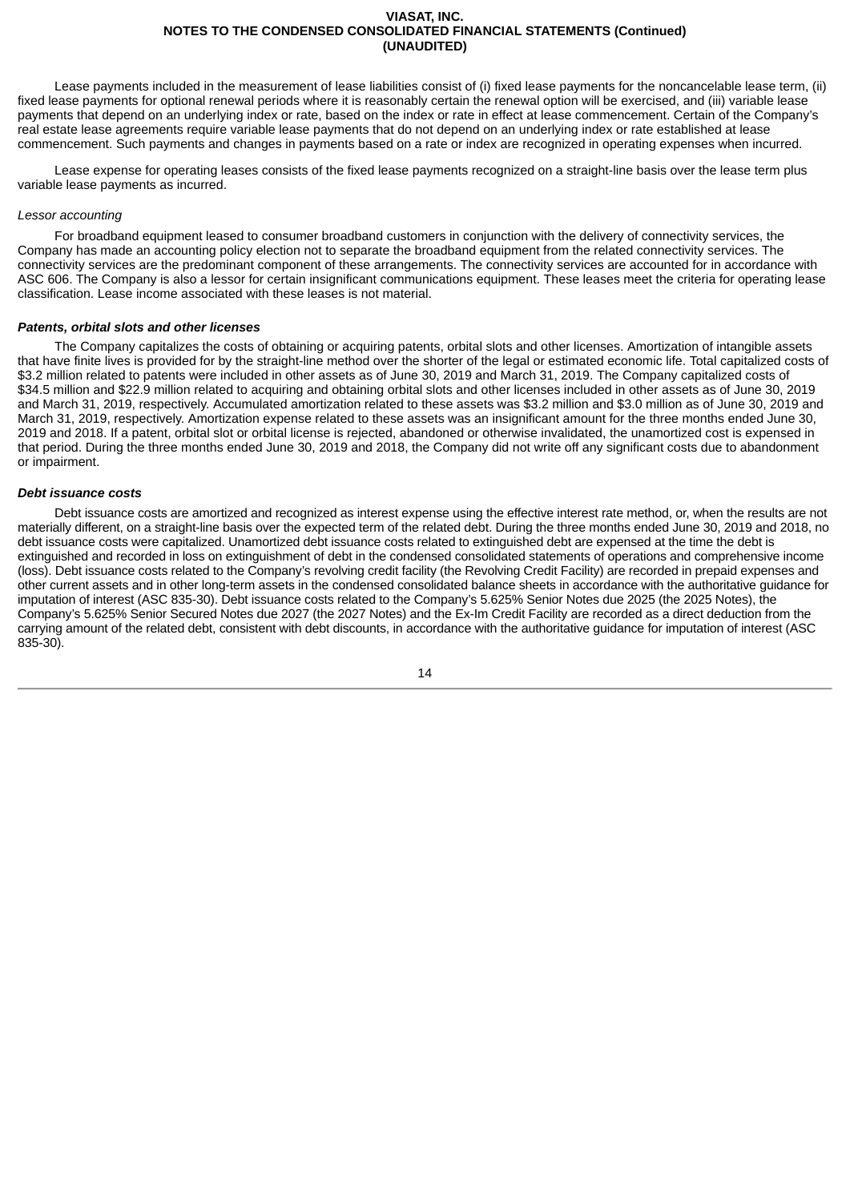Lease payments included in the measurement of lease liabilities consist of (i) fixed lease payments for the noncancelable lease term, (ii) fixed lease payments for optional renewal periods where it is reasonably certain the renewal option will be exercised, and (iii) variable lease payments that depend on an underlying index or rate, based on the index or rate in effect at lease commencement. Certain of the Company's real estate lease agreements require variable lease payments that do not depend on an underlying index or rate established at lease commencement. Such payments and changes in payments based on a rate or index are recognized in operating expenses when incurred.

Lease expense for operating leases consists of the fixed lease payments recognized on a straight-line basis over the lease term plus variable lease payments as incurred.

*Lessor accounting*

For broadband equipment leased to consumer broadband customers in conjunction with the delivery of connectivity services, the Company has made an accounting policy election not to separate the broadband equipment from the related connectivity services. The connectivity services are the predominant component of these arrangements. The connectivity services are accounted for in accordance with ASC 606. The Company is also a lessor for certain insignificant communications equipment. These leases meet the criteria for operating lease classification. Lease income associated with these leases is not material.

***Patents, orbital slots and other licenses***

The Company capitalizes the costs of obtaining or acquiring patents, orbital slots and other licenses. Amortization of intangible assets that have finite lives is provided for by the straight-line method over the shorter of the legal or estimated economic life. Total capitalized costs of $3.2 million related to patents were included in other assets as of June 30, 2019 and March 31, 2019. The Company capitalized costs of $34.5 million and $22.9 million related to acquiring and obtaining orbital slots and other licenses included in other assets as of June 30, 2019 and March 31, 2019, respectively. Accumulated amortization related to these assets was $3.2 million and $3.0 million as of June 30, 2019 and March 31, 2019, respectively. Amortization expense related to these assets was an insignificant amount for the three months ended June 30, 2019 and 2018. If a patent, orbital slot or orbital license is rejected, abandoned or otherwise invalidated, the unamortized cost is expensed in that period. During the three months ended June 30, 2019 and 2018, the Company did not write off any significant costs due to abandonment or impairment.

***Debt issuance costs***

Debt issuance costs are amortized and recognized as interest expense using the effective interest rate method, or, when the results are not materially different, on a straight-line basis over the expected term of the related debt. During the three months ended June 30, 2019 and 2018, no debt issuance costs were capitalized. Unamortized debt issuance costs related to extinguished debt are expensed at the time the debt is extinguished and recorded in loss on extinguishment of debt in the condensed consolidated statements of operations and comprehensive income (loss). Debt issuance costs related to the Company's revolving credit facility (the Revolving Credit Facility) are recorded in prepaid expenses and other current assets and in other long-term assets in the condensed consolidated balance sheets in accordance with the authoritative guidance for imputation of interest (ASC 835-30). Debt issuance costs related to the Company's 5.625% Senior Notes due 2025 (the 2025 Notes), the Company's 5.625% Senior Secured Notes due 2027 (the 2027 Notes) and the Ex-Im Credit Facility are recorded as a direct deduction from the carrying amount of the related debt, consistent with debt discounts, in accordance with the authoritative guidance for imputation of interest (ASC 835-30).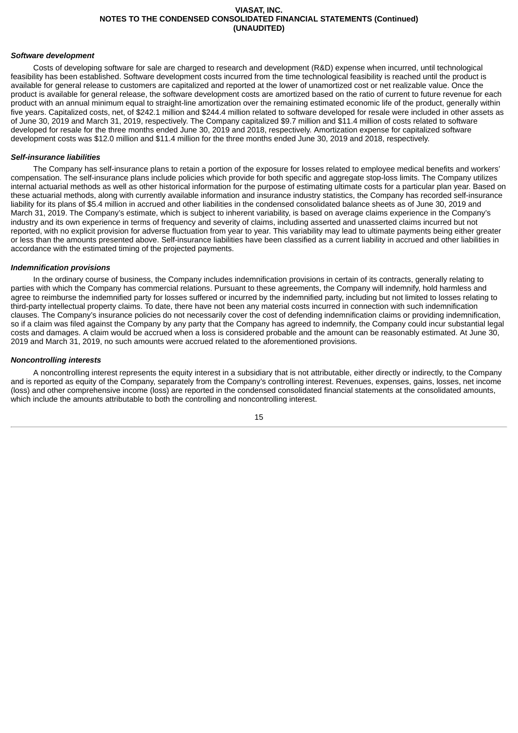***Software development***

Costs of developing software for sale are charged to research and development (R&D) expense when incurred, until technological feasibility has been established. Software development costs incurred from the time technological feasibility is reached until the product is available for general release to customers are capitalized and reported at the lower of unamortized cost or net realizable value. Once the product is available for general release, the software development costs are amortized based on the ratio of current to future revenue for each product with an annual minimum equal to straight-line amortization over the remaining estimated economic life of the product, generally within five years. Capitalized costs, net, of $242.1 million and $244.4 million related to software developed for resale were included in other assets as of June 30, 2019 and March 31, 2019, respectively. The Company capitalized $9.7 million and $11.4 million of costs related to software developed for resale for the three months ended June 30, 2019 and 2018, respectively. Amortization expense for capitalized software development costs was $12.0 million and $11.4 million for the three months ended June 30, 2019 and 2018, respectively.

***Self-insurance liabilities***

The Company has self-insurance plans to retain a portion of the exposure for losses related to employee medical benefits and workers' compensation. The self-insurance plans include policies which provide for both specific and aggregate stop-loss limits. The Company utilizes internal actuarial methods as well as other historical information for the purpose of estimating ultimate costs for a particular plan year. Based on these actuarial methods, along with currently available information and insurance industry statistics, the Company has recorded self-insurance liability for its plans of $5.4 million in accrued and other liabilities in the condensed consolidated balance sheets as of June 30, 2019 and March 31, 2019. The Company's estimate, which is subject to inherent variability, is based on average claims experience in the Company's industry and its own experience in terms of frequency and severity of claims, including asserted and unasserted claims incurred but not reported, with no explicit provision for adverse fluctuation from year to year. This variability may lead to ultimate payments being either greater or less than the amounts presented above. Self-insurance liabilities have been classified as a current liability in accrued and other liabilities in accordance with the estimated timing of the projected payments.

***Indemnification provisions***

In the ordinary course of business, the Company includes indemnification provisions in certain of its contracts, generally relating to parties with which the Company has commercial relations. Pursuant to these agreements, the Company will indemnify, hold harmless and agree to reimburse the indemnified party for losses suffered or incurred by the indemnified party, including but not limited to losses relating to third-party intellectual property claims. To date, there have not been any material costs incurred in connection with such indemnification clauses. The Company's insurance policies do not necessarily cover the cost of defending indemnification claims or providing indemnification, so if a claim was filed against the Company by any party that the Company has agreed to indemnify, the Company could incur substantial legal costs and damages. A claim would be accrued when a loss is considered probable and the amount can be reasonably estimated. At June 30, 2019 and March 31, 2019, no such amounts were accrued related to the aforementioned provisions.

***Noncontrolling interests***

A noncontrolling interest represents the equity interest in a subsidiary that is not attributable, either directly or indirectly, to the Company and is reported as equity of the Company, separately from the Company's controlling interest. Revenues, expenses, gains, losses, net income (loss) and other comprehensive income (loss) are reported in the condensed consolidated financial statements at the consolidated amounts, which include the amounts attributable to both the controlling and noncontrolling interest.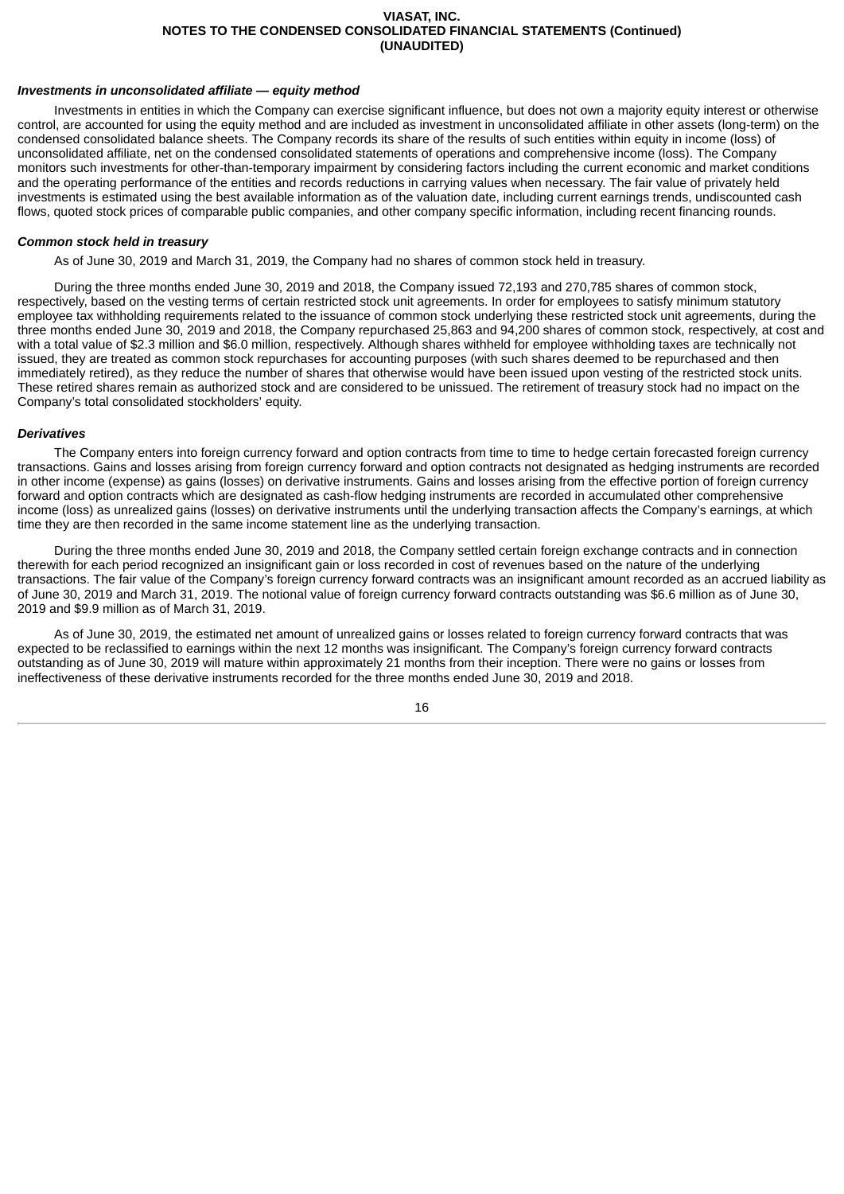#### *Investments in unconsolidated affiliate — equity method*

Investments in entities in which the Company can exercise significant influence, but does not own a majority equity interest or otherwise control, are accounted for using the equity method and are included as investment in unconsolidated affiliate in other assets (long-term) on the condensed consolidated balance sheets. The Company records its share of the results of such entities within equity in income (loss) of unconsolidated affiliate, net on the condensed consolidated statements of operations and comprehensive income (loss). The Company monitors such investments for other-than-temporary impairment by considering factors including the current economic and market conditions and the operating performance of the entities and records reductions in carrying values when necessary. The fair value of privately held investments is estimated using the best available information as of the valuation date, including current earnings trends, undiscounted cash flows, quoted stock prices of comparable public companies, and other company specific information, including recent financing rounds.

#### *Common stock held in treasury*

As of June 30, 2019 and March 31, 2019, the Company had no shares of common stock held in treasury.

During the three months ended June 30, 2019 and 2018, the Company issued 72,193 and 270,785 shares of common stock, respectively, based on the vesting terms of certain restricted stock unit agreements. In order for employees to satisfy minimum statutory employee tax withholding requirements related to the issuance of common stock underlying these restricted stock unit agreements, during the three months ended June 30, 2019 and 2018, the Company repurchased 25,863 and 94,200 shares of common stock, respectively, at cost and with a total value of $2.3 million and $6.0 million, respectively. Although shares withheld for employee withholding taxes are technically not issued, they are treated as common stock repurchases for accounting purposes (with such shares deemed to be repurchased and then immediately retired), as they reduce the number of shares that otherwise would have been issued upon vesting of the restricted stock units. These retired shares remain as authorized stock and are considered to be unissued. The retirement of treasury stock had no impact on the Company's total consolidated stockholders' equity.

#### *Derivatives*

The Company enters into foreign currency forward and option contracts from time to time to hedge certain forecasted foreign currency transactions. Gains and losses arising from foreign currency forward and option contracts not designated as hedging instruments are recorded in other income (expense) as gains (losses) on derivative instruments. Gains and losses arising from the effective portion of foreign currency forward and option contracts which are designated as cash-flow hedging instruments are recorded in accumulated other comprehensive income (loss) as unrealized gains (losses) on derivative instruments until the underlying transaction affects the Company's earnings, at which time they are then recorded in the same income statement line as the underlying transaction.

During the three months ended June 30, 2019 and 2018, the Company settled certain foreign exchange contracts and in connection therewith for each period recognized an insignificant gain or loss recorded in cost of revenues based on the nature of the underlying transactions. The fair value of the Company's foreign currency forward contracts was an insignificant amount recorded as an accrued liability as of June 30, 2019 and March 31, 2019. The notional value of foreign currency forward contracts outstanding was $6.6 million as of June 30, 2019 and $9.9 million as of March 31, 2019.

As of June 30, 2019, the estimated net amount of unrealized gains or losses related to foreign currency forward contracts that was expected to be reclassified to earnings within the next 12 months was insignificant. The Company's foreign currency forward contracts outstanding as of June 30, 2019 will mature within approximately 21 months from their inception. There were no gains or losses from ineffectiveness of these derivative instruments recorded for the three months ended June 30, 2019 and 2018.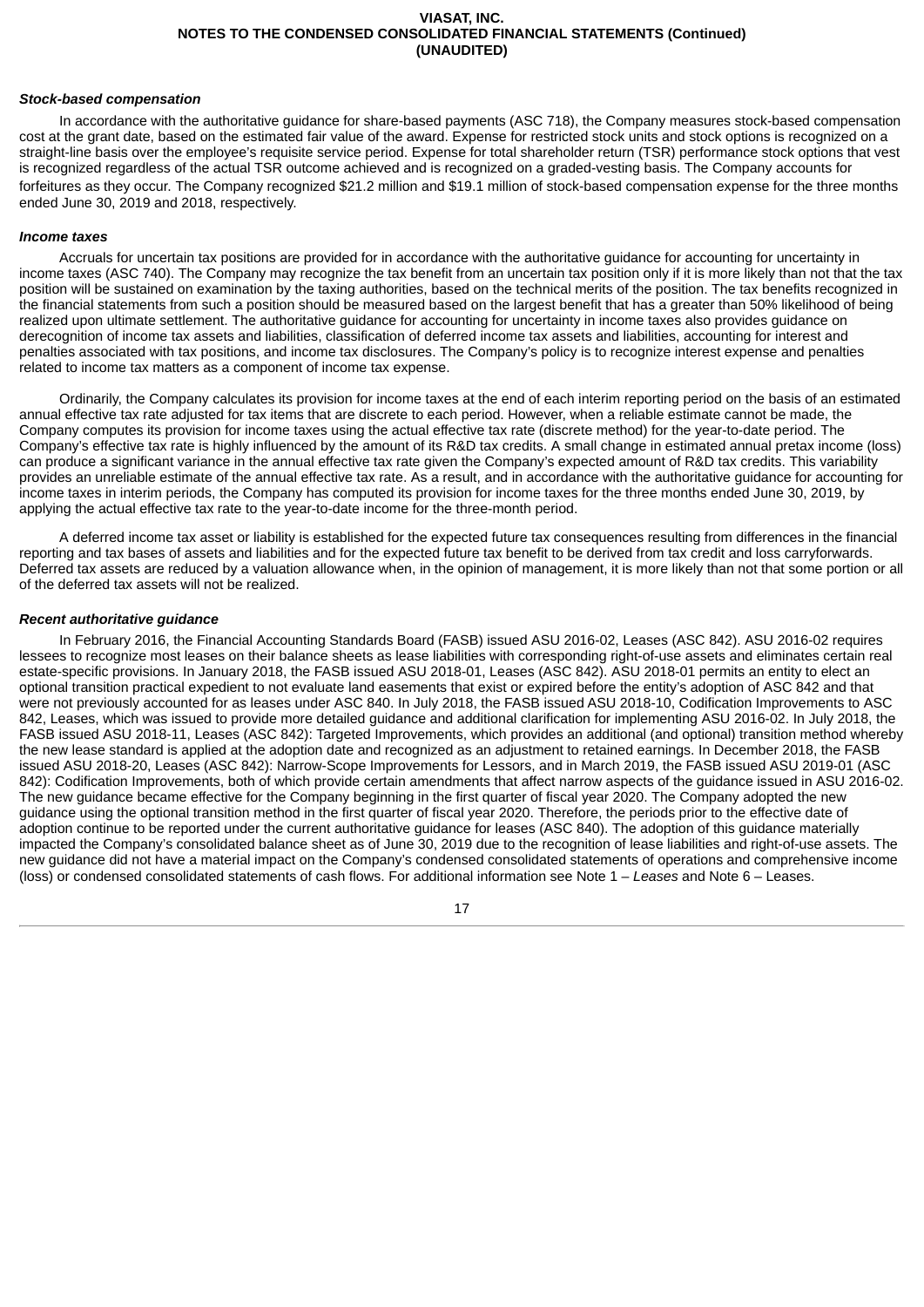***Stock-based compensation***

In accordance with the authoritative guidance for share-based payments (ASC 718), the Company measures stock-based compensation cost at the grant date, based on the estimated fair value of the award. Expense for restricted stock units and stock options is recognized on a straight-line basis over the employee's requisite service period. Expense for total shareholder return (TSR) performance stock options that vest is recognized regardless of the actual TSR outcome achieved and is recognized on a graded-vesting basis. The Company accounts for forfeitures as they occur. The Company recognized $21.2 million and $19.1 million of stock-based compensation expense for the three months ended June 30, 2019 and 2018, respectively.

***Income taxes***

Accruals for uncertain tax positions are provided for in accordance with the authoritative guidance for accounting for uncertainty in income taxes (ASC 740). The Company may recognize the tax benefit from an uncertain tax position only if it is more likely than not that the tax position will be sustained on examination by the taxing authorities, based on the technical merits of the position. The tax benefits recognized in the financial statements from such a position should be measured based on the largest benefit that has a greater than 50% likelihood of being realized upon ultimate settlement. The authoritative guidance for accounting for uncertainty in income taxes also provides guidance on derecognition of income tax assets and liabilities, classification of deferred income tax assets and liabilities, accounting for interest and penalties associated with tax positions, and income tax disclosures. The Company's policy is to recognize interest expense and penalties related to income tax matters as a component of income tax expense.

Ordinarily, the Company calculates its provision for income taxes at the end of each interim reporting period on the basis of an estimated annual effective tax rate adjusted for tax items that are discrete to each period. However, when a reliable estimate cannot be made, the Company computes its provision for income taxes using the actual effective tax rate (discrete method) for the year-to-date period. The Company's effective tax rate is highly influenced by the amount of its R&D tax credits. A small change in estimated annual pretax income (loss) can produce a significant variance in the annual effective tax rate given the Company's expected amount of R&D tax credits. This variability provides an unreliable estimate of the annual effective tax rate. As a result, and in accordance with the authoritative guidance for accounting for income taxes in interim periods, the Company has computed its provision for income taxes for the three months ended June 30, 2019, by applying the actual effective tax rate to the year-to-date income for the three-month period.

A deferred income tax asset or liability is established for the expected future tax consequences resulting from differences in the financial reporting and tax bases of assets and liabilities and for the expected future tax benefit to be derived from tax credit and loss carryforwards. Deferred tax assets are reduced by a valuation allowance when, in the opinion of management, it is more likely than not that some portion or all of the deferred tax assets will not be realized.

***Recent authoritative guidance***

In February 2016, the Financial Accounting Standards Board (FASB) issued ASU 2016-02, Leases (ASC 842). ASU 2016-02 requires lessees to recognize most leases on their balance sheets as lease liabilities with corresponding right-of-use assets and eliminates certain real estate-specific provisions. In January 2018, the FASB issued ASU 2018-01, Leases (ASC 842). ASU 2018-01 permits an entity to elect an optional transition practical expedient to not evaluate land easements that exist or expired before the entity's adoption of ASC 842 and that were not previously accounted for as leases under ASC 840. In July 2018, the FASB issued ASU 2018-10, Codification Improvements to ASC 842, Leases, which was issued to provide more detailed guidance and additional clarification for implementing ASU 2016-02. In July 2018, the FASB issued ASU 2018-11, Leases (ASC 842): Targeted Improvements, which provides an additional (and optional) transition method whereby the new lease standard is applied at the adoption date and recognized as an adjustment to retained earnings. In December 2018, the FASB issued ASU 2018-20, Leases (ASC 842): Narrow-Scope Improvements for Lessors, and in March 2019, the FASB issued ASU 2019-01 (ASC 842): Codification Improvements, both of which provide certain amendments that affect narrow aspects of the guidance issued in ASU 2016-02. The new guidance became effective for the Company beginning in the first quarter of fiscal year 2020. The Company adopted the new guidance using the optional transition method in the first quarter of fiscal year 2020. Therefore, the periods prior to the effective date of adoption continue to be reported under the current authoritative guidance for leases (ASC 840). The adoption of this guidance materially impacted the Company's consolidated balance sheet as of June 30, 2019 due to the recognition of lease liabilities and right-of-use assets. The new guidance did not have a material impact on the Company's condensed consolidated statements of operations and comprehensive income (loss) or condensed consolidated statements of cash flows. For additional information see Note 1 – *Leases* and Note 6 – Leases.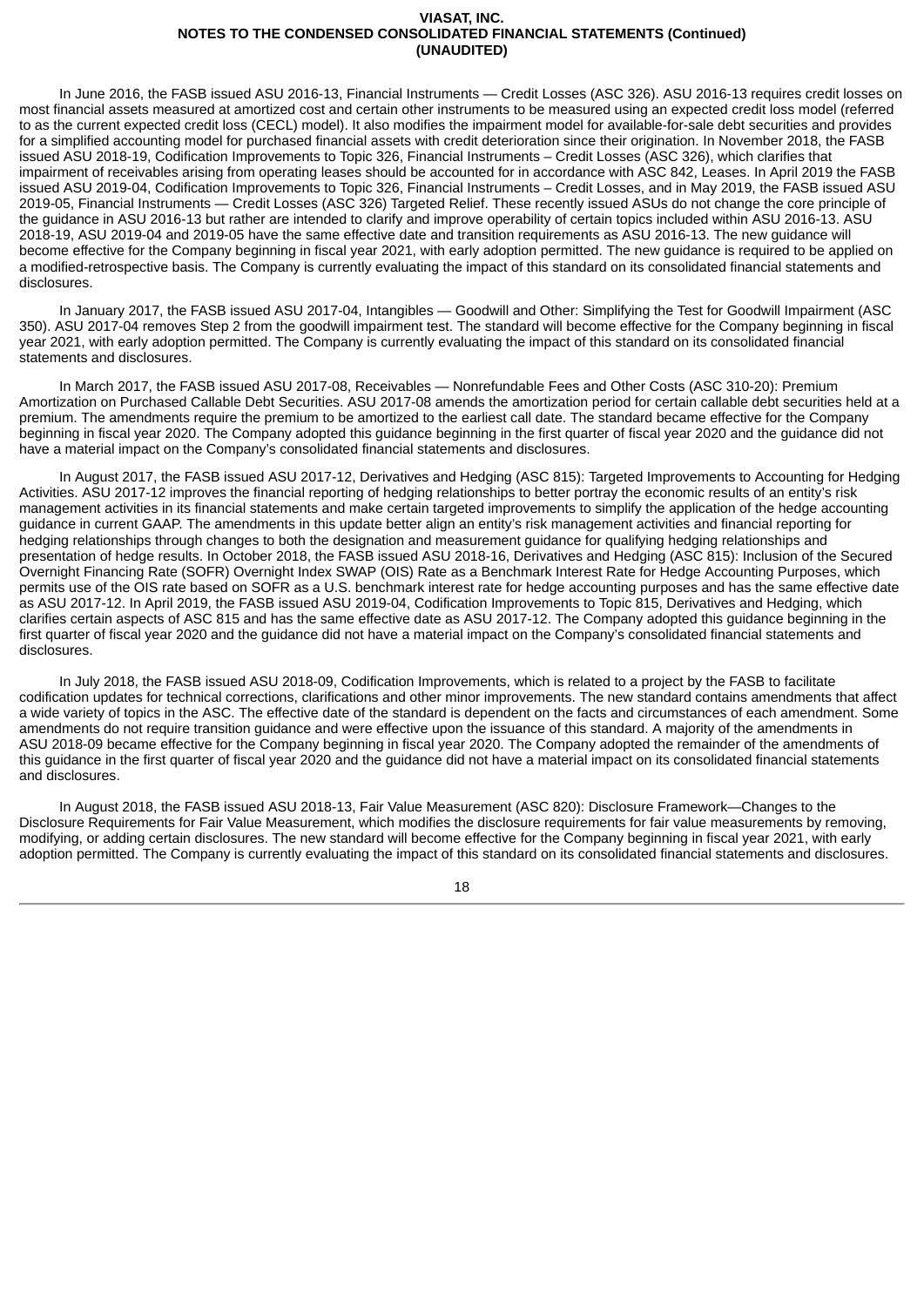In June 2016, the FASB issued ASU 2016-13, Financial Instruments — Credit Losses (ASC 326). ASU 2016-13 requires credit losses on most financial assets measured at amortized cost and certain other instruments to be measured using an expected credit loss model (referred to as the current expected credit loss (CECL) model). It also modifies the impairment model for available-for-sale debt securities and provides for a simplified accounting model for purchased financial assets with credit deterioration since their origination. In November 2018, the FASB issued ASU 2018-19, Codification Improvements to Topic 326, Financial Instruments – Credit Losses (ASC 326), which clarifies that impairment of receivables arising from operating leases should be accounted for in accordance with ASC 842, Leases. In April 2019 the FASB issued ASU 2019-04, Codification Improvements to Topic 326, Financial Instruments – Credit Losses, and in May 2019, the FASB issued ASU 2019-05, Financial Instruments — Credit Losses (ASC 326) Targeted Relief. These recently issued ASUs do not change the core principle of the guidance in ASU 2016-13 but rather are intended to clarify and improve operability of certain topics included within ASU 2016-13. ASU 2018-19, ASU 2019-04 and 2019-05 have the same effective date and transition requirements as ASU 2016-13. The new guidance will become effective for the Company beginning in fiscal year 2021, with early adoption permitted. The new guidance is required to be applied on a modified-retrospective basis. The Company is currently evaluating the impact of this standard on its consolidated financial statements and disclosures.

In January 2017, the FASB issued ASU 2017-04, Intangibles — Goodwill and Other: Simplifying the Test for Goodwill Impairment (ASC 350). ASU 2017-04 removes Step 2 from the goodwill impairment test. The standard will become effective for the Company beginning in fiscal year 2021, with early adoption permitted. The Company is currently evaluating the impact of this standard on its consolidated financial statements and disclosures.

In March 2017, the FASB issued ASU 2017-08, Receivables — Nonrefundable Fees and Other Costs (ASC 310-20): Premium Amortization on Purchased Callable Debt Securities. ASU 2017-08 amends the amortization period for certain callable debt securities held at a premium. The amendments require the premium to be amortized to the earliest call date. The standard became effective for the Company beginning in fiscal year 2020. The Company adopted this guidance beginning in the first quarter of fiscal year 2020 and the guidance did not have a material impact on the Company's consolidated financial statements and disclosures.

In August 2017, the FASB issued ASU 2017-12, Derivatives and Hedging (ASC 815): Targeted Improvements to Accounting for Hedging Activities. ASU 2017-12 improves the financial reporting of hedging relationships to better portray the economic results of an entity's risk management activities in its financial statements and make certain targeted improvements to simplify the application of the hedge accounting guidance in current GAAP. The amendments in this update better align an entity's risk management activities and financial reporting for hedging relationships through changes to both the designation and measurement guidance for qualifying hedging relationships and presentation of hedge results. In October 2018, the FASB issued ASU 2018-16, Derivatives and Hedging (ASC 815): Inclusion of the Secured Overnight Financing Rate (SOFR) Overnight Index SWAP (OIS) Rate as a Benchmark Interest Rate for Hedge Accounting Purposes, which permits use of the OIS rate based on SOFR as a U.S. benchmark interest rate for hedge accounting purposes and has the same effective date as ASU 2017-12. In April 2019, the FASB issued ASU 2019-04, Codification Improvements to Topic 815, Derivatives and Hedging, which clarifies certain aspects of ASC 815 and has the same effective date as ASU 2017-12. The Company adopted this guidance beginning in the first quarter of fiscal year 2020 and the guidance did not have a material impact on the Company's consolidated financial statements and disclosures.

In July 2018, the FASB issued ASU 2018-09, Codification Improvements, which is related to a project by the FASB to facilitate codification updates for technical corrections, clarifications and other minor improvements. The new standard contains amendments that affect a wide variety of topics in the ASC. The effective date of the standard is dependent on the facts and circumstances of each amendment. Some amendments do not require transition guidance and were effective upon the issuance of this standard. A majority of the amendments in ASU 2018-09 became effective for the Company beginning in fiscal year 2020. The Company adopted the remainder of the amendments of this guidance in the first quarter of fiscal year 2020 and the guidance did not have a material impact on its consolidated financial statements and disclosures.

In August 2018, the FASB issued ASU 2018-13, Fair Value Measurement (ASC 820): Disclosure Framework—Changes to the Disclosure Requirements for Fair Value Measurement, which modifies the disclosure requirements for fair value measurements by removing, modifying, or adding certain disclosures. The new standard will become effective for the Company beginning in fiscal year 2021, with early adoption permitted. The Company is currently evaluating the impact of this standard on its consolidated financial statements and disclosures.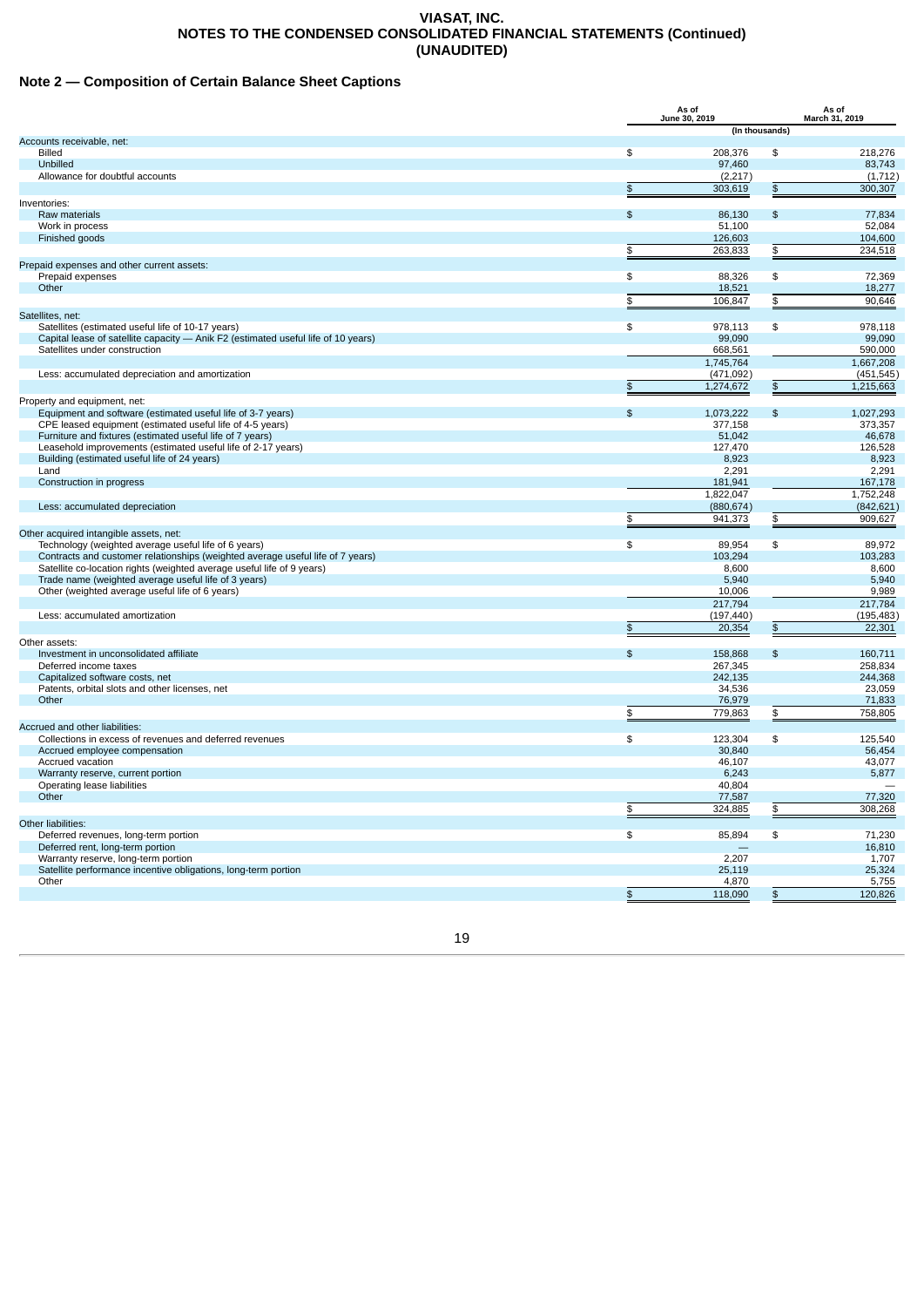## Note 2 — Composition of Certain Balance Sheet Captions

| | As of June 30, 2019 | As of March 31, 2019 |
|---|---|---|
| | (In thousands) | |
| **Accounts receivable, net:** | | |
| Billed | $ 208,376 | $ 218,276 |
| Unbilled | 97,460 | 83,743 |
| Allowance for doubtful accounts | (2,217) | (1,712) |
| | $ 303,619 | $ 300,307 |
| **Inventories:** | | |
| Raw materials | $ 86,130 | $ 77,834 |
| Work in process | 51,100 | 52,084 |
| Finished goods | 126,603 | 104,600 |
| | $ 263,833 | $ 234,518 |
| **Prepaid expenses and other current assets:** | | |
| Prepaid expenses | $ 88,326 | $ 72,369 |
| Other | 18,521 | 18,277 |
| | $ 106,847 | $ 90,646 |
| **Satellites, net:** | | |
| Satellites (estimated useful life of 10-17 years) | $ 978,113 | $ 978,118 |
| Capital lease of satellite capacity — Anik F2 (estimated useful life of 10 years) | 99,090 | 99,090 |
| Satellites under construction | 668,561 | 590,000 |
| | 1,745,764 | 1,667,208 |
| Less: accumulated depreciation and amortization | (471,092) | (451,545) |
| | $ 1,274,672 | $ 1,215,663 |
| **Property and equipment, net:** | | |
| Equipment and software (estimated useful life of 3-7 years) | $ 1,073,222 | $ 1,027,293 |
| CPE leased equipment (estimated useful life of 4-5 years) | 377,158 | 373,357 |
| Furniture and fixtures (estimated useful life of 7 years) | 51,042 | 46,678 |
| Leasehold improvements (estimated useful life of 2-17 years) | 127,470 | 126,528 |
| Building (estimated useful life of 24 years) | 8,923 | 8,923 |
| Land | 2,291 | 2,291 |
| Construction in progress | 181,941 | 167,178 |
| | 1,822,047 | 1,752,248 |
| Less: accumulated depreciation | (880,674) | (842,621) |
| | $ 941,373 | $ 909,627 |
| **Other acquired intangible assets, net:** | | |
| Technology (weighted average useful life of 6 years) | $ 89,954 | $ 89,972 |
| Contracts and customer relationships (weighted average useful life of 7 years) | 103,294 | 103,283 |
| Satellite co-location rights (weighted average useful life of 9 years) | 8,600 | 8,600 |
| Trade name (weighted average useful life of 3 years) | 5,940 | 5,940 |
| Other (weighted average useful life of 6 years) | 10,006 | 9,989 |
| | 217,794 | 217,784 |
| Less: accumulated amortization | (197,440) | (195,483) |
| | $ 20,354 | $ 22,301 |
| **Other assets:** | | |
| Investment in unconsolidated affiliate | $ 158,868 | $ 160,711 |
| Deferred income taxes | 267,345 | 258,834 |
| Capitalized software costs, net | 242,135 | 244,368 |
| Patents, orbital slots and other licenses, net | 34,536 | 23,059 |
| Other | 76,979 | 71,833 |
| | $ 779,863 | $ 758,805 |
| **Accrued and other liabilities:** | | |
| Collections in excess of revenues and deferred revenues | $ 123,304 | $ 125,540 |
| Accrued employee compensation | 30,840 | 56,454 |
| Accrued vacation | 46,107 | 43,077 |
| Warranty reserve, current portion | 6,243 | 5,877 |
| Operating lease liabilities | 40,804 | — |
| Other | 77,587 | 77,320 |
| | $ 324,885 | $ 308,268 |
| **Other liabilities:** | | |
| Deferred revenues, long-term portion | $ 85,894 | $ 71,230 |
| Deferred rent, long-term portion | — | 16,810 |
| Warranty reserve, long-term portion | 2,207 | 1,707 |
| Satellite performance incentive obligations, long-term portion | 25,119 | 25,324 |
| Other | 4,870 | 5,755 |
| | $ 118,090 | $ 120,826 |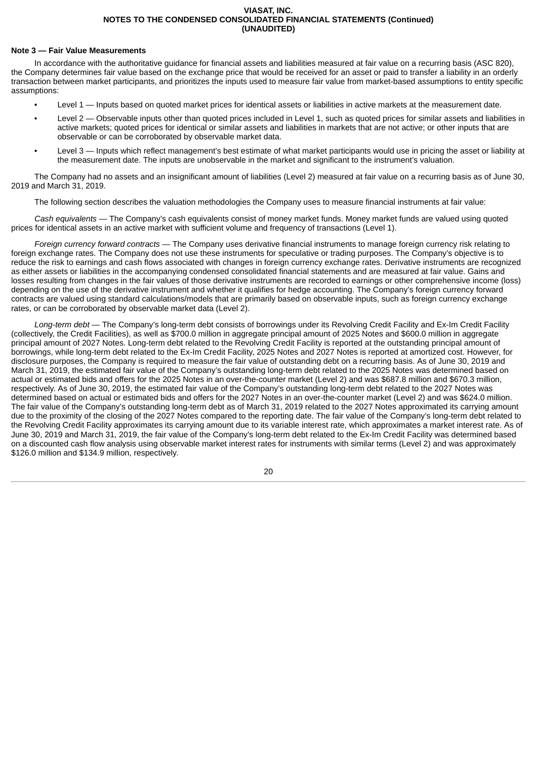### Note 3 — Fair Value Measurements

In accordance with the authoritative guidance for financial assets and liabilities measured at fair value on a recurring basis (ASC 820), the Company determines fair value based on the exchange price that would be received for an asset or paid to transfer a liability in an orderly transaction between market participants, and prioritizes the inputs used to measure fair value from market-based assumptions to entity specific assumptions:

- Level 1 — Inputs based on quoted market prices for identical assets or liabilities in active markets at the measurement date.
- Level 2 — Observable inputs other than quoted prices included in Level 1, such as quoted prices for similar assets and liabilities in active markets; quoted prices for identical or similar assets and liabilities in markets that are not active; or other inputs that are observable or can be corroborated by observable market data.
- Level 3 — Inputs which reflect management's best estimate of what market participants would use in pricing the asset or liability at the measurement date. The inputs are unobservable in the market and significant to the instrument's valuation.

The Company had no assets and an insignificant amount of liabilities (Level 2) measured at fair value on a recurring basis as of June 30, 2019 and March 31, 2019.

The following section describes the valuation methodologies the Company uses to measure financial instruments at fair value:

*Cash equivalents* — The Company's cash equivalents consist of money market funds. Money market funds are valued using quoted prices for identical assets in an active market with sufficient volume and frequency of transactions (Level 1).

*Foreign currency forward contracts* — The Company uses derivative financial instruments to manage foreign currency risk relating to foreign exchange rates. The Company does not use these instruments for speculative or trading purposes. The Company's objective is to reduce the risk to earnings and cash flows associated with changes in foreign currency exchange rates. Derivative instruments are recognized as either assets or liabilities in the accompanying condensed consolidated financial statements and are measured at fair value. Gains and losses resulting from changes in the fair values of those derivative instruments are recorded to earnings or other comprehensive income (loss) depending on the use of the derivative instrument and whether it qualifies for hedge accounting. The Company's foreign currency forward contracts are valued using standard calculations/models that are primarily based on observable inputs, such as foreign currency exchange rates, or can be corroborated by observable market data (Level 2).

*Long-term debt* — The Company's long-term debt consists of borrowings under its Revolving Credit Facility and Ex-Im Credit Facility (collectively, the Credit Facilities), as well as $700.0 million in aggregate principal amount of 2025 Notes and $600.0 million in aggregate principal amount of 2027 Notes. Long-term debt related to the Revolving Credit Facility is reported at the outstanding principal amount of borrowings, while long-term debt related to the Ex-Im Credit Facility, 2025 Notes and 2027 Notes is reported at amortized cost. However, for disclosure purposes, the Company is required to measure the fair value of outstanding debt on a recurring basis. As of June 30, 2019 and March 31, 2019, the estimated fair value of the Company's outstanding long-term debt related to the 2025 Notes was determined based on actual or estimated bids and offers for the 2025 Notes in an over-the-counter market (Level 2) and was $687.8 million and $670.3 million, respectively. As of June 30, 2019, the estimated fair value of the Company's outstanding long-term debt related to the 2027 Notes was determined based on actual or estimated bids and offers for the 2027 Notes in an over-the-counter market (Level 2) and was $624.0 million. The fair value of the Company's outstanding long-term debt as of March 31, 2019 related to the 2027 Notes approximated its carrying amount due to the proximity of the closing of the 2027 Notes compared to the reporting date. The fair value of the Company's long-term debt related to the Revolving Credit Facility approximates its carrying amount due to its variable interest rate, which approximates a market interest rate. As of June 30, 2019 and March 31, 2019, the fair value of the Company's long-term debt related to the Ex-Im Credit Facility was determined based on a discounted cash flow analysis using observable market interest rates for instruments with similar terms (Level 2) and was approximately $126.0 million and $134.9 million, respectively.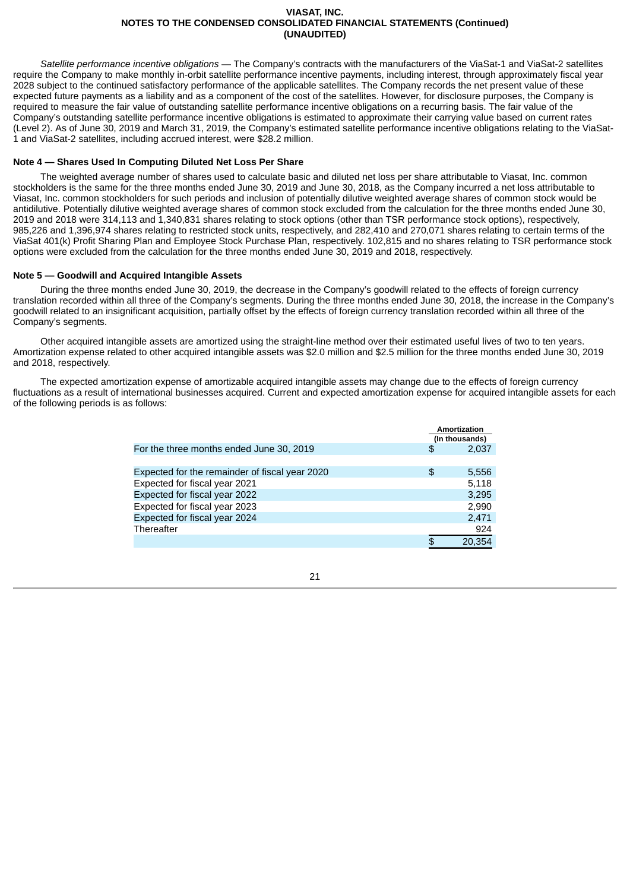*Satellite performance incentive obligations* — The Company's contracts with the manufacturers of the ViaSat-1 and ViaSat-2 satellites require the Company to make monthly in-orbit satellite performance incentive payments, including interest, through approximately fiscal year 2028 subject to the continued satisfactory performance of the applicable satellites. The Company records the net present value of these expected future payments as a liability and as a component of the cost of the satellites. However, for disclosure purposes, the Company is required to measure the fair value of outstanding satellite performance incentive obligations on a recurring basis. The fair value of the Company's outstanding satellite performance incentive obligations is estimated to approximate their carrying value based on current rates (Level 2). As of June 30, 2019 and March 31, 2019, the Company's estimated satellite performance incentive obligations relating to the ViaSat-1 and ViaSat-2 satellites, including accrued interest, were $28.2 million.

**Note 4 — Shares Used In Computing Diluted Net Loss Per Share**

The weighted average number of shares used to calculate basic and diluted net loss per share attributable to Viasat, Inc. common stockholders is the same for the three months ended June 30, 2019 and June 30, 2018, as the Company incurred a net loss attributable to Viasat, Inc. common stockholders for such periods and inclusion of potentially dilutive weighted average shares of common stock would be antidilutive. Potentially dilutive weighted average shares of common stock excluded from the calculation for the three months ended June 30, 2019 and 2018 were 314,113 and 1,340,831 shares relating to stock options (other than TSR performance stock options), respectively, 985,226 and 1,396,974 shares relating to restricted stock units, respectively, and 282,410 and 270,071 shares relating to certain terms of the ViaSat 401(k) Profit Sharing Plan and Employee Stock Purchase Plan, respectively. 102,815 and no shares relating to TSR performance stock options were excluded from the calculation for the three months ended June 30, 2019 and 2018, respectively.

**Note 5 — Goodwill and Acquired Intangible Assets**

During the three months ended June 30, 2019, the decrease in the Company's goodwill related to the effects of foreign currency translation recorded within all three of the Company's segments. During the three months ended June 30, 2018, the increase in the Company's goodwill related to an insignificant acquisition, partially offset by the effects of foreign currency translation recorded within all three of the Company's segments.

Other acquired intangible assets are amortized using the straight-line method over their estimated useful lives of two to ten years. Amortization expense related to other acquired intangible assets was $2.0 million and $2.5 million for the three months ended June 30, 2019 and 2018, respectively.

The expected amortization expense of amortizable acquired intangible assets may change due to the effects of foreign currency fluctuations as a result of international businesses acquired. Current and expected amortization expense for acquired intangible assets for each of the following periods is as follows:

| | Amortization (In thousands) |
|---|---|
| For the three months ended June 30, 2019 | $ 2,037 |
| | |
| Expected for the remainder of fiscal year 2020 | $ 5,556 |
| Expected for fiscal year 2021 | 5,118 |
| Expected for fiscal year 2022 | 3,295 |
| Expected for fiscal year 2023 | 2,990 |
| Expected for fiscal year 2024 | 2,471 |
| Thereafter | 924 |
| | $ 20,354 |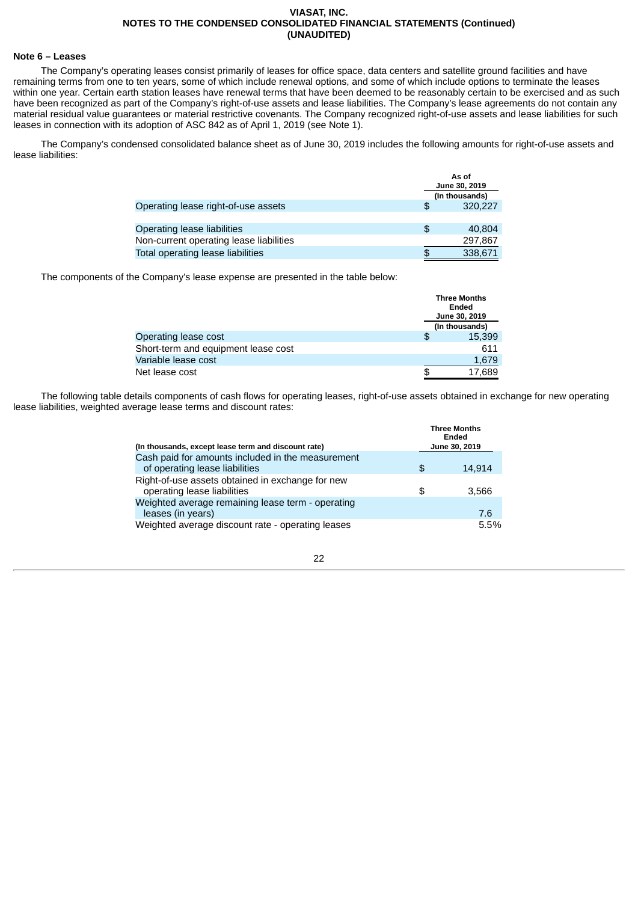VIASAT, INC.
NOTES TO THE CONDENSED CONSOLIDATED FINANCIAL STATEMENTS (Continued)
(UNAUDITED)

**Note 6 – Leases**

The Company's operating leases consist primarily of leases for office space, data centers and satellite ground facilities and have remaining terms from one to ten years, some of which include renewal options, and some of which include options to terminate the leases within one year. Certain earth station leases have renewal terms that have been deemed to be reasonably certain to be exercised and as such have been recognized as part of the Company's right-of-use assets and lease liabilities. The Company's lease agreements do not contain any material residual value guarantees or material restrictive covenants. The Company recognized right-of-use assets and lease liabilities for such leases in connection with its adoption of ASC 842 as of April 1, 2019 (see Note 1).

The Company's condensed consolidated balance sheet as of June 30, 2019 includes the following amounts for right-of-use assets and lease liabilities:

| | As of June 30, 2019 (In thousands) |
|---|---|
| Operating lease right-of-use assets | $ 320,227 |
| | |
| Operating lease liabilities | $ 40,804 |
| Non-current operating lease liabilities | 297,867 |
| Total operating lease liabilities | $ 338,671 |

The components of the Company's lease expense are presented in the table below:

| | Three Months Ended June 30, 2019 (In thousands) |
|---|---|
| Operating lease cost | $ 15,399 |
| Short-term and equipment lease cost | 611 |
| Variable lease cost | 1,679 |
| Net lease cost | $ 17,689 |

The following table details components of cash flows for operating leases, right-of-use assets obtained in exchange for new operating lease liabilities, weighted average lease terms and discount rates:

| (In thousands, except lease term and discount rate) | Three Months Ended June 30, 2019 |
|---|---|
| Cash paid for amounts included in the measurement of operating lease liabilities | $ 14,914 |
| Right-of-use assets obtained in exchange for new operating lease liabilities | $ 3,566 |
| Weighted average remaining lease term - operating leases (in years) | 7.6 |
| Weighted average discount rate - operating leases | 5.5% |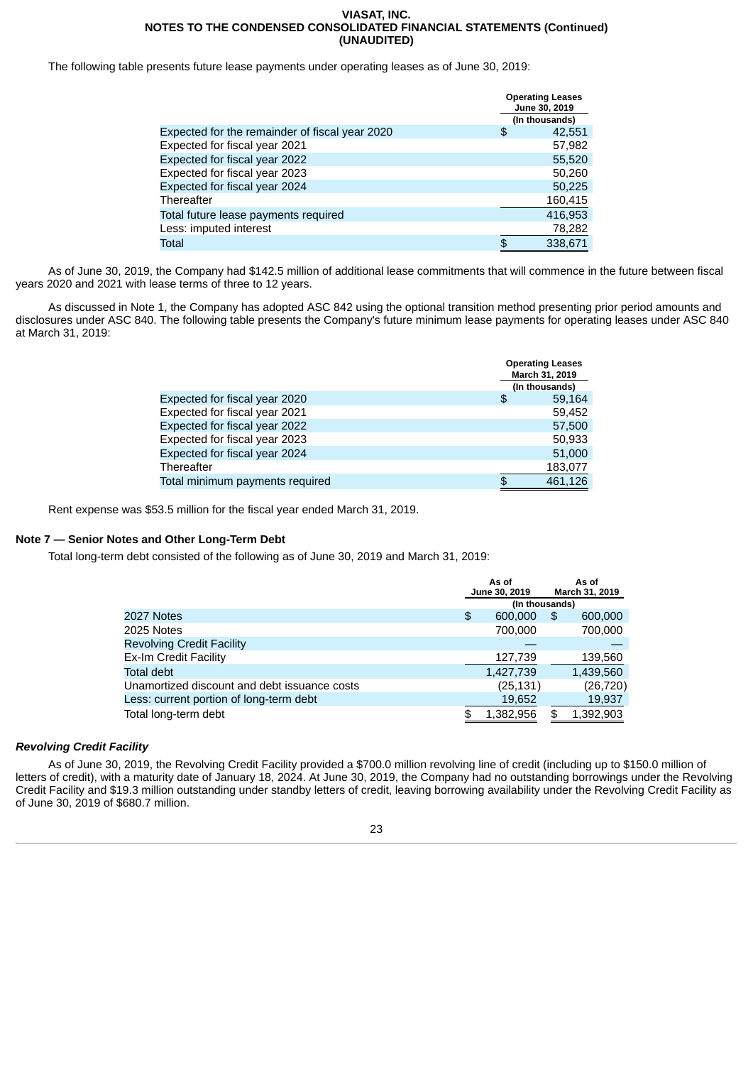The following table presents future lease payments under operating leases as of June 30, 2019:

| | Operating Leases June 30, 2019 |
|---|---|
| | (In thousands) |
| Expected for the remainder of fiscal year 2020 | $ 42,551 |
| Expected for fiscal year 2021 | 57,982 |
| Expected for fiscal year 2022 | 55,520 |
| Expected for fiscal year 2023 | 50,260 |
| Expected for fiscal year 2024 | 50,225 |
| Thereafter | 160,415 |
| Total future lease payments required | 416,953 |
| Less: imputed interest | 78,282 |
| Total | $ 338,671 |

As of June 30, 2019, the Company had $142.5 million of additional lease commitments that will commence in the future between fiscal years 2020 and 2021 with lease terms of three to 12 years.

As discussed in Note 1, the Company has adopted ASC 842 using the optional transition method presenting prior period amounts and disclosures under ASC 840. The following table presents the Company's future minimum lease payments for operating leases under ASC 840 at March 31, 2019:

| | Operating Leases March 31, 2019 |
|---|---|
| | (In thousands) |
| Expected for fiscal year 2020 | $ 59,164 |
| Expected for fiscal year 2021 | 59,452 |
| Expected for fiscal year 2022 | 57,500 |
| Expected for fiscal year 2023 | 50,933 |
| Expected for fiscal year 2024 | 51,000 |
| Thereafter | 183,077 |
| Total minimum payments required | $ 461,126 |

Rent expense was $53.5 million for the fiscal year ended March 31, 2019.

## Note 7 — Senior Notes and Other Long-Term Debt

Total long-term debt consisted of the following as of June 30, 2019 and March 31, 2019:

| | As of June 30, 2019 | As of March 31, 2019 |
|---|---|---|
| | (In thousands) | |
| 2027 Notes | $ 600,000 | $ 600,000 |
| 2025 Notes | 700,000 | 700,000 |
| Revolving Credit Facility | — | — |
| Ex-Im Credit Facility | 127,739 | 139,560 |
| Total debt | 1,427,739 | 1,439,560 |
| Unamortized discount and debt issuance costs | (25,131) | (26,720) |
| Less: current portion of long-term debt | 19,652 | 19,937 |
| Total long-term debt | $ 1,382,956 | $ 1,392,903 |

### *Revolving Credit Facility*

As of June 30, 2019, the Revolving Credit Facility provided a $700.0 million revolving line of credit (including up to $150.0 million of letters of credit), with a maturity date of January 18, 2024. At June 30, 2019, the Company had no outstanding borrowings under the Revolving Credit Facility and $19.3 million outstanding under standby letters of credit, leaving borrowing availability under the Revolving Credit Facility as of June 30, 2019 of $680.7 million.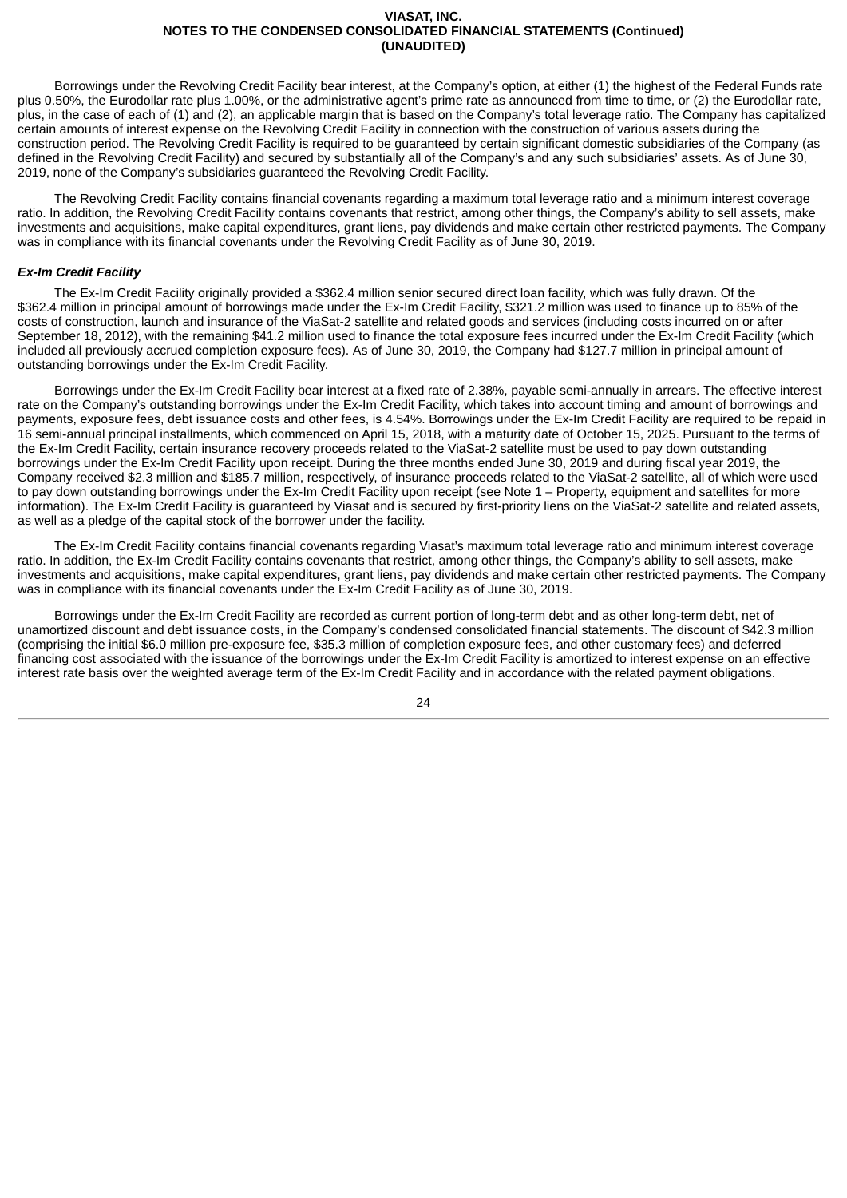Borrowings under the Revolving Credit Facility bear interest, at the Company's option, at either (1) the highest of the Federal Funds rate plus 0.50%, the Eurodollar rate plus 1.00%, or the administrative agent's prime rate as announced from time to time, or (2) the Eurodollar rate, plus, in the case of each of (1) and (2), an applicable margin that is based on the Company's total leverage ratio. The Company has capitalized certain amounts of interest expense on the Revolving Credit Facility in connection with the construction of various assets during the construction period. The Revolving Credit Facility is required to be guaranteed by certain significant domestic subsidiaries of the Company (as defined in the Revolving Credit Facility) and secured by substantially all of the Company's and any such subsidiaries' assets. As of June 30, 2019, none of the Company's subsidiaries guaranteed the Revolving Credit Facility.

The Revolving Credit Facility contains financial covenants regarding a maximum total leverage ratio and a minimum interest coverage ratio. In addition, the Revolving Credit Facility contains covenants that restrict, among other things, the Company's ability to sell assets, make investments and acquisitions, make capital expenditures, grant liens, pay dividends and make certain other restricted payments. The Company was in compliance with its financial covenants under the Revolving Credit Facility as of June 30, 2019.

***Ex-Im Credit Facility***

The Ex-Im Credit Facility originally provided a $362.4 million senior secured direct loan facility, which was fully drawn. Of the $362.4 million in principal amount of borrowings made under the Ex-Im Credit Facility, $321.2 million was used to finance up to 85% of the costs of construction, launch and insurance of the ViaSat-2 satellite and related goods and services (including costs incurred on or after September 18, 2012), with the remaining $41.2 million used to finance the total exposure fees incurred under the Ex-Im Credit Facility (which included all previously accrued completion exposure fees). As of June 30, 2019, the Company had $127.7 million in principal amount of outstanding borrowings under the Ex-Im Credit Facility.

Borrowings under the Ex-Im Credit Facility bear interest at a fixed rate of 2.38%, payable semi-annually in arrears. The effective interest rate on the Company's outstanding borrowings under the Ex-Im Credit Facility, which takes into account timing and amount of borrowings and payments, exposure fees, debt issuance costs and other fees, is 4.54%. Borrowings under the Ex-Im Credit Facility are required to be repaid in 16 semi-annual principal installments, which commenced on April 15, 2018, with a maturity date of October 15, 2025. Pursuant to the terms of the Ex-Im Credit Facility, certain insurance recovery proceeds related to the ViaSat-2 satellite must be used to pay down outstanding borrowings under the Ex-Im Credit Facility upon receipt. During the three months ended June 30, 2019 and during fiscal year 2019, the Company received $2.3 million and $185.7 million, respectively, of insurance proceeds related to the ViaSat-2 satellite, all of which were used to pay down outstanding borrowings under the Ex-Im Credit Facility upon receipt (see Note 1 – Property, equipment and satellites for more information). The Ex-Im Credit Facility is guaranteed by Viasat and is secured by first-priority liens on the ViaSat-2 satellite and related assets, as well as a pledge of the capital stock of the borrower under the facility.

The Ex-Im Credit Facility contains financial covenants regarding Viasat's maximum total leverage ratio and minimum interest coverage ratio. In addition, the Ex-Im Credit Facility contains covenants that restrict, among other things, the Company's ability to sell assets, make investments and acquisitions, make capital expenditures, grant liens, pay dividends and make certain other restricted payments. The Company was in compliance with its financial covenants under the Ex-Im Credit Facility as of June 30, 2019.

Borrowings under the Ex-Im Credit Facility are recorded as current portion of long-term debt and as other long-term debt, net of unamortized discount and debt issuance costs, in the Company's condensed consolidated financial statements. The discount of $42.3 million (comprising the initial $6.0 million pre-exposure fee, $35.3 million of completion exposure fees, and other customary fees) and deferred financing cost associated with the issuance of the borrowings under the Ex-Im Credit Facility is amortized to interest expense on an effective interest rate basis over the weighted average term of the Ex-Im Credit Facility and in accordance with the related payment obligations.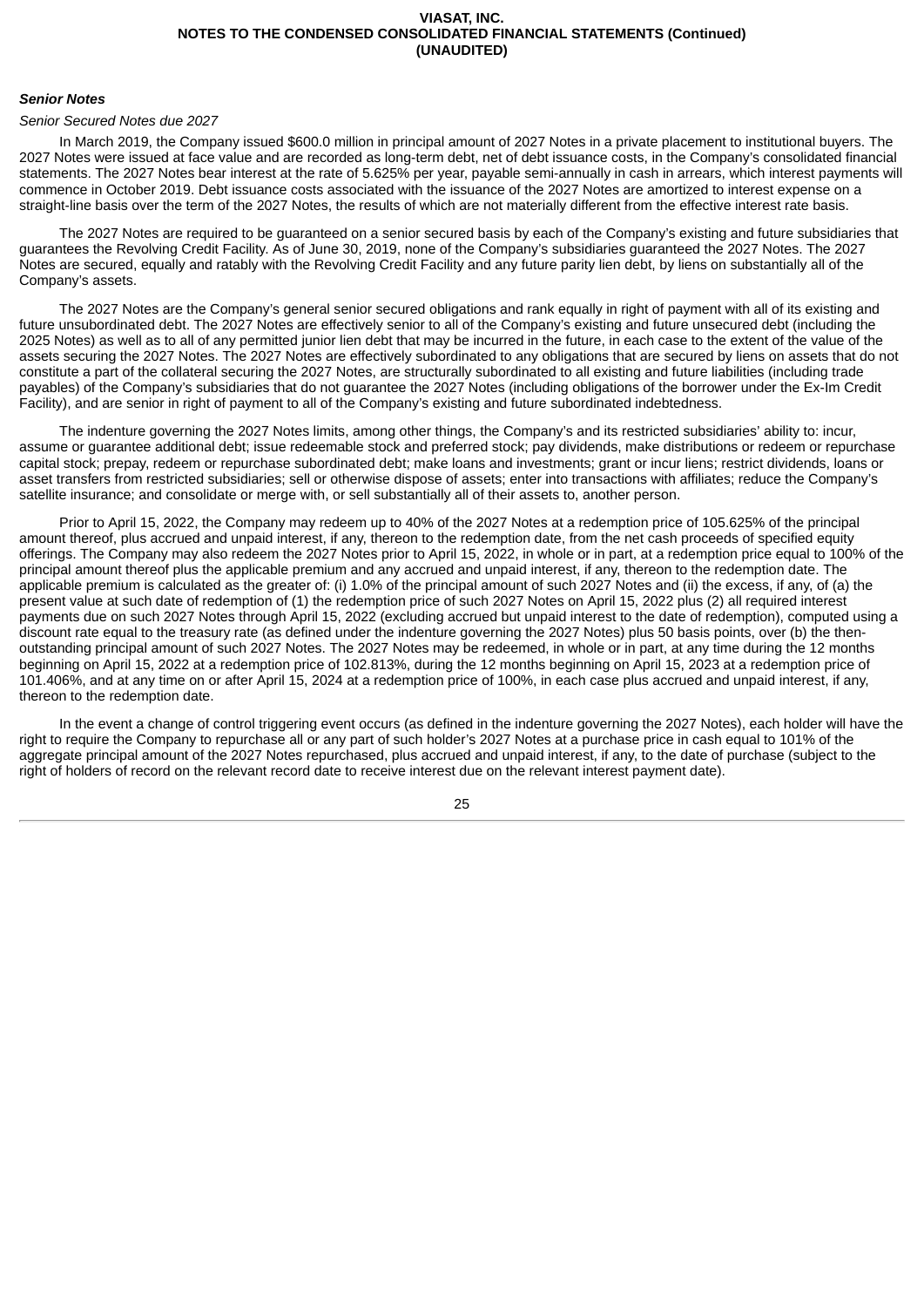***Senior Notes***

*Senior Secured Notes due 2027*

In March 2019, the Company issued $600.0 million in principal amount of 2027 Notes in a private placement to institutional buyers. The 2027 Notes were issued at face value and are recorded as long-term debt, net of debt issuance costs, in the Company's consolidated financial statements. The 2027 Notes bear interest at the rate of 5.625% per year, payable semi-annually in cash in arrears, which interest payments will commence in October 2019. Debt issuance costs associated with the issuance of the 2027 Notes are amortized to interest expense on a straight-line basis over the term of the 2027 Notes, the results of which are not materially different from the effective interest rate basis.

The 2027 Notes are required to be guaranteed on a senior secured basis by each of the Company's existing and future subsidiaries that guarantees the Revolving Credit Facility. As of June 30, 2019, none of the Company's subsidiaries guaranteed the 2027 Notes. The 2027 Notes are secured, equally and ratably with the Revolving Credit Facility and any future parity lien debt, by liens on substantially all of the Company's assets.

The 2027 Notes are the Company's general senior secured obligations and rank equally in right of payment with all of its existing and future unsubordinated debt. The 2027 Notes are effectively senior to all of the Company's existing and future unsecured debt (including the 2025 Notes) as well as to all of any permitted junior lien debt that may be incurred in the future, in each case to the extent of the value of the assets securing the 2027 Notes. The 2027 Notes are effectively subordinated to any obligations that are secured by liens on assets that do not constitute a part of the collateral securing the 2027 Notes, are structurally subordinated to all existing and future liabilities (including trade payables) of the Company's subsidiaries that do not guarantee the 2027 Notes (including obligations of the borrower under the Ex-Im Credit Facility), and are senior in right of payment to all of the Company's existing and future subordinated indebtedness.

The indenture governing the 2027 Notes limits, among other things, the Company's and its restricted subsidiaries' ability to: incur, assume or guarantee additional debt; issue redeemable stock and preferred stock; pay dividends, make distributions or redeem or repurchase capital stock; prepay, redeem or repurchase subordinated debt; make loans and investments; grant or incur liens; restrict dividends, loans or asset transfers from restricted subsidiaries; sell or otherwise dispose of assets; enter into transactions with affiliates; reduce the Company's satellite insurance; and consolidate or merge with, or sell substantially all of their assets to, another person.

Prior to April 15, 2022, the Company may redeem up to 40% of the 2027 Notes at a redemption price of 105.625% of the principal amount thereof, plus accrued and unpaid interest, if any, thereon to the redemption date, from the net cash proceeds of specified equity offerings. The Company may also redeem the 2027 Notes prior to April 15, 2022, in whole or in part, at a redemption price equal to 100% of the principal amount thereof plus the applicable premium and any accrued and unpaid interest, if any, thereon to the redemption date. The applicable premium is calculated as the greater of: (i) 1.0% of the principal amount of such 2027 Notes and (ii) the excess, if any, of (a) the present value at such date of redemption of (1) the redemption price of such 2027 Notes on April 15, 2022 plus (2) all required interest payments due on such 2027 Notes through April 15, 2022 (excluding accrued but unpaid interest to the date of redemption), computed using a discount rate equal to the treasury rate (as defined under the indenture governing the 2027 Notes) plus 50 basis points, over (b) the then-outstanding principal amount of such 2027 Notes. The 2027 Notes may be redeemed, in whole or in part, at any time during the 12 months beginning on April 15, 2022 at a redemption price of 102.813%, during the 12 months beginning on April 15, 2023 at a redemption price of 101.406%, and at any time on or after April 15, 2024 at a redemption price of 100%, in each case plus accrued and unpaid interest, if any, thereon to the redemption date.

In the event a change of control triggering event occurs (as defined in the indenture governing the 2027 Notes), each holder will have the right to require the Company to repurchase all or any part of such holder's 2027 Notes at a purchase price in cash equal to 101% of the aggregate principal amount of the 2027 Notes repurchased, plus accrued and unpaid interest, if any, to the date of purchase (subject to the right of holders of record on the relevant record date to receive interest due on the relevant interest payment date).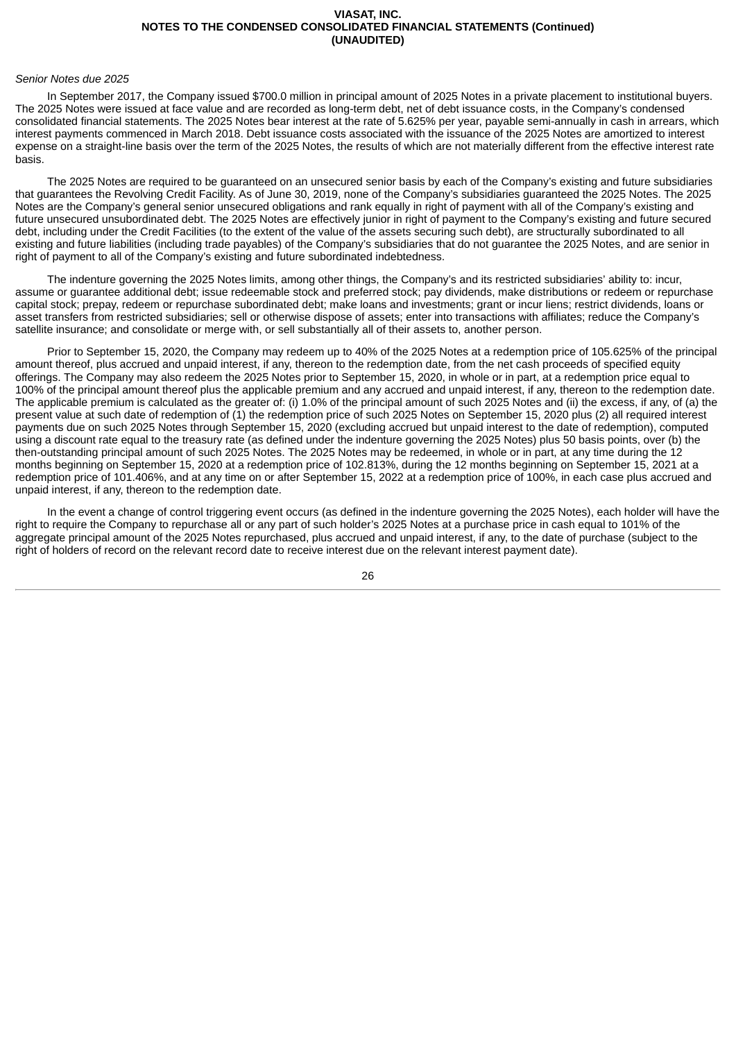*Senior Notes due 2025*

In September 2017, the Company issued $700.0 million in principal amount of 2025 Notes in a private placement to institutional buyers. The 2025 Notes were issued at face value and are recorded as long-term debt, net of debt issuance costs, in the Company's condensed consolidated financial statements. The 2025 Notes bear interest at the rate of 5.625% per year, payable semi-annually in cash in arrears, which interest payments commenced in March 2018. Debt issuance costs associated with the issuance of the 2025 Notes are amortized to interest expense on a straight-line basis over the term of the 2025 Notes, the results of which are not materially different from the effective interest rate basis.

The 2025 Notes are required to be guaranteed on an unsecured senior basis by each of the Company's existing and future subsidiaries that guarantees the Revolving Credit Facility. As of June 30, 2019, none of the Company's subsidiaries guaranteed the 2025 Notes. The 2025 Notes are the Company's general senior unsecured obligations and rank equally in right of payment with all of the Company's existing and future unsecured unsubordinated debt. The 2025 Notes are effectively junior in right of payment to the Company's existing and future secured debt, including under the Credit Facilities (to the extent of the value of the assets securing such debt), are structurally subordinated to all existing and future liabilities (including trade payables) of the Company's subsidiaries that do not guarantee the 2025 Notes, and are senior in right of payment to all of the Company's existing and future subordinated indebtedness.

The indenture governing the 2025 Notes limits, among other things, the Company's and its restricted subsidiaries' ability to: incur, assume or guarantee additional debt; issue redeemable stock and preferred stock; pay dividends, make distributions or redeem or repurchase capital stock; prepay, redeem or repurchase subordinated debt; make loans and investments; grant or incur liens; restrict dividends, loans or asset transfers from restricted subsidiaries; sell or otherwise dispose of assets; enter into transactions with affiliates; reduce the Company's satellite insurance; and consolidate or merge with, or sell substantially all of their assets to, another person.

Prior to September 15, 2020, the Company may redeem up to 40% of the 2025 Notes at a redemption price of 105.625% of the principal amount thereof, plus accrued and unpaid interest, if any, thereon to the redemption date, from the net cash proceeds of specified equity offerings. The Company may also redeem the 2025 Notes prior to September 15, 2020, in whole or in part, at a redemption price equal to 100% of the principal amount thereof plus the applicable premium and any accrued and unpaid interest, if any, thereon to the redemption date. The applicable premium is calculated as the greater of: (i) 1.0% of the principal amount of such 2025 Notes and (ii) the excess, if any, of (a) the present value at such date of redemption of (1) the redemption price of such 2025 Notes on September 15, 2020 plus (2) all required interest payments due on such 2025 Notes through September 15, 2020 (excluding accrued but unpaid interest to the date of redemption), computed using a discount rate equal to the treasury rate (as defined under the indenture governing the 2025 Notes) plus 50 basis points, over (b) the then-outstanding principal amount of such 2025 Notes. The 2025 Notes may be redeemed, in whole or in part, at any time during the 12 months beginning on September 15, 2020 at a redemption price of 102.813%, during the 12 months beginning on September 15, 2021 at a redemption price of 101.406%, and at any time on or after September 15, 2022 at a redemption price of 100%, in each case plus accrued and unpaid interest, if any, thereon to the redemption date.

In the event a change of control triggering event occurs (as defined in the indenture governing the 2025 Notes), each holder will have the right to require the Company to repurchase all or any part of such holder's 2025 Notes at a purchase price in cash equal to 101% of the aggregate principal amount of the 2025 Notes repurchased, plus accrued and unpaid interest, if any, to the date of purchase (subject to the right of holders of record on the relevant record date to receive interest due on the relevant interest payment date).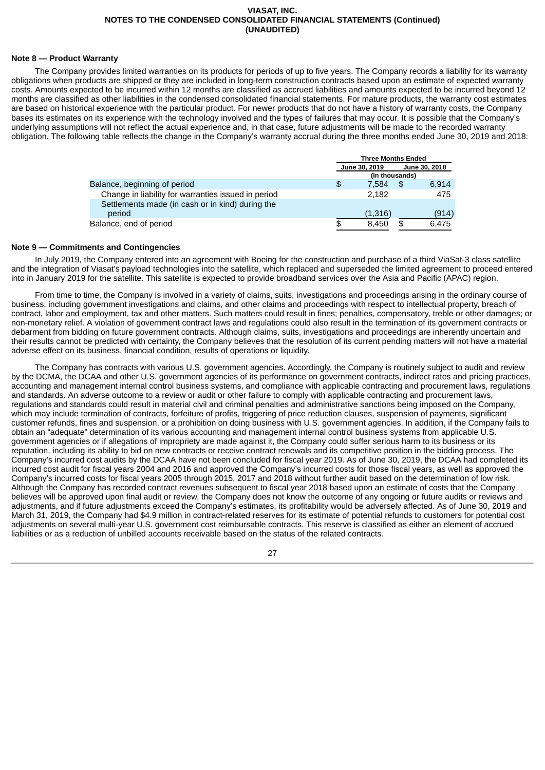### Note 8 — Product Warranty

The Company provides limited warranties on its products for periods of up to five years. The Company records a liability for its warranty obligations when products are shipped or they are included in long-term construction contracts based upon an estimate of expected warranty costs. Amounts expected to be incurred within 12 months are classified as accrued liabilities and amounts expected to be incurred beyond 12 months are classified as other liabilities in the condensed consolidated financial statements. For mature products, the warranty cost estimates are based on historical experience with the particular product. For newer products that do not have a history of warranty costs, the Company bases its estimates on its experience with the technology involved and the types of failures that may occur. It is possible that the Company's underlying assumptions will not reflect the actual experience and, in that case, future adjustments will be made to the recorded warranty obligation. The following table reflects the change in the Company's warranty accrual during the three months ended June 30, 2019 and 2018:

| | Three Months Ended | |
|---|---|---|
| | June 30, 2019 | June 30, 2018 |
| | (In thousands) | |
| Balance, beginning of period | $ 7,584 | $ 6,914 |
| Change in liability for warranties issued in period | 2,182 | 475 |
| Settlements made (in cash or in kind) during the period | (1,316) | (914) |
| Balance, end of period | $ 8,450 | $ 6,475 |

### Note 9 — Commitments and Contingencies

In July 2019, the Company entered into an agreement with Boeing for the construction and purchase of a third ViaSat-3 class satellite and the integration of Viasat's payload technologies into the satellite, which replaced and superseded the limited agreement to proceed entered into in January 2019 for the satellite. This satellite is expected to provide broadband services over the Asia and Pacific (APAC) region.

From time to time, the Company is involved in a variety of claims, suits, investigations and proceedings arising in the ordinary course of business, including government investigations and claims, and other claims and proceedings with respect to intellectual property, breach of contract, labor and employment, tax and other matters. Such matters could result in fines; penalties, compensatory, treble or other damages; or non-monetary relief. A violation of government contract laws and regulations could also result in the termination of its government contracts or debarment from bidding on future government contracts. Although claims, suits, investigations and proceedings are inherently uncertain and their results cannot be predicted with certainty, the Company believes that the resolution of its current pending matters will not have a material adverse effect on its business, financial condition, results of operations or liquidity.

The Company has contracts with various U.S. government agencies. Accordingly, the Company is routinely subject to audit and review by the DCMA, the DCAA and other U.S. government agencies of its performance on government contracts, indirect rates and pricing practices, accounting and management internal control business systems, and compliance with applicable contracting and procurement laws, regulations and standards. An adverse outcome to a review or audit or other failure to comply with applicable contracting and procurement laws, regulations and standards could result in material civil and criminal penalties and administrative sanctions being imposed on the Company, which may include termination of contracts, forfeiture of profits, triggering of price reduction clauses, suspension of payments, significant customer refunds, fines and suspension, or a prohibition on doing business with U.S. government agencies. In addition, if the Company fails to obtain an "adequate" determination of its various accounting and management internal control business systems from applicable U.S. government agencies or if allegations of impropriety are made against it, the Company could suffer serious harm to its business or its reputation, including its ability to bid on new contracts or receive contract renewals and its competitive position in the bidding process. The Company's incurred cost audits by the DCAA have not been concluded for fiscal year 2019. As of June 30, 2019, the DCAA had completed its incurred cost audit for fiscal years 2004 and 2016 and approved the Company's incurred costs for those fiscal years, as well as approved the Company's incurred costs for fiscal years 2005 through 2015, 2017 and 2018 without further audit based on the determination of low risk. Although the Company has recorded contract revenues subsequent to fiscal year 2018 based upon an estimate of costs that the Company believes will be approved upon final audit or review, the Company does not know the outcome of any ongoing or future audits or reviews and adjustments, and if future adjustments exceed the Company's estimates, its profitability would be adversely affected. As of June 30, 2019 and March 31, 2019, the Company had $4.9 million in contract-related reserves for its estimate of potential refunds to customers for potential cost adjustments on several multi-year U.S. government cost reimbursable contracts. This reserve is classified as either an element of accrued liabilities or as a reduction of unbilled accounts receivable based on the status of the related contracts.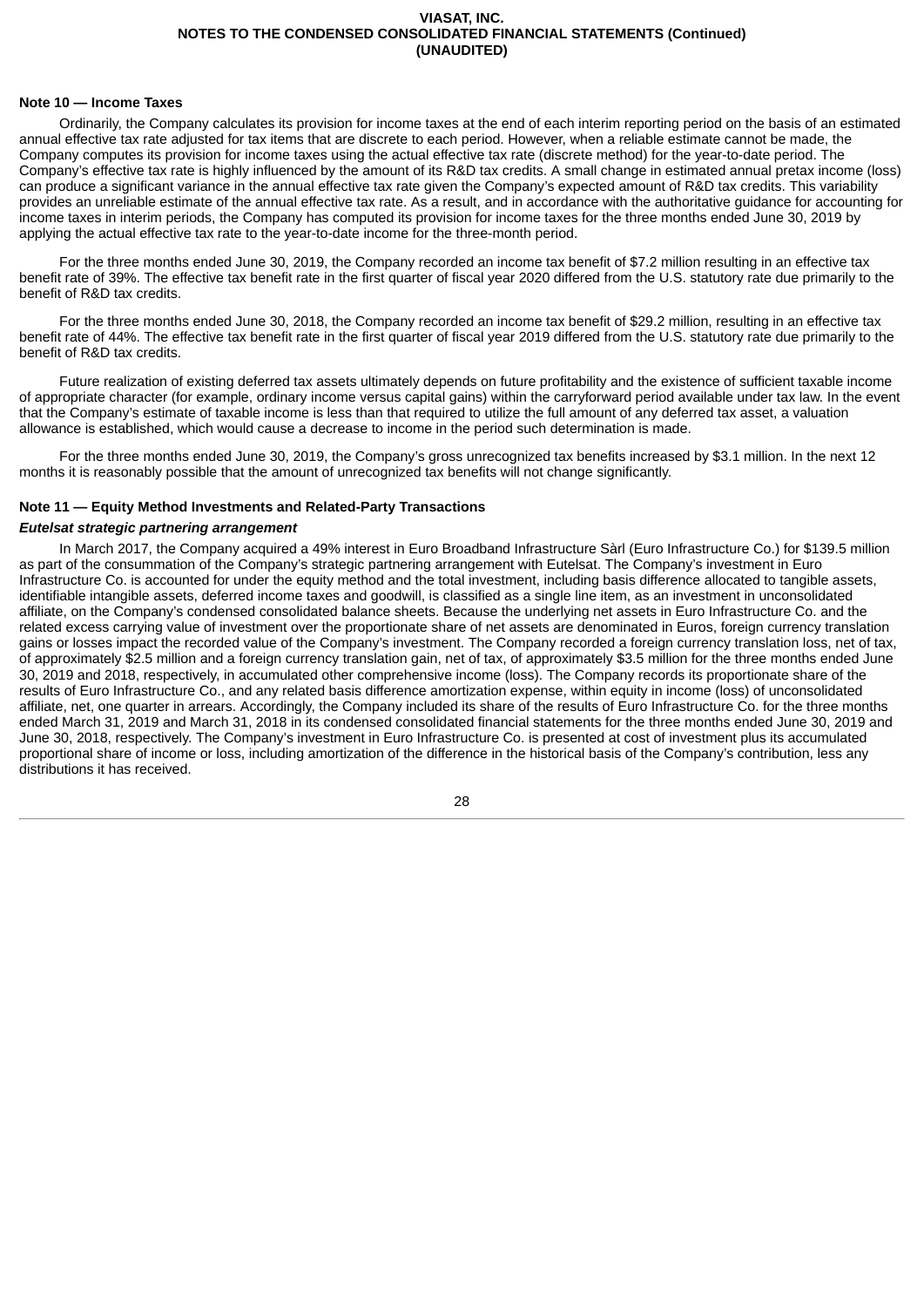### Note 10 — Income Taxes

Ordinarily, the Company calculates its provision for income taxes at the end of each interim reporting period on the basis of an estimated annual effective tax rate adjusted for tax items that are discrete to each period. However, when a reliable estimate cannot be made, the Company computes its provision for income taxes using the actual effective tax rate (discrete method) for the year-to-date period. The Company's effective tax rate is highly influenced by the amount of its R&D tax credits. A small change in estimated annual pretax income (loss) can produce a significant variance in the annual effective tax rate given the Company's expected amount of R&D tax credits. This variability provides an unreliable estimate of the annual effective tax rate. As a result, and in accordance with the authoritative guidance for accounting for income taxes in interim periods, the Company has computed its provision for income taxes for the three months ended June 30, 2019 by applying the actual effective tax rate to the year-to-date income for the three-month period.

For the three months ended June 30, 2019, the Company recorded an income tax benefit of $7.2 million resulting in an effective tax benefit rate of 39%. The effective tax benefit rate in the first quarter of fiscal year 2020 differed from the U.S. statutory rate due primarily to the benefit of R&D tax credits.

For the three months ended June 30, 2018, the Company recorded an income tax benefit of $29.2 million, resulting in an effective tax benefit rate of 44%. The effective tax benefit rate in the first quarter of fiscal year 2019 differed from the U.S. statutory rate due primarily to the benefit of R&D tax credits.

Future realization of existing deferred tax assets ultimately depends on future profitability and the existence of sufficient taxable income of appropriate character (for example, ordinary income versus capital gains) within the carryforward period available under tax law. In the event that the Company's estimate of taxable income is less than that required to utilize the full amount of any deferred tax asset, a valuation allowance is established, which would cause a decrease to income in the period such determination is made.

For the three months ended June 30, 2019, the Company's gross unrecognized tax benefits increased by $3.1 million. In the next 12 months it is reasonably possible that the amount of unrecognized tax benefits will not change significantly.

### Note 11 — Equity Method Investments and Related-Party Transactions

***Eutelsat strategic partnering arrangement***

In March 2017, the Company acquired a 49% interest in Euro Broadband Infrastructure Sàrl (Euro Infrastructure Co.) for $139.5 million as part of the consummation of the Company's strategic partnering arrangement with Eutelsat. The Company's investment in Euro Infrastructure Co. is accounted for under the equity method and the total investment, including basis difference allocated to tangible assets, identifiable intangible assets, deferred income taxes and goodwill, is classified as a single line item, as an investment in unconsolidated affiliate, on the Company's condensed consolidated balance sheets. Because the underlying net assets in Euro Infrastructure Co. and the related excess carrying value of investment over the proportionate share of net assets are denominated in Euros, foreign currency translation gains or losses impact the recorded value of the Company's investment. The Company recorded a foreign currency translation loss, net of tax, of approximately $2.5 million and a foreign currency translation gain, net of tax, of approximately $3.5 million for the three months ended June 30, 2019 and 2018, respectively, in accumulated other comprehensive income (loss). The Company records its proportionate share of the results of Euro Infrastructure Co., and any related basis difference amortization expense, within equity in income (loss) of unconsolidated affiliate, net, one quarter in arrears. Accordingly, the Company included its share of the results of Euro Infrastructure Co. for the three months ended March 31, 2019 and March 31, 2018 in its condensed consolidated financial statements for the three months ended June 30, 2019 and June 30, 2018, respectively. The Company's investment in Euro Infrastructure Co. is presented at cost of investment plus its accumulated proportional share of income or loss, including amortization of the difference in the historical basis of the Company's contribution, less any distributions it has received.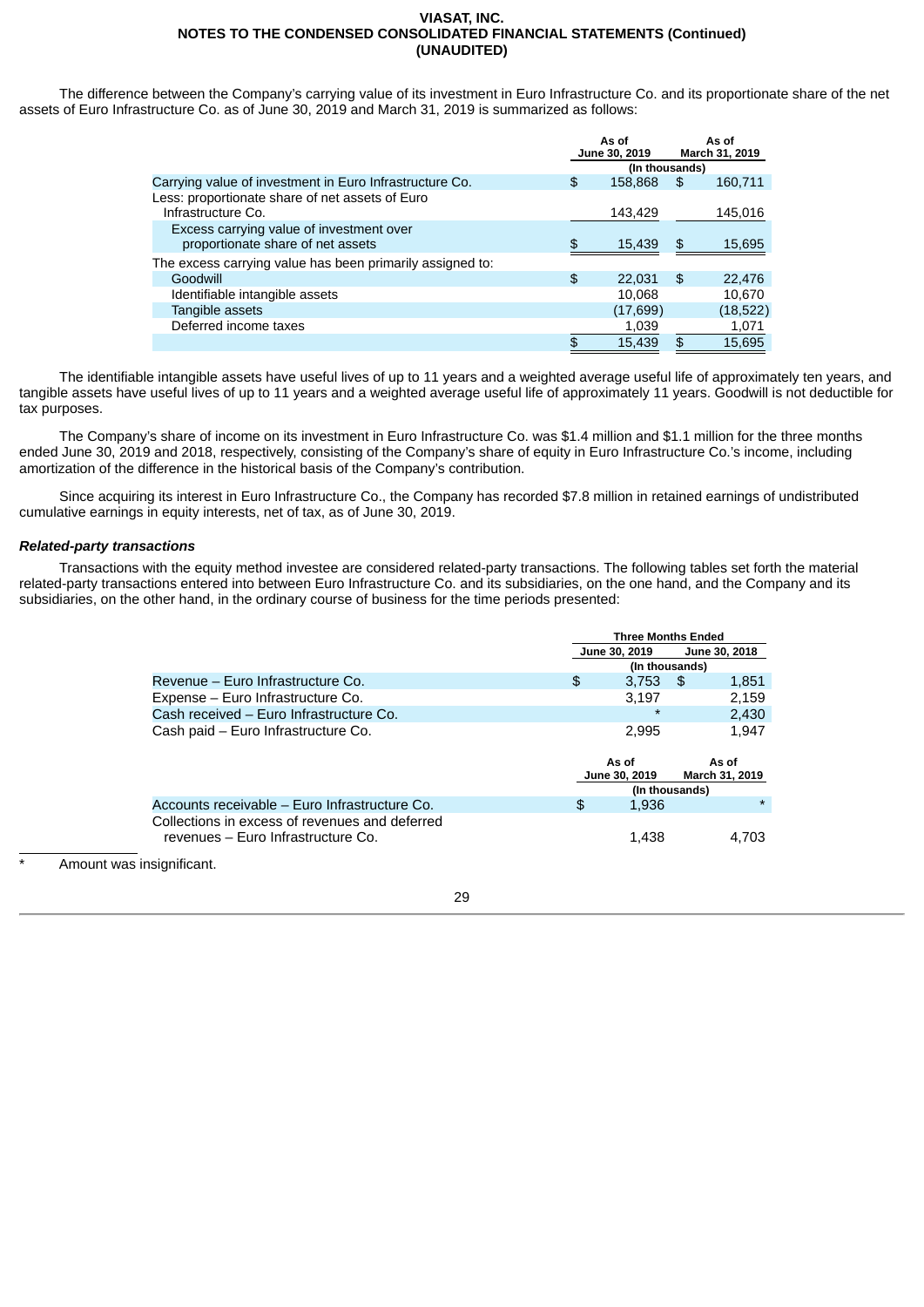VIASAT, INC.
NOTES TO THE CONDENSED CONSOLIDATED FINANCIAL STATEMENTS (Continued)
(UNAUDITED)

The difference between the Company's carrying value of its investment in Euro Infrastructure Co. and its proportionate share of the net assets of Euro Infrastructure Co. as of June 30, 2019 and March 31, 2019 is summarized as follows:

| | As of June 30, 2019 | As of March 31, 2019 |
|---|---|---|
| | (In thousands) | |
| Carrying value of investment in Euro Infrastructure Co. | $ 158,868 | $ 160,711 |
| Less: proportionate share of net assets of Euro Infrastructure Co. | 143,429 | 145,016 |
| Excess carrying value of investment over proportionate share of net assets | $ 15,439 | $ 15,695 |
| The excess carrying value has been primarily assigned to: | | |
| Goodwill | $ 22,031 | $ 22,476 |
| Identifiable intangible assets | 10,068 | 10,670 |
| Tangible assets | (17,699) | (18,522) |
| Deferred income taxes | 1,039 | 1,071 |
| | $ 15,439 | $ 15,695 |

The identifiable intangible assets have useful lives of up to 11 years and a weighted average useful life of approximately ten years, and tangible assets have useful lives of up to 11 years and a weighted average useful life of approximately 11 years. Goodwill is not deductible for tax purposes.

The Company's share of income on its investment in Euro Infrastructure Co. was $1.4 million and $1.1 million for the three months ended June 30, 2019 and 2018, respectively, consisting of the Company's share of equity in Euro Infrastructure Co.'s income, including amortization of the difference in the historical basis of the Company's contribution.

Since acquiring its interest in Euro Infrastructure Co., the Company has recorded $7.8 million in retained earnings of undistributed cumulative earnings in equity interests, net of tax, as of June 30, 2019.

***Related-party transactions***

Transactions with the equity method investee are considered related-party transactions. The following tables set forth the material related-party transactions entered into between Euro Infrastructure Co. and its subsidiaries, on the one hand, and the Company and its subsidiaries, on the other hand, in the ordinary course of business for the time periods presented:

| | Three Months Ended | |
|---|---|---|
| | June 30, 2019 | June 30, 2018 |
| | (In thousands) | |
| Revenue – Euro Infrastructure Co. | $ 3,753 | $ 1,851 |
| Expense – Euro Infrastructure Co. | 3,197 | 2,159 |
| Cash received – Euro Infrastructure Co. | * | 2,430 |
| Cash paid – Euro Infrastructure Co. | 2,995 | 1,947 |

| | As of June 30, 2019 | As of March 31, 2019 |
|---|---|---|
| | (In thousands) | |
| Accounts receivable – Euro Infrastructure Co. | $ 1,936 | * |
| Collections in excess of revenues and deferred revenues – Euro Infrastructure Co. | 1,438 | 4,703 |

\* Amount was insignificant.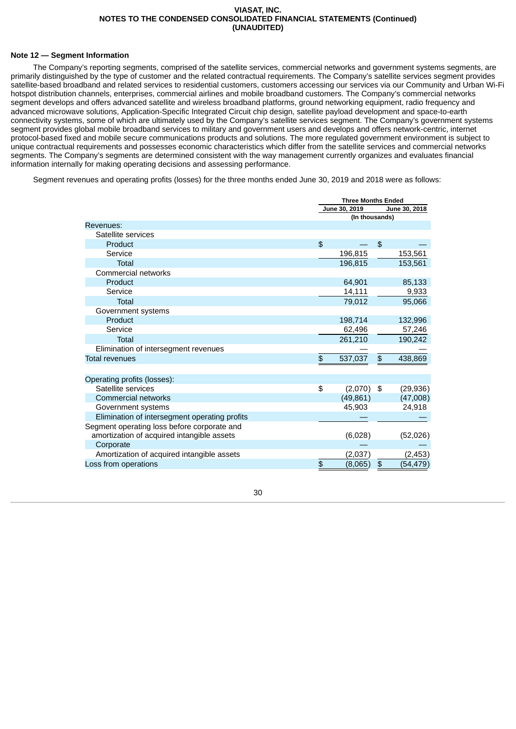**VIASAT, INC.**
**NOTES TO THE CONDENSED CONSOLIDATED FINANCIAL STATEMENTS (Continued)**
**(UNAUDITED)**

### Note 12 — Segment Information

The Company's reporting segments, comprised of the satellite services, commercial networks and government systems segments, are primarily distinguished by the type of customer and the related contractual requirements. The Company's satellite services segment provides satellite-based broadband and related services to residential customers, customers accessing our services via our Community and Urban Wi-Fi hotspot distribution channels, enterprises, commercial airlines and mobile broadband customers. The Company's commercial networks segment develops and offers advanced satellite and wireless broadband platforms, ground networking equipment, radio frequency and advanced microwave solutions, Application-Specific Integrated Circuit chip design, satellite payload development and space-to-earth connectivity systems, some of which are ultimately used by the Company's satellite services segment. The Company's government systems segment provides global mobile broadband services to military and government users and develops and offers network-centric, internet protocol-based fixed and mobile secure communications products and solutions. The more regulated government environment is subject to unique contractual requirements and possesses economic characteristics which differ from the satellite services and commercial networks segments. The Company's segments are determined consistent with the way management currently organizes and evaluates financial information internally for making operating decisions and assessing performance.

Segment revenues and operating profits (losses) for the three months ended June 30, 2019 and 2018 were as follows:

| | Three Months Ended | |
|---|---|---|
| | June 30, 2019 | June 30, 2018 |
| | (In thousands) | |
| **Revenues:** | | |
| Satellite services | | |
| Product | $ — | $ — |
| Service | 196,815 | 153,561 |
| Total | 196,815 | 153,561 |
| Commercial networks | | |
| Product | 64,901 | 85,133 |
| Service | 14,111 | 9,933 |
| Total | 79,012 | 95,066 |
| Government systems | | |
| Product | 198,714 | 132,996 |
| Service | 62,496 | 57,246 |
| Total | 261,210 | 190,242 |
| Elimination of intersegment revenues | — | — |
| Total revenues | $ 537,037 | $ 438,869 |
| | | |
| **Operating profits (losses):** | | |
| Satellite services | $ (2,070) | $ (29,936) |
| Commercial networks | (49,861) | (47,008) |
| Government systems | 45,903 | 24,918 |
| Elimination of intersegment operating profits | — | — |
| Segment operating loss before corporate and amortization of acquired intangible assets | (6,028) | (52,026) |
| Corporate | — | — |
| Amortization of acquired intangible assets | (2,037) | (2,453) |
| Loss from operations | $ (8,065) | $ (54,479) |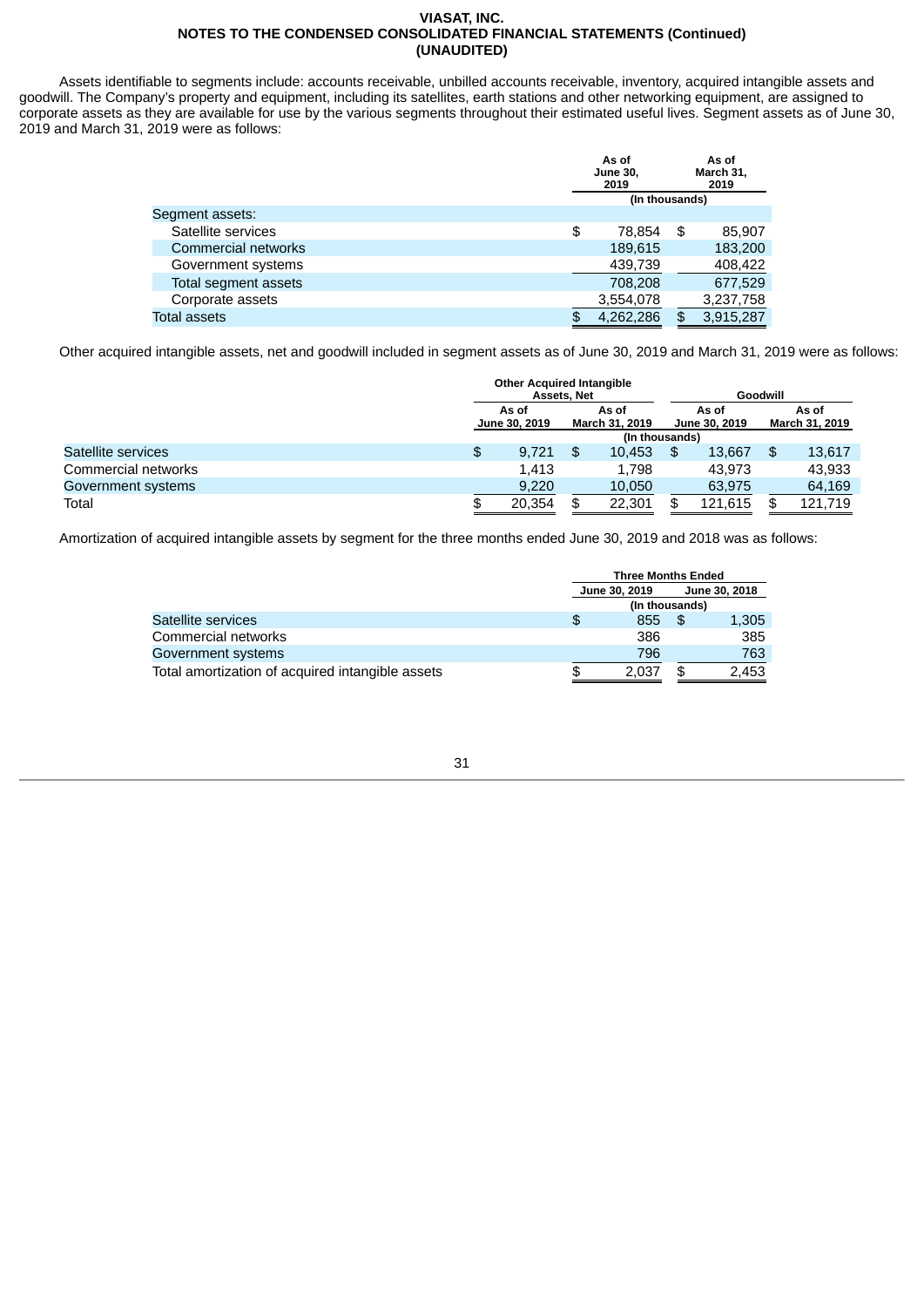**VIASAT, INC.**
**NOTES TO THE CONDENSED CONSOLIDATED FINANCIAL STATEMENTS (Continued)**
**(UNAUDITED)**

Assets identifiable to segments include: accounts receivable, unbilled accounts receivable, inventory, acquired intangible assets and goodwill. The Company's property and equipment, including its satellites, earth stations and other networking equipment, are assigned to corporate assets as they are available for use by the various segments throughout their estimated useful lives. Segment assets as of June 30, 2019 and March 31, 2019 were as follows:

| | As of June 30, 2019 | As of March 31, 2019 |
|---|---|---|
| | (In thousands) | |
| Segment assets: | | |
| Satellite services | $ 78,854 | $ 85,907 |
| Commercial networks | 189,615 | 183,200 |
| Government systems | 439,739 | 408,422 |
| Total segment assets | 708,208 | 677,529 |
| Corporate assets | 3,554,078 | 3,237,758 |
| Total assets | $ 4,262,286 | $ 3,915,287 |

Other acquired intangible assets, net and goodwill included in segment assets as of June 30, 2019 and March 31, 2019 were as follows:

| | Other Acquired Intangible Assets, Net | | Goodwill | |
|---|---|---|---|---|
| | As of June 30, 2019 | As of March 31, 2019 | As of June 30, 2019 | As of March 31, 2019 |
| | (In thousands) | | | |
| Satellite services | $ 9,721 | $ 10,453 | $ 13,667 | $ 13,617 |
| Commercial networks | 1,413 | 1,798 | 43,973 | 43,933 |
| Government systems | 9,220 | 10,050 | 63,975 | 64,169 |
| Total | $ 20,354 | $ 22,301 | $ 121,615 | $ 121,719 |

Amortization of acquired intangible assets by segment for the three months ended June 30, 2019 and 2018 was as follows:

| | Three Months Ended | |
|---|---|---|
| | June 30, 2019 | June 30, 2018 |
| | (In thousands) | |
| Satellite services | $ 855 | $ 1,305 |
| Commercial networks | 386 | 385 |
| Government systems | 796 | 763 |
| Total amortization of acquired intangible assets | $ 2,037 | $ 2,453 |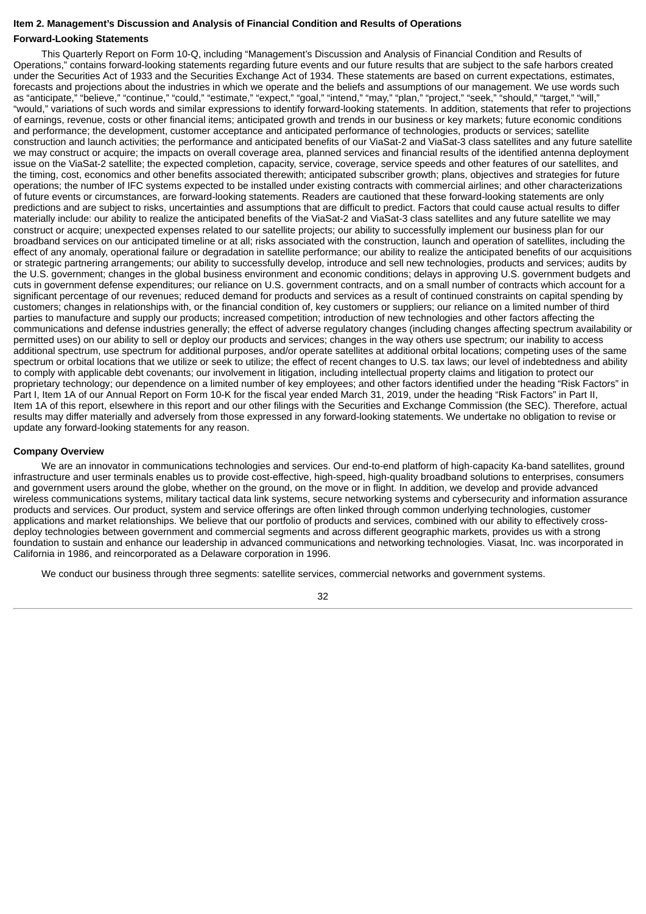## Item 2. Management's Discussion and Analysis of Financial Condition and Results of Operations

### Forward-Looking Statements

This Quarterly Report on Form 10-Q, including "Management's Discussion and Analysis of Financial Condition and Results of Operations," contains forward-looking statements regarding future events and our future results that are subject to the safe harbors created under the Securities Act of 1933 and the Securities Exchange Act of 1934. These statements are based on current expectations, estimates, forecasts and projections about the industries in which we operate and the beliefs and assumptions of our management. We use words such as "anticipate," "believe," "continue," "could," "estimate," "expect," "goal," "intend," "may," "plan," "project," "seek," "should," "target," "will," "would," variations of such words and similar expressions to identify forward-looking statements. In addition, statements that refer to projections of earnings, revenue, costs or other financial items; anticipated growth and trends in our business or key markets; future economic conditions and performance; the development, customer acceptance and anticipated performance of technologies, products or services; satellite construction and launch activities; the performance and anticipated benefits of our ViaSat-2 and ViaSat-3 class satellites and any future satellite we may construct or acquire; the impacts on overall coverage area, planned services and financial results of the identified antenna deployment issue on the ViaSat-2 satellite; the expected completion, capacity, service, coverage, service speeds and other features of our satellites, and the timing, cost, economics and other benefits associated therewith; anticipated subscriber growth; plans, objectives and strategies for future operations; the number of IFC systems expected to be installed under existing contracts with commercial airlines; and other characterizations of future events or circumstances, are forward-looking statements. Readers are cautioned that these forward-looking statements are only predictions and are subject to risks, uncertainties and assumptions that are difficult to predict. Factors that could cause actual results to differ materially include: our ability to realize the anticipated benefits of the ViaSat-2 and ViaSat-3 class satellites and any future satellite we may construct or acquire; unexpected expenses related to our satellite projects; our ability to successfully implement our business plan for our broadband services on our anticipated timeline or at all; risks associated with the construction, launch and operation of satellites, including the effect of any anomaly, operational failure or degradation in satellite performance; our ability to realize the anticipated benefits of our acquisitions or strategic partnering arrangements; our ability to successfully develop, introduce and sell new technologies, products and services; audits by the U.S. government; changes in the global business environment and economic conditions; delays in approving U.S. government budgets and cuts in government defense expenditures; our reliance on U.S. government contracts, and on a small number of contracts which account for a significant percentage of our revenues; reduced demand for products and services as a result of continued constraints on capital spending by customers; changes in relationships with, or the financial condition of, key customers or suppliers; our reliance on a limited number of third parties to manufacture and supply our products; increased competition; introduction of new technologies and other factors affecting the communications and defense industries generally; the effect of adverse regulatory changes (including changes affecting spectrum availability or permitted uses) on our ability to sell or deploy our products and services; changes in the way others use spectrum; our inability to access additional spectrum, use spectrum for additional purposes, and/or operate satellites at additional orbital locations; competing uses of the same spectrum or orbital locations that we utilize or seek to utilize; the effect of recent changes to U.S. tax laws; our level of indebtedness and ability to comply with applicable debt covenants; our involvement in litigation, including intellectual property claims and litigation to protect our proprietary technology; our dependence on a limited number of key employees; and other factors identified under the heading "Risk Factors" in Part I, Item 1A of our Annual Report on Form 10-K for the fiscal year ended March 31, 2019, under the heading "Risk Factors" in Part II, Item 1A of this report, elsewhere in this report and our other filings with the Securities and Exchange Commission (the SEC). Therefore, actual results may differ materially and adversely from those expressed in any forward-looking statements. We undertake no obligation to revise or update any forward-looking statements for any reason.

### Company Overview

We are an innovator in communications technologies and services. Our end-to-end platform of high-capacity Ka-band satellites, ground infrastructure and user terminals enables us to provide cost-effective, high-speed, high-quality broadband solutions to enterprises, consumers and government users around the globe, whether on the ground, on the move or in flight. In addition, we develop and provide advanced wireless communications systems, military tactical data link systems, secure networking systems and cybersecurity and information assurance products and services. Our product, system and service offerings are often linked through common underlying technologies, customer applications and market relationships. We believe that our portfolio of products and services, combined with our ability to effectively cross-deploy technologies between government and commercial segments and across different geographic markets, provides us with a strong foundation to sustain and enhance our leadership in advanced communications and networking technologies. Viasat, Inc. was incorporated in California in 1986, and reincorporated as a Delaware corporation in 1996.

We conduct our business through three segments: satellite services, commercial networks and government systems.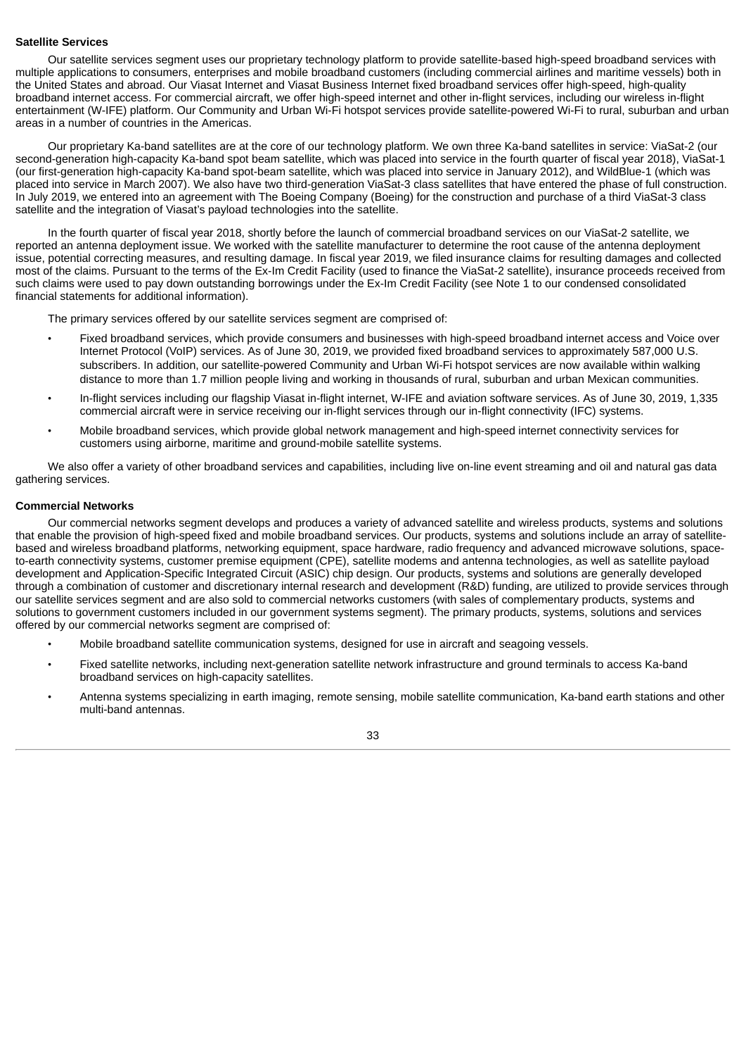**Satellite Services**

Our satellite services segment uses our proprietary technology platform to provide satellite-based high-speed broadband services with multiple applications to consumers, enterprises and mobile broadband customers (including commercial airlines and maritime vessels) both in the United States and abroad. Our Viasat Internet and Viasat Business Internet fixed broadband services offer high-speed, high-quality broadband internet access. For commercial aircraft, we offer high-speed internet and other in-flight services, including our wireless in-flight entertainment (W-IFE) platform. Our Community and Urban Wi-Fi hotspot services provide satellite-powered Wi-Fi to rural, suburban and urban areas in a number of countries in the Americas.

Our proprietary Ka-band satellites are at the core of our technology platform. We own three Ka-band satellites in service: ViaSat-2 (our second-generation high-capacity Ka-band spot beam satellite, which was placed into service in the fourth quarter of fiscal year 2018), ViaSat-1 (our first-generation high-capacity Ka-band spot-beam satellite, which was placed into service in January 2012), and WildBlue-1 (which was placed into service in March 2007). We also have two third-generation ViaSat-3 class satellites that have entered the phase of full construction. In July 2019, we entered into an agreement with The Boeing Company (Boeing) for the construction and purchase of a third ViaSat-3 class satellite and the integration of Viasat's payload technologies into the satellite.

In the fourth quarter of fiscal year 2018, shortly before the launch of commercial broadband services on our ViaSat-2 satellite, we reported an antenna deployment issue. We worked with the satellite manufacturer to determine the root cause of the antenna deployment issue, potential correcting measures, and resulting damage. In fiscal year 2019, we filed insurance claims for resulting damages and collected most of the claims. Pursuant to the terms of the Ex-Im Credit Facility (used to finance the ViaSat-2 satellite), insurance proceeds received from such claims were used to pay down outstanding borrowings under the Ex-Im Credit Facility (see Note 1 to our condensed consolidated financial statements for additional information).

The primary services offered by our satellite services segment are comprised of:

- Fixed broadband services, which provide consumers and businesses with high-speed broadband internet access and Voice over Internet Protocol (VoIP) services. As of June 30, 2019, we provided fixed broadband services to approximately 587,000 U.S. subscribers. In addition, our satellite-powered Community and Urban Wi-Fi hotspot services are now available within walking distance to more than 1.7 million people living and working in thousands of rural, suburban and urban Mexican communities.
- In-flight services including our flagship Viasat in-flight internet, W-IFE and aviation software services. As of June 30, 2019, 1,335 commercial aircraft were in service receiving our in-flight services through our in-flight connectivity (IFC) systems.
- Mobile broadband services, which provide global network management and high-speed internet connectivity services for customers using airborne, maritime and ground-mobile satellite systems.

We also offer a variety of other broadband services and capabilities, including live on-line event streaming and oil and natural gas data gathering services.

**Commercial Networks**

Our commercial networks segment develops and produces a variety of advanced satellite and wireless products, systems and solutions that enable the provision of high-speed fixed and mobile broadband services. Our products, systems and solutions include an array of satellite-based and wireless broadband platforms, networking equipment, space hardware, radio frequency and advanced microwave solutions, space-to-earth connectivity systems, customer premise equipment (CPE), satellite modems and antenna technologies, as well as satellite payload development and Application-Specific Integrated Circuit (ASIC) chip design. Our products, systems and solutions are generally developed through a combination of customer and discretionary internal research and development (R&D) funding, are utilized to provide services through our satellite services segment and are also sold to commercial networks customers (with sales of complementary products, systems and solutions to government customers included in our government systems segment). The primary products, systems, solutions and services offered by our commercial networks segment are comprised of:

- Mobile broadband satellite communication systems, designed for use in aircraft and seagoing vessels.
- Fixed satellite networks, including next-generation satellite network infrastructure and ground terminals to access Ka-band broadband services on high-capacity satellites.
- Antenna systems specializing in earth imaging, remote sensing, mobile satellite communication, Ka-band earth stations and other multi-band antennas.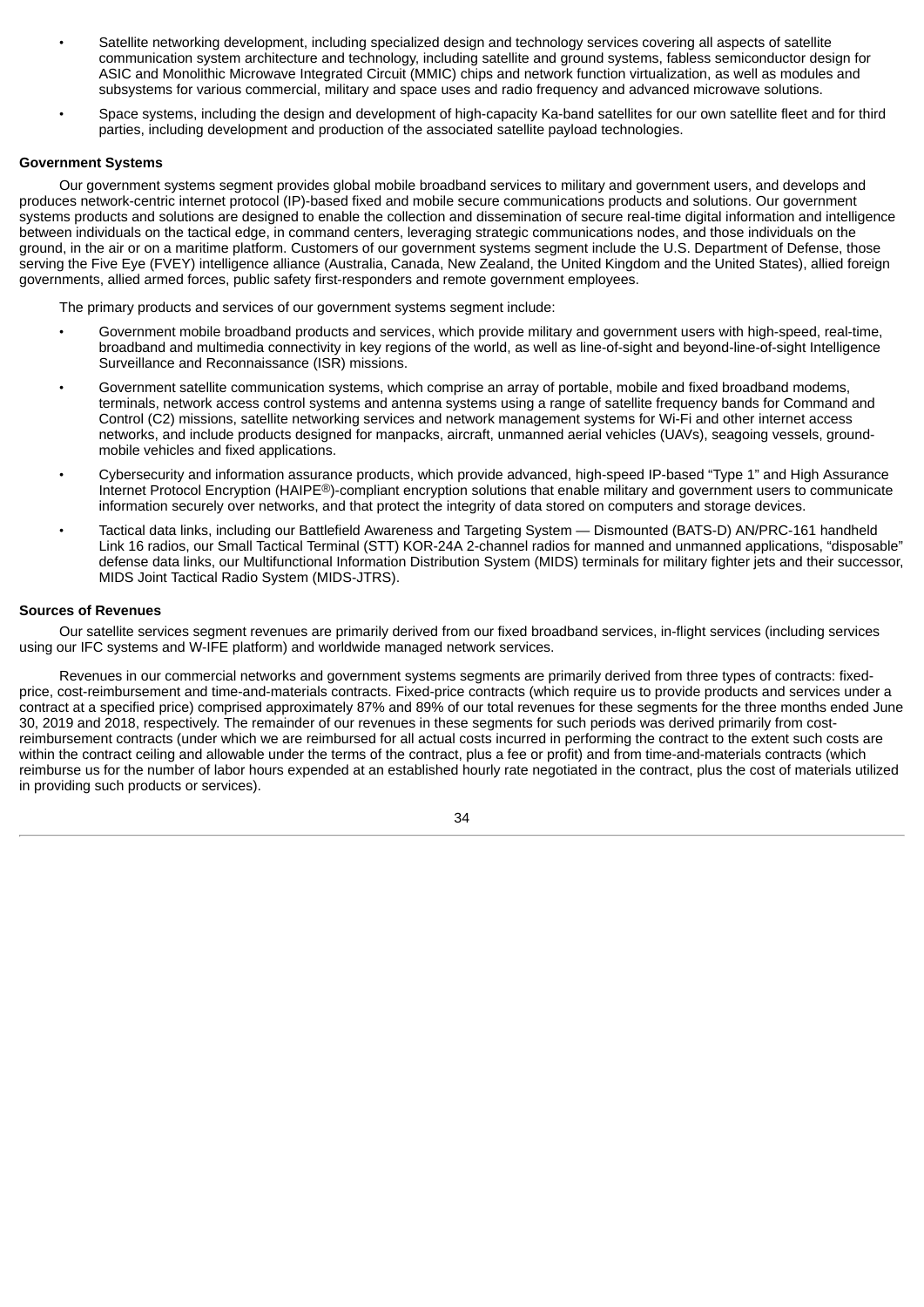- Satellite networking development, including specialized design and technology services covering all aspects of satellite communication system architecture and technology, including satellite and ground systems, fabless semiconductor design for ASIC and Monolithic Microwave Integrated Circuit (MMIC) chips and network function virtualization, as well as modules and subsystems for various commercial, military and space uses and radio frequency and advanced microwave solutions.
- Space systems, including the design and development of high-capacity Ka-band satellites for our own satellite fleet and for third parties, including development and production of the associated satellite payload technologies.

**Government Systems**

Our government systems segment provides global mobile broadband services to military and government users, and develops and produces network-centric internet protocol (IP)-based fixed and mobile secure communications products and solutions. Our government systems products and solutions are designed to enable the collection and dissemination of secure real-time digital information and intelligence between individuals on the tactical edge, in command centers, leveraging strategic communications nodes, and those individuals on the ground, in the air or on a maritime platform. Customers of our government systems segment include the U.S. Department of Defense, those serving the Five Eye (FVEY) intelligence alliance (Australia, Canada, New Zealand, the United Kingdom and the United States), allied foreign governments, allied armed forces, public safety first-responders and remote government employees.

The primary products and services of our government systems segment include:

- Government mobile broadband products and services, which provide military and government users with high-speed, real-time, broadband and multimedia connectivity in key regions of the world, as well as line-of-sight and beyond-line-of-sight Intelligence Surveillance and Reconnaissance (ISR) missions.
- Government satellite communication systems, which comprise an array of portable, mobile and fixed broadband modems, terminals, network access control systems and antenna systems using a range of satellite frequency bands for Command and Control (C2) missions, satellite networking services and network management systems for Wi-Fi and other internet access networks, and include products designed for manpacks, aircraft, unmanned aerial vehicles (UAVs), seagoing vessels, ground-mobile vehicles and fixed applications.
- Cybersecurity and information assurance products, which provide advanced, high-speed IP-based "Type 1" and High Assurance Internet Protocol Encryption (HAIPE®)-compliant encryption solutions that enable military and government users to communicate information securely over networks, and that protect the integrity of data stored on computers and storage devices.
- Tactical data links, including our Battlefield Awareness and Targeting System — Dismounted (BATS-D) AN/PRC-161 handheld Link 16 radios, our Small Tactical Terminal (STT) KOR-24A 2-channel radios for manned and unmanned applications, "disposable" defense data links, our Multifunctional Information Distribution System (MIDS) terminals for military fighter jets and their successor, MIDS Joint Tactical Radio System (MIDS-JTRS).

**Sources of Revenues**

Our satellite services segment revenues are primarily derived from our fixed broadband services, in-flight services (including services using our IFC systems and W-IFE platform) and worldwide managed network services.

Revenues in our commercial networks and government systems segments are primarily derived from three types of contracts: fixed-price, cost-reimbursement and time-and-materials contracts. Fixed-price contracts (which require us to provide products and services under a contract at a specified price) comprised approximately 87% and 89% of our total revenues for these segments for the three months ended June 30, 2019 and 2018, respectively. The remainder of our revenues in these segments for such periods was derived primarily from cost-reimbursement contracts (under which we are reimbursed for all actual costs incurred in performing the contract to the extent such costs are within the contract ceiling and allowable under the terms of the contract, plus a fee or profit) and from time-and-materials contracts (which reimburse us for the number of labor hours expended at an established hourly rate negotiated in the contract, plus the cost of materials utilized in providing such products or services).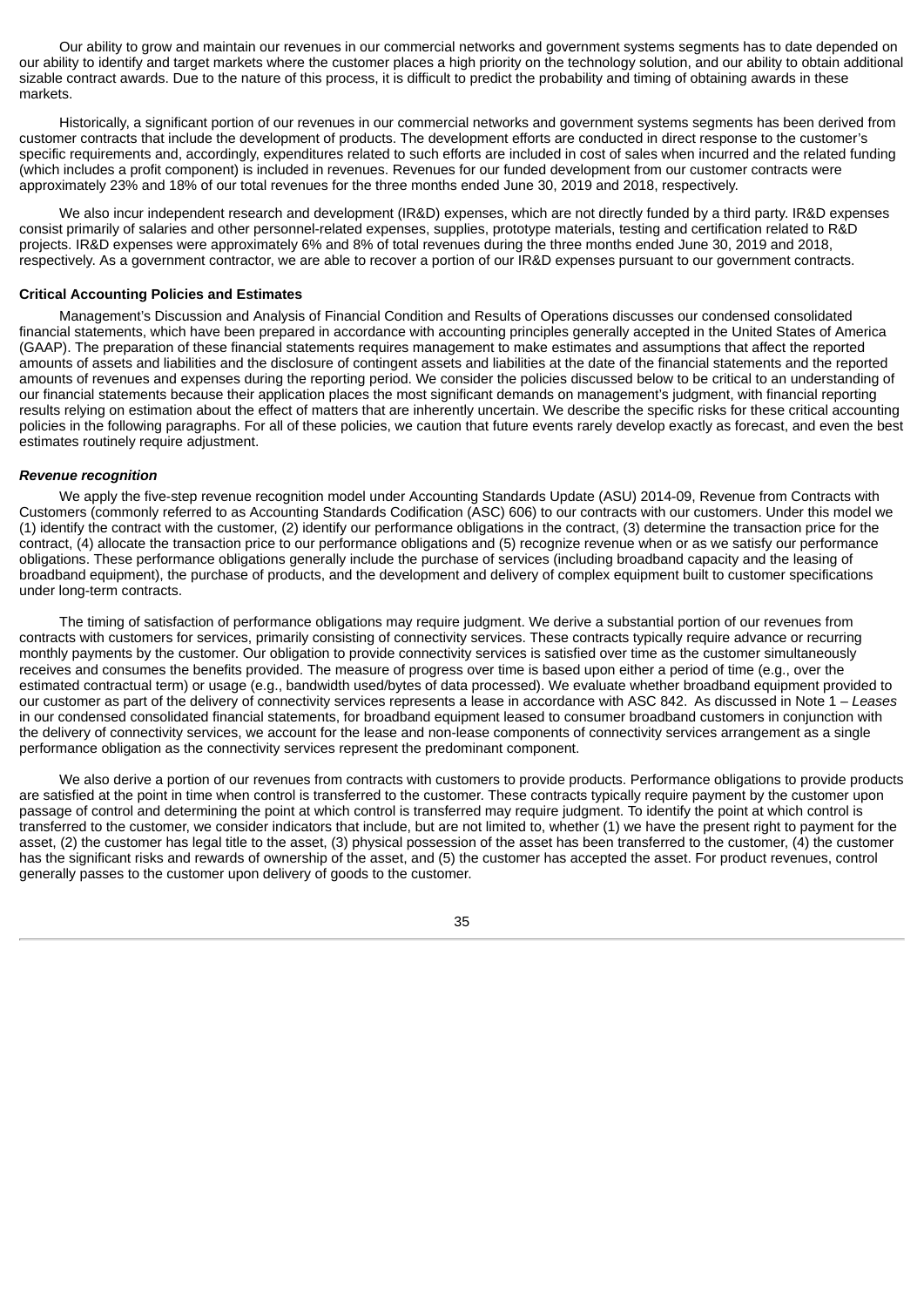Our ability to grow and maintain our revenues in our commercial networks and government systems segments has to date depended on our ability to identify and target markets where the customer places a high priority on the technology solution, and our ability to obtain additional sizable contract awards. Due to the nature of this process, it is difficult to predict the probability and timing of obtaining awards in these markets.

Historically, a significant portion of our revenues in our commercial networks and government systems segments has been derived from customer contracts that include the development of products. The development efforts are conducted in direct response to the customer's specific requirements and, accordingly, expenditures related to such efforts are included in cost of sales when incurred and the related funding (which includes a profit component) is included in revenues. Revenues for our funded development from our customer contracts were approximately 23% and 18% of our total revenues for the three months ended June 30, 2019 and 2018, respectively.

We also incur independent research and development (IR&D) expenses, which are not directly funded by a third party. IR&D expenses consist primarily of salaries and other personnel-related expenses, supplies, prototype materials, testing and certification related to R&D projects. IR&D expenses were approximately 6% and 8% of total revenues during the three months ended June 30, 2019 and 2018, respectively. As a government contractor, we are able to recover a portion of our IR&D expenses pursuant to our government contracts.

**Critical Accounting Policies and Estimates**

Management's Discussion and Analysis of Financial Condition and Results of Operations discusses our condensed consolidated financial statements, which have been prepared in accordance with accounting principles generally accepted in the United States of America (GAAP). The preparation of these financial statements requires management to make estimates and assumptions that affect the reported amounts of assets and liabilities and the disclosure of contingent assets and liabilities at the date of the financial statements and the reported amounts of revenues and expenses during the reporting period. We consider the policies discussed below to be critical to an understanding of our financial statements because their application places the most significant demands on management's judgment, with financial reporting results relying on estimation about the effect of matters that are inherently uncertain. We describe the specific risks for these critical accounting policies in the following paragraphs. For all of these policies, we caution that future events rarely develop exactly as forecast, and even the best estimates routinely require adjustment.

***Revenue recognition***

We apply the five-step revenue recognition model under Accounting Standards Update (ASU) 2014-09, Revenue from Contracts with Customers (commonly referred to as Accounting Standards Codification (ASC) 606) to our contracts with our customers. Under this model we (1) identify the contract with the customer, (2) identify our performance obligations in the contract, (3) determine the transaction price for the contract, (4) allocate the transaction price to our performance obligations and (5) recognize revenue when or as we satisfy our performance obligations. These performance obligations generally include the purchase of services (including broadband capacity and the leasing of broadband equipment), the purchase of products, and the development and delivery of complex equipment built to customer specifications under long-term contracts.

The timing of satisfaction of performance obligations may require judgment. We derive a substantial portion of our revenues from contracts with customers for services, primarily consisting of connectivity services. These contracts typically require advance or recurring monthly payments by the customer. Our obligation to provide connectivity services is satisfied over time as the customer simultaneously receives and consumes the benefits provided. The measure of progress over time is based upon either a period of time (e.g., over the estimated contractual term) or usage (e.g., bandwidth used/bytes of data processed). We evaluate whether broadband equipment provided to our customer as part of the delivery of connectivity services represents a lease in accordance with ASC 842. As discussed in Note 1 – *Leases* in our condensed consolidated financial statements, for broadband equipment leased to consumer broadband customers in conjunction with the delivery of connectivity services, we account for the lease and non-lease components of connectivity services arrangement as a single performance obligation as the connectivity services represent the predominant component.

We also derive a portion of our revenues from contracts with customers to provide products. Performance obligations to provide products are satisfied at the point in time when control is transferred to the customer. These contracts typically require payment by the customer upon passage of control and determining the point at which control is transferred may require judgment. To identify the point at which control is transferred to the customer, we consider indicators that include, but are not limited to, whether (1) we have the present right to payment for the asset, (2) the customer has legal title to the asset, (3) physical possession of the asset has been transferred to the customer, (4) the customer has the significant risks and rewards of ownership of the asset, and (5) the customer has accepted the asset. For product revenues, control generally passes to the customer upon delivery of goods to the customer.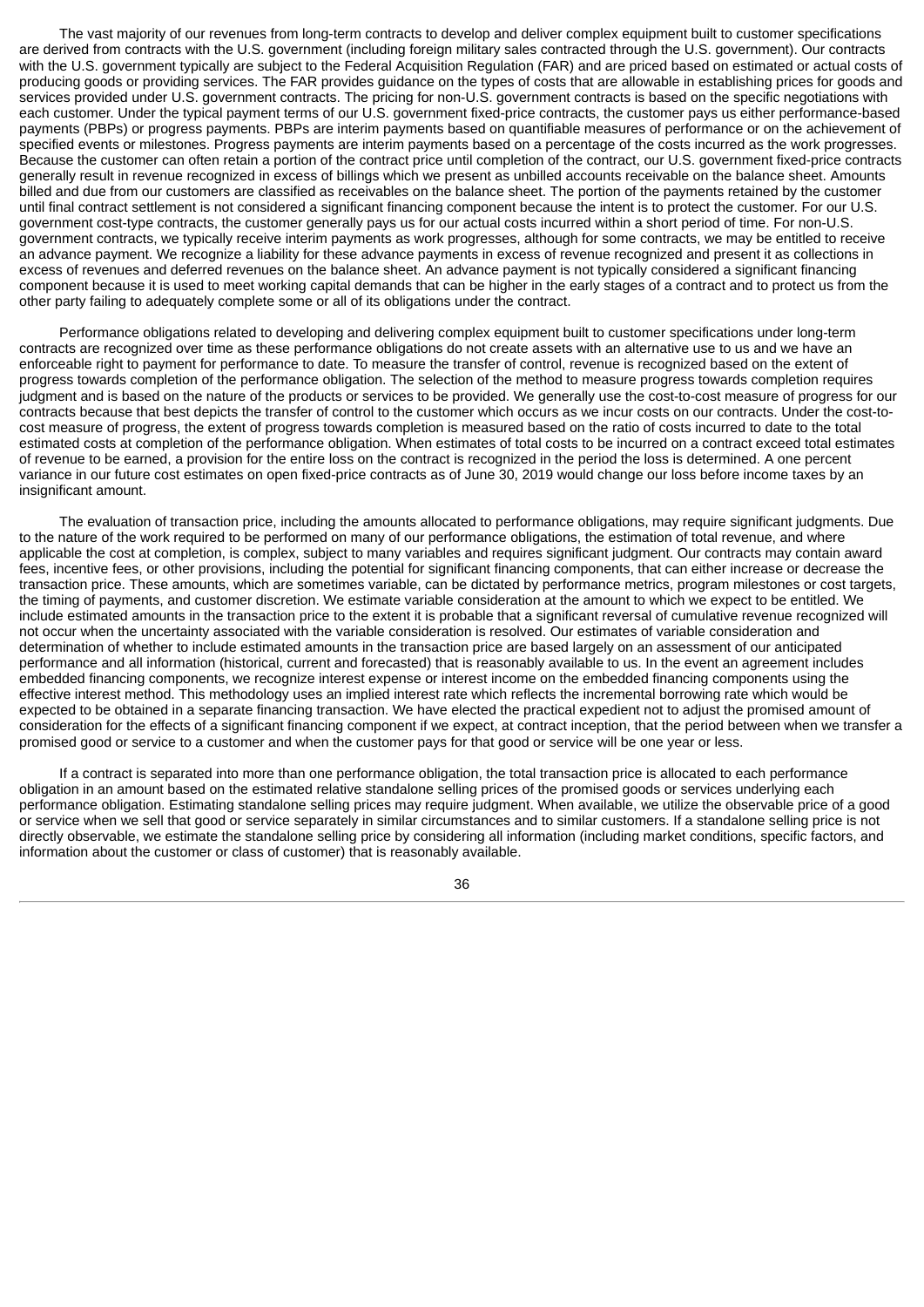The vast majority of our revenues from long-term contracts to develop and deliver complex equipment built to customer specifications are derived from contracts with the U.S. government (including foreign military sales contracted through the U.S. government). Our contracts with the U.S. government typically are subject to the Federal Acquisition Regulation (FAR) and are priced based on estimated or actual costs of producing goods or providing services. The FAR provides guidance on the types of costs that are allowable in establishing prices for goods and services provided under U.S. government contracts. The pricing for non-U.S. government contracts is based on the specific negotiations with each customer. Under the typical payment terms of our U.S. government fixed-price contracts, the customer pays us either performance-based payments (PBPs) or progress payments. PBPs are interim payments based on quantifiable measures of performance or on the achievement of specified events or milestones. Progress payments are interim payments based on a percentage of the costs incurred as the work progresses. Because the customer can often retain a portion of the contract price until completion of the contract, our U.S. government fixed-price contracts generally result in revenue recognized in excess of billings which we present as unbilled accounts receivable on the balance sheet. Amounts billed and due from our customers are classified as receivables on the balance sheet. The portion of the payments retained by the customer until final contract settlement is not considered a significant financing component because the intent is to protect the customer. For our U.S. government cost-type contracts, the customer generally pays us for our actual costs incurred within a short period of time. For non-U.S. government contracts, we typically receive interim payments as work progresses, although for some contracts, we may be entitled to receive an advance payment. We recognize a liability for these advance payments in excess of revenue recognized and present it as collections in excess of revenues and deferred revenues on the balance sheet. An advance payment is not typically considered a significant financing component because it is used to meet working capital demands that can be higher in the early stages of a contract and to protect us from the other party failing to adequately complete some or all of its obligations under the contract.

Performance obligations related to developing and delivering complex equipment built to customer specifications under long-term contracts are recognized over time as these performance obligations do not create assets with an alternative use to us and we have an enforceable right to payment for performance to date. To measure the transfer of control, revenue is recognized based on the extent of progress towards completion of the performance obligation. The selection of the method to measure progress towards completion requires judgment and is based on the nature of the products or services to be provided. We generally use the cost-to-cost measure of progress for our contracts because that best depicts the transfer of control to the customer which occurs as we incur costs on our contracts. Under the cost-to-cost measure of progress, the extent of progress towards completion is measured based on the ratio of costs incurred to date to the total estimated costs at completion of the performance obligation. When estimates of total costs to be incurred on a contract exceed total estimates of revenue to be earned, a provision for the entire loss on the contract is recognized in the period the loss is determined. A one percent variance in our future cost estimates on open fixed-price contracts as of June 30, 2019 would change our loss before income taxes by an insignificant amount.

The evaluation of transaction price, including the amounts allocated to performance obligations, may require significant judgments. Due to the nature of the work required to be performed on many of our performance obligations, the estimation of total revenue, and where applicable the cost at completion, is complex, subject to many variables and requires significant judgment. Our contracts may contain award fees, incentive fees, or other provisions, including the potential for significant financing components, that can either increase or decrease the transaction price. These amounts, which are sometimes variable, can be dictated by performance metrics, program milestones or cost targets, the timing of payments, and customer discretion. We estimate variable consideration at the amount to which we expect to be entitled. We include estimated amounts in the transaction price to the extent it is probable that a significant reversal of cumulative revenue recognized will not occur when the uncertainty associated with the variable consideration is resolved. Our estimates of variable consideration and determination of whether to include estimated amounts in the transaction price are based largely on an assessment of our anticipated performance and all information (historical, current and forecasted) that is reasonably available to us. In the event an agreement includes embedded financing components, we recognize interest expense or interest income on the embedded financing components using the effective interest method. This methodology uses an implied interest rate which reflects the incremental borrowing rate which would be expected to be obtained in a separate financing transaction. We have elected the practical expedient not to adjust the promised amount of consideration for the effects of a significant financing component if we expect, at contract inception, that the period between when we transfer a promised good or service to a customer and when the customer pays for that good or service will be one year or less.

If a contract is separated into more than one performance obligation, the total transaction price is allocated to each performance obligation in an amount based on the estimated relative standalone selling prices of the promised goods or services underlying each performance obligation. Estimating standalone selling prices may require judgment. When available, we utilize the observable price of a good or service when we sell that good or service separately in similar circumstances and to similar customers. If a standalone selling price is not directly observable, we estimate the standalone selling price by considering all information (including market conditions, specific factors, and information about the customer or class of customer) that is reasonably available.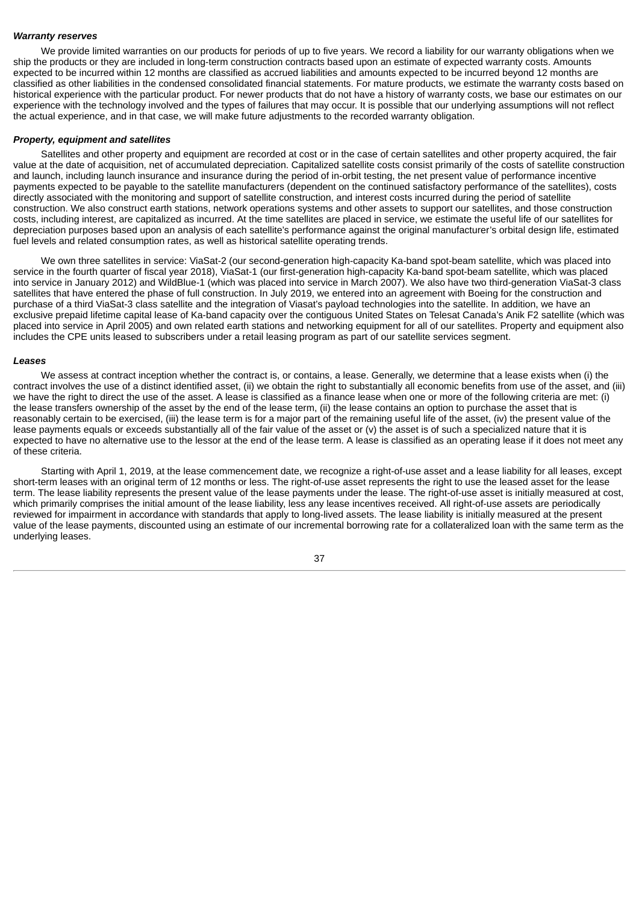***Warranty reserves***

We provide limited warranties on our products for periods of up to five years. We record a liability for our warranty obligations when we ship the products or they are included in long-term construction contracts based upon an estimate of expected warranty costs. Amounts expected to be incurred within 12 months are classified as accrued liabilities and amounts expected to be incurred beyond 12 months are classified as other liabilities in the condensed consolidated financial statements. For mature products, we estimate the warranty costs based on historical experience with the particular product. For newer products that do not have a history of warranty costs, we base our estimates on our experience with the technology involved and the types of failures that may occur. It is possible that our underlying assumptions will not reflect the actual experience, and in that case, we will make future adjustments to the recorded warranty obligation.

***Property, equipment and satellites***

Satellites and other property and equipment are recorded at cost or in the case of certain satellites and other property acquired, the fair value at the date of acquisition, net of accumulated depreciation. Capitalized satellite costs consist primarily of the costs of satellite construction and launch, including launch insurance and insurance during the period of in-orbit testing, the net present value of performance incentive payments expected to be payable to the satellite manufacturers (dependent on the continued satisfactory performance of the satellites), costs directly associated with the monitoring and support of satellite construction, and interest costs incurred during the period of satellite construction. We also construct earth stations, network operations systems and other assets to support our satellites, and those construction costs, including interest, are capitalized as incurred. At the time satellites are placed in service, we estimate the useful life of our satellites for depreciation purposes based upon an analysis of each satellite's performance against the original manufacturer's orbital design life, estimated fuel levels and related consumption rates, as well as historical satellite operating trends.

We own three satellites in service: ViaSat-2 (our second-generation high-capacity Ka-band spot-beam satellite, which was placed into service in the fourth quarter of fiscal year 2018), ViaSat-1 (our first-generation high-capacity Ka-band spot-beam satellite, which was placed into service in January 2012) and WildBlue-1 (which was placed into service in March 2007). We also have two third-generation ViaSat-3 class satellites that have entered the phase of full construction. In July 2019, we entered into an agreement with Boeing for the construction and purchase of a third ViaSat-3 class satellite and the integration of Viasat's payload technologies into the satellite. In addition, we have an exclusive prepaid lifetime capital lease of Ka-band capacity over the contiguous United States on Telesat Canada's Anik F2 satellite (which was placed into service in April 2005) and own related earth stations and networking equipment for all of our satellites. Property and equipment also includes the CPE units leased to subscribers under a retail leasing program as part of our satellite services segment.

***Leases***

We assess at contract inception whether the contract is, or contains, a lease. Generally, we determine that a lease exists when (i) the contract involves the use of a distinct identified asset, (ii) we obtain the right to substantially all economic benefits from use of the asset, and (iii) we have the right to direct the use of the asset. A lease is classified as a finance lease when one or more of the following criteria are met: (i) the lease transfers ownership of the asset by the end of the lease term, (ii) the lease contains an option to purchase the asset that is reasonably certain to be exercised, (iii) the lease term is for a major part of the remaining useful life of the asset, (iv) the present value of the lease payments equals or exceeds substantially all of the fair value of the asset or (v) the asset is of such a specialized nature that it is expected to have no alternative use to the lessor at the end of the lease term. A lease is classified as an operating lease if it does not meet any of these criteria.

Starting with April 1, 2019, at the lease commencement date, we recognize a right-of-use asset and a lease liability for all leases, except short-term leases with an original term of 12 months or less. The right-of-use asset represents the right to use the leased asset for the lease term. The lease liability represents the present value of the lease payments under the lease. The right-of-use asset is initially measured at cost, which primarily comprises the initial amount of the lease liability, less any lease incentives received. All right-of-use assets are periodically reviewed for impairment in accordance with standards that apply to long-lived assets. The lease liability is initially measured at the present value of the lease payments, discounted using an estimate of our incremental borrowing rate for a collateralized loan with the same term as the underlying leases.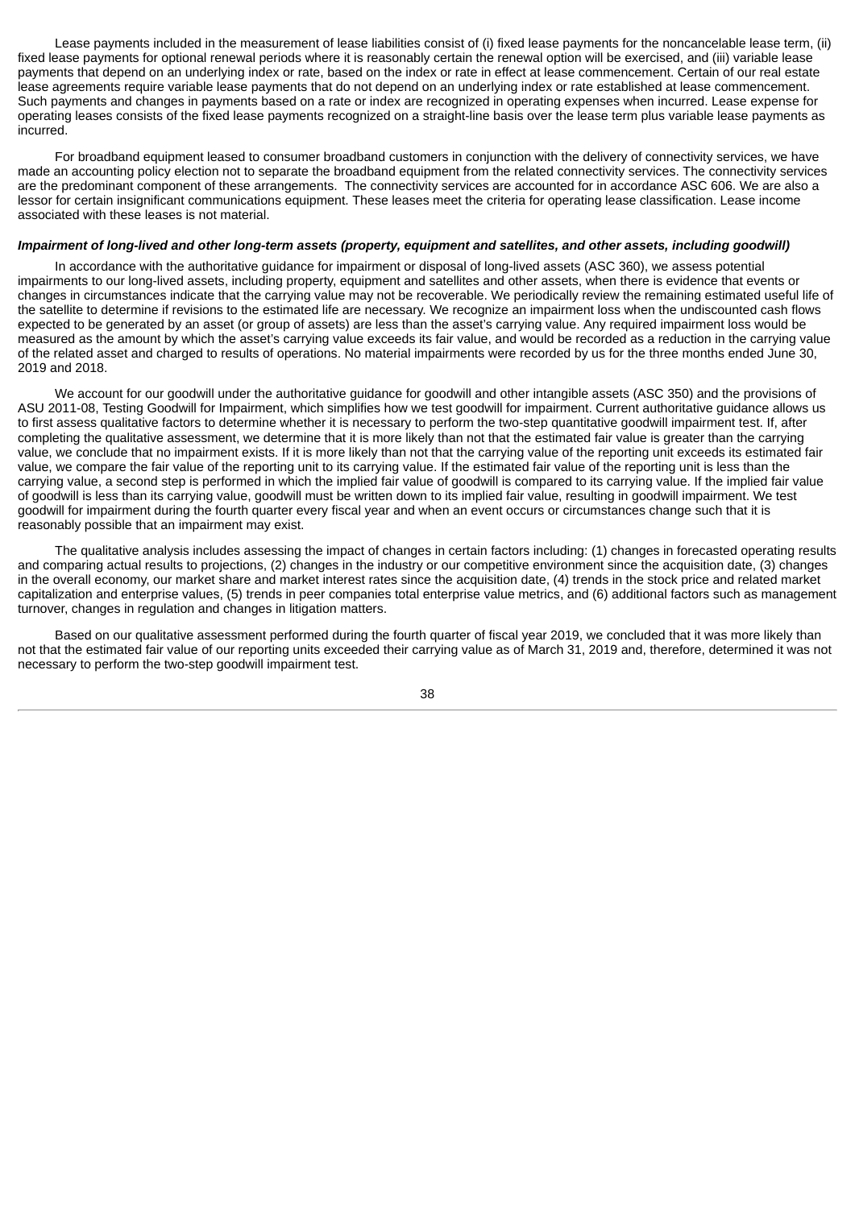Lease payments included in the measurement of lease liabilities consist of (i) fixed lease payments for the noncancelable lease term, (ii) fixed lease payments for optional renewal periods where it is reasonably certain the renewal option will be exercised, and (iii) variable lease payments that depend on an underlying index or rate, based on the index or rate in effect at lease commencement. Certain of our real estate lease agreements require variable lease payments that do not depend on an underlying index or rate established at lease commencement. Such payments and changes in payments based on a rate or index are recognized in operating expenses when incurred. Lease expense for operating leases consists of the fixed lease payments recognized on a straight-line basis over the lease term plus variable lease payments as incurred.

For broadband equipment leased to consumer broadband customers in conjunction with the delivery of connectivity services, we have made an accounting policy election not to separate the broadband equipment from the related connectivity services. The connectivity services are the predominant component of these arrangements. The connectivity services are accounted for in accordance ASC 606. We are also a lessor for certain insignificant communications equipment. These leases meet the criteria for operating lease classification. Lease income associated with these leases is not material.

***Impairment of long-lived and other long-term assets (property, equipment and satellites, and other assets, including goodwill)***

In accordance with the authoritative guidance for impairment or disposal of long-lived assets (ASC 360), we assess potential impairments to our long-lived assets, including property, equipment and satellites and other assets, when there is evidence that events or changes in circumstances indicate that the carrying value may not be recoverable. We periodically review the remaining estimated useful life of the satellite to determine if revisions to the estimated life are necessary. We recognize an impairment loss when the undiscounted cash flows expected to be generated by an asset (or group of assets) are less than the asset's carrying value. Any required impairment loss would be measured as the amount by which the asset's carrying value exceeds its fair value, and would be recorded as a reduction in the carrying value of the related asset and charged to results of operations. No material impairments were recorded by us for the three months ended June 30, 2019 and 2018.

We account for our goodwill under the authoritative guidance for goodwill and other intangible assets (ASC 350) and the provisions of ASU 2011-08, Testing Goodwill for Impairment, which simplifies how we test goodwill for impairment. Current authoritative guidance allows us to first assess qualitative factors to determine whether it is necessary to perform the two-step quantitative goodwill impairment test. If, after completing the qualitative assessment, we determine that it is more likely than not that the estimated fair value is greater than the carrying value, we conclude that no impairment exists. If it is more likely than not that the carrying value of the reporting unit exceeds its estimated fair value, we compare the fair value of the reporting unit to its carrying value. If the estimated fair value of the reporting unit is less than the carrying value, a second step is performed in which the implied fair value of goodwill is compared to its carrying value. If the implied fair value of goodwill is less than its carrying value, goodwill must be written down to its implied fair value, resulting in goodwill impairment. We test goodwill for impairment during the fourth quarter every fiscal year and when an event occurs or circumstances change such that it is reasonably possible that an impairment may exist.

The qualitative analysis includes assessing the impact of changes in certain factors including: (1) changes in forecasted operating results and comparing actual results to projections, (2) changes in the industry or our competitive environment since the acquisition date, (3) changes in the overall economy, our market share and market interest rates since the acquisition date, (4) trends in the stock price and related market capitalization and enterprise values, (5) trends in peer companies total enterprise value metrics, and (6) additional factors such as management turnover, changes in regulation and changes in litigation matters.

Based on our qualitative assessment performed during the fourth quarter of fiscal year 2019, we concluded that it was more likely than not that the estimated fair value of our reporting units exceeded their carrying value as of March 31, 2019 and, therefore, determined it was not necessary to perform the two-step goodwill impairment test.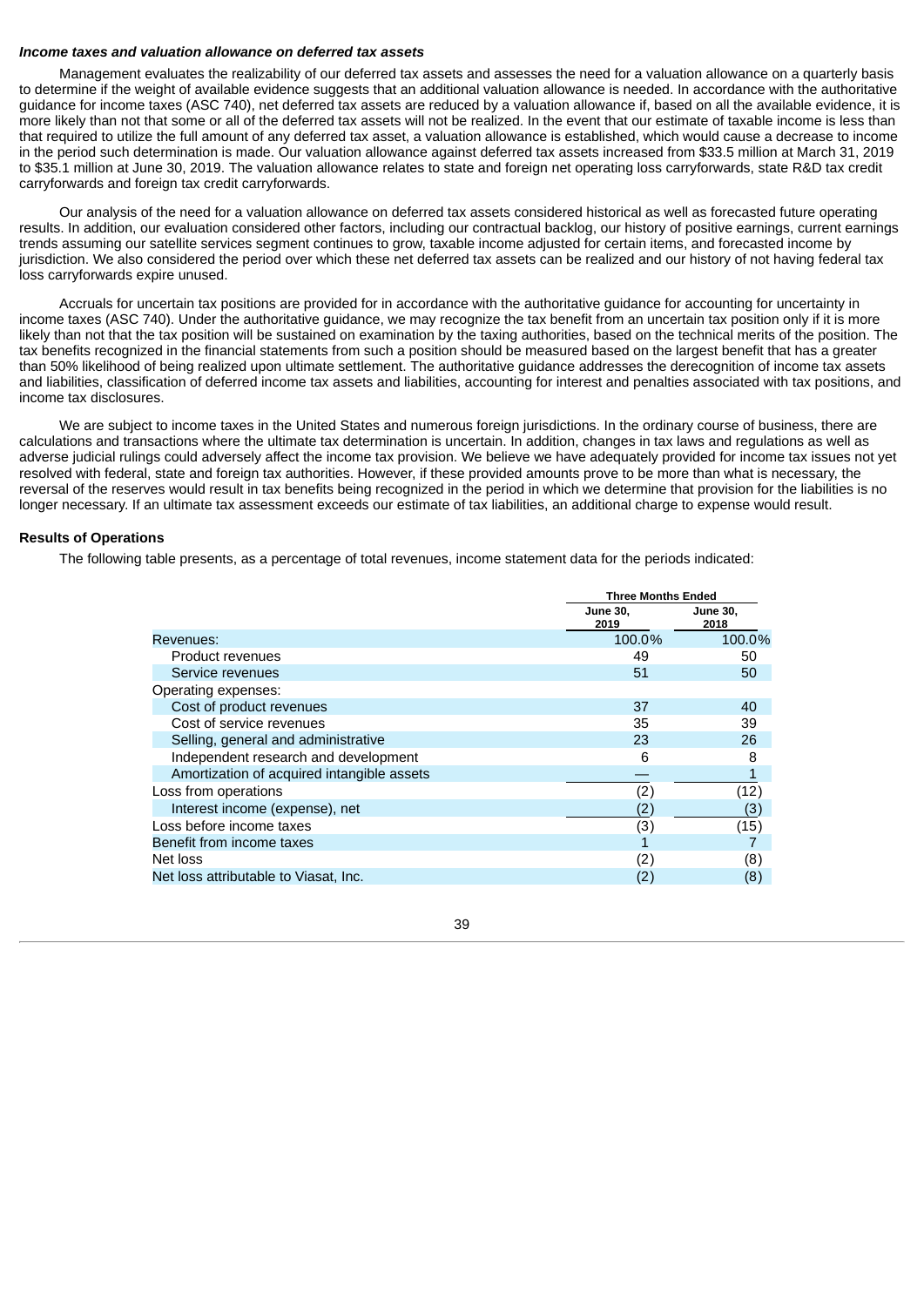***Income taxes and valuation allowance on deferred tax assets***

Management evaluates the realizability of our deferred tax assets and assesses the need for a valuation allowance on a quarterly basis to determine if the weight of available evidence suggests that an additional valuation allowance is needed. In accordance with the authoritative guidance for income taxes (ASC 740), net deferred tax assets are reduced by a valuation allowance if, based on all the available evidence, it is more likely than not that some or all of the deferred tax assets will not be realized. In the event that our estimate of taxable income is less than that required to utilize the full amount of any deferred tax asset, a valuation allowance is established, which would cause a decrease to income in the period such determination is made. Our valuation allowance against deferred tax assets increased from $33.5 million at March 31, 2019 to $35.1 million at June 30, 2019. The valuation allowance relates to state and foreign net operating loss carryforwards, state R&D tax credit carryforwards and foreign tax credit carryforwards.

Our analysis of the need for a valuation allowance on deferred tax assets considered historical as well as forecasted future operating results. In addition, our evaluation considered other factors, including our contractual backlog, our history of positive earnings, current earnings trends assuming our satellite services segment continues to grow, taxable income adjusted for certain items, and forecasted income by jurisdiction. We also considered the period over which these net deferred tax assets can be realized and our history of not having federal tax loss carryforwards expire unused.

Accruals for uncertain tax positions are provided for in accordance with the authoritative guidance for accounting for uncertainty in income taxes (ASC 740). Under the authoritative guidance, we may recognize the tax benefit from an uncertain tax position only if it is more likely than not that the tax position will be sustained on examination by the taxing authorities, based on the technical merits of the position. The tax benefits recognized in the financial statements from such a position should be measured based on the largest benefit that has a greater than 50% likelihood of being realized upon ultimate settlement. The authoritative guidance addresses the derecognition of income tax assets and liabilities, classification of deferred income tax assets and liabilities, accounting for interest and penalties associated with tax positions, and income tax disclosures.

We are subject to income taxes in the United States and numerous foreign jurisdictions. In the ordinary course of business, there are calculations and transactions where the ultimate tax determination is uncertain. In addition, changes in tax laws and regulations as well as adverse judicial rulings could adversely affect the income tax provision. We believe we have adequately provided for income tax issues not yet resolved with federal, state and foreign tax authorities. However, if these provided amounts prove to be more than what is necessary, the reversal of the reserves would result in tax benefits being recognized in the period in which we determine that provision for the liabilities is no longer necessary. If an ultimate tax assessment exceeds our estimate of tax liabilities, an additional charge to expense would result.

**Results of Operations**

The following table presents, as a percentage of total revenues, income statement data for the periods indicated:

| | Three Months Ended | |
|---|---|---|
| | June 30, 2019 | June 30, 2018 |
| Revenues: | 100.0% | 100.0% |
| Product revenues | 49 | 50 |
| Service revenues | 51 | 50 |
| Operating expenses: | | |
| Cost of product revenues | 37 | 40 |
| Cost of service revenues | 35 | 39 |
| Selling, general and administrative | 23 | 26 |
| Independent research and development | 6 | 8 |
| Amortization of acquired intangible assets | — | 1 |
| Loss from operations | (2) | (12) |
| Interest income (expense), net | (2) | (3) |
| Loss before income taxes | (3) | (15) |
| Benefit from income taxes | 1 | 7 |
| Net loss | (2) | (8) |
| Net loss attributable to Viasat, Inc. | (2) | (8) |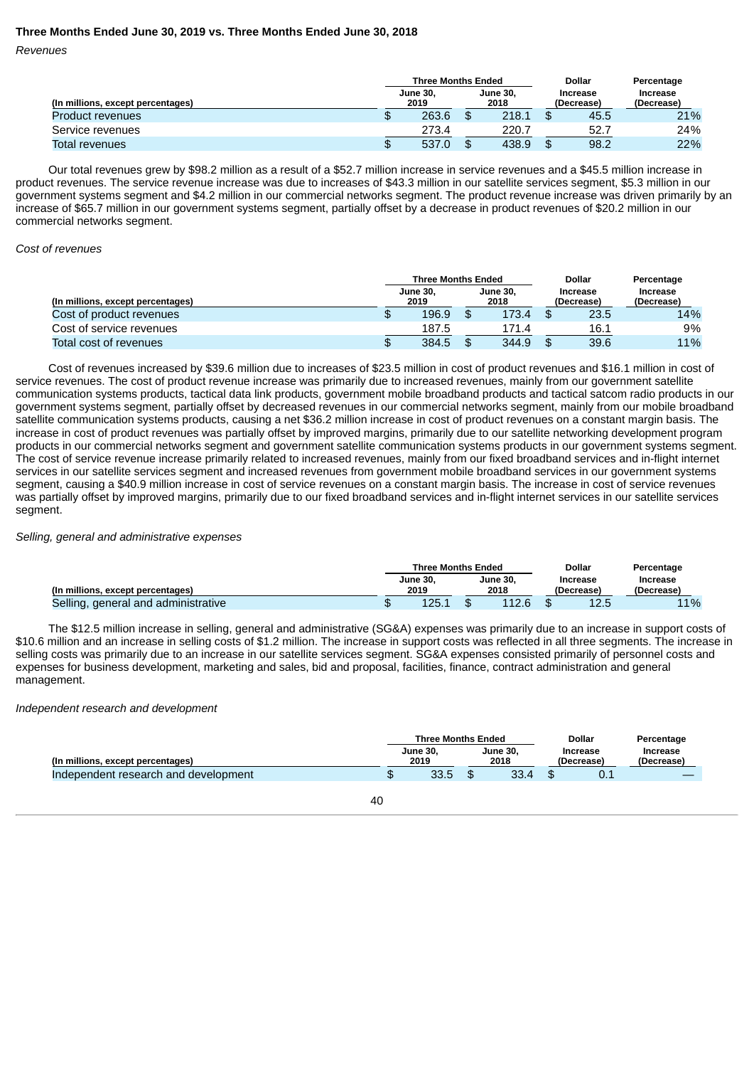**Three Months Ended June 30, 2019 vs. Three Months Ended June 30, 2018**

*Revenues*

| (In millions, except percentages) | Three Months Ended June 30, 2019 | Three Months Ended June 30, 2018 | Dollar Increase (Decrease) | Percentage Increase (Decrease) |
|---|---|---|---|---|
| Product revenues | $ 263.6 | $ 218.1 | $ 45.5 | 21% |
| Service revenues | 273.4 | 220.7 | 52.7 | 24% |
| Total revenues | $ 537.0 | $ 438.9 | $ 98.2 | 22% |

Our total revenues grew by $98.2 million as a result of a $52.7 million increase in service revenues and a $45.5 million increase in product revenues. The service revenue increase was due to increases of $43.3 million in our satellite services segment, $5.3 million in our government systems segment and $4.2 million in our commercial networks segment. The product revenue increase was driven primarily by an increase of $65.7 million in our government systems segment, partially offset by a decrease in product revenues of $20.2 million in our commercial networks segment.

*Cost of revenues*

| (In millions, except percentages) | Three Months Ended June 30, 2019 | Three Months Ended June 30, 2018 | Dollar Increase (Decrease) | Percentage Increase (Decrease) |
|---|---|---|---|---|
| Cost of product revenues | $ 196.9 | $ 173.4 | $ 23.5 | 14% |
| Cost of service revenues | 187.5 | 171.4 | 16.1 | 9% |
| Total cost of revenues | $ 384.5 | $ 344.9 | $ 39.6 | 11% |

Cost of revenues increased by $39.6 million due to increases of $23.5 million in cost of product revenues and $16.1 million in cost of service revenues. The cost of product revenue increase was primarily due to increased revenues, mainly from our government satellite communication systems products, tactical data link products, government mobile broadband products and tactical satcom radio products in our government systems segment, partially offset by decreased revenues in our commercial networks segment, mainly from our mobile broadband satellite communication systems products, causing a net $36.2 million increase in cost of product revenues on a constant margin basis. The increase in cost of product revenues was partially offset by improved margins, primarily due to our satellite networking development program products in our commercial networks segment and government satellite communication systems products in our government systems segment. The cost of service revenue increase primarily related to increased revenues, mainly from our fixed broadband services and in-flight internet services in our satellite services segment and increased revenues from government mobile broadband services in our government systems segment, causing a $40.9 million increase in cost of service revenues on a constant margin basis. The increase in cost of service revenues was partially offset by improved margins, primarily due to our fixed broadband services and in-flight internet services in our satellite services segment.

*Selling, general and administrative expenses*

| (In millions, except percentages) | Three Months Ended June 30, 2019 | Three Months Ended June 30, 2018 | Dollar Increase (Decrease) | Percentage Increase (Decrease) |
|---|---|---|---|---|
| Selling, general and administrative | $ 125.1 | $ 112.6 | $ 12.5 | 11% |

The $12.5 million increase in selling, general and administrative (SG&A) expenses was primarily due to an increase in support costs of $10.6 million and an increase in selling costs of $1.2 million. The increase in support costs was reflected in all three segments. The increase in selling costs was primarily due to an increase in our satellite services segment. SG&A expenses consisted primarily of personnel costs and expenses for business development, marketing and sales, bid and proposal, facilities, finance, contract administration and general management.

*Independent research and development*

| (In millions, except percentages) | Three Months Ended June 30, 2019 | Three Months Ended June 30, 2018 | Dollar Increase (Decrease) | Percentage Increase (Decrease) |
|---|---|---|---|---|
| Independent research and development | $ 33.5 | $ 33.4 | $ 0.1 | — |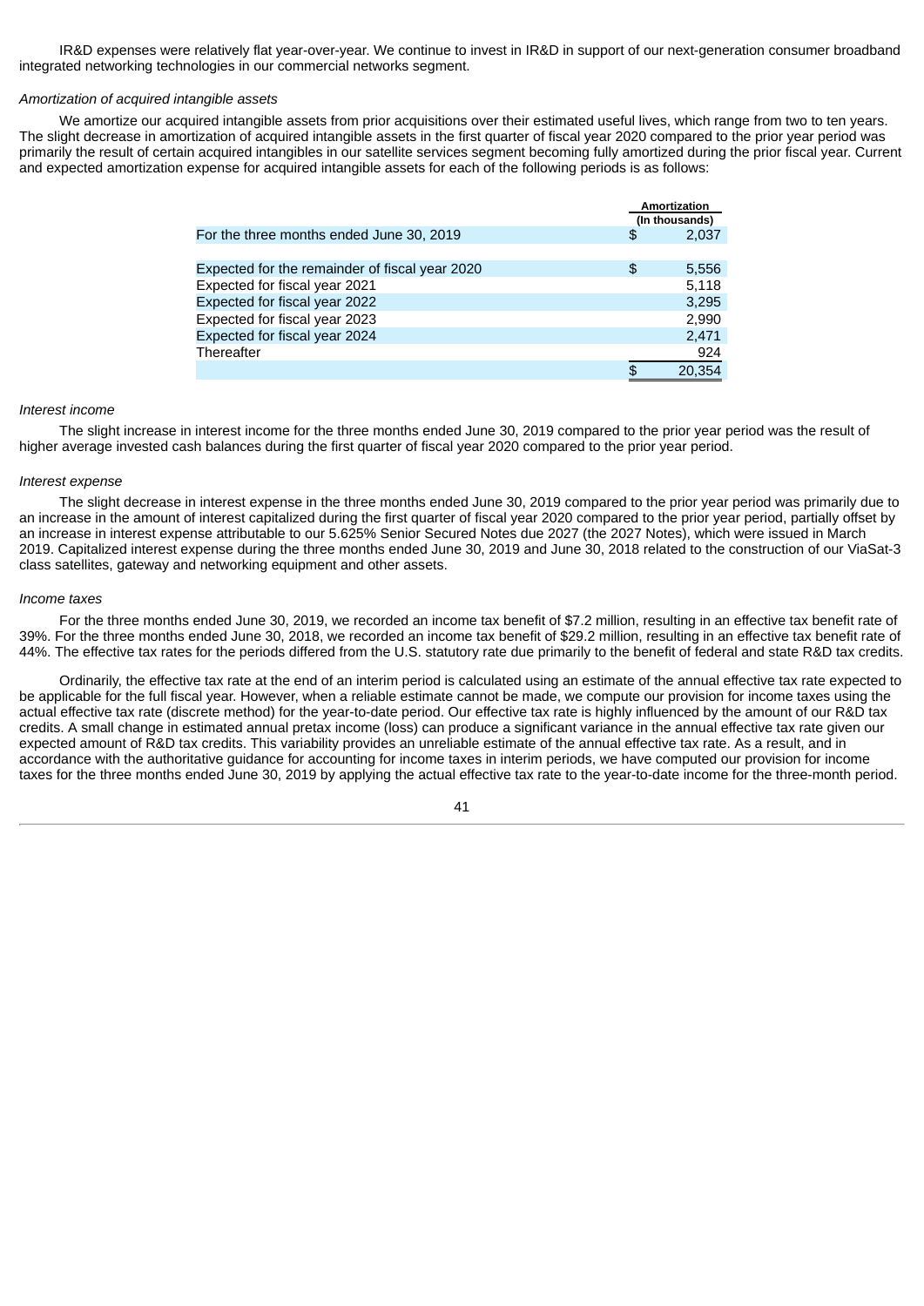IR&D expenses were relatively flat year-over-year. We continue to invest in IR&D in support of our next-generation consumer broadband integrated networking technologies in our commercial networks segment.

*Amortization of acquired intangible assets*

We amortize our acquired intangible assets from prior acquisitions over their estimated useful lives, which range from two to ten years. The slight decrease in amortization of acquired intangible assets in the first quarter of fiscal year 2020 compared to the prior year period was primarily the result of certain acquired intangibles in our satellite services segment becoming fully amortized during the prior fiscal year. Current and expected amortization expense for acquired intangible assets for each of the following periods is as follows:

| | Amortization (In thousands) |
|---|---|
| For the three months ended June 30, 2019 | $ 2,037 |
| | |
| Expected for the remainder of fiscal year 2020 | $ 5,556 |
| Expected for fiscal year 2021 | 5,118 |
| Expected for fiscal year 2022 | 3,295 |
| Expected for fiscal year 2023 | 2,990 |
| Expected for fiscal year 2024 | 2,471 |
| Thereafter | 924 |
| | $ 20,354 |

*Interest income*

The slight increase in interest income for the three months ended June 30, 2019 compared to the prior year period was the result of higher average invested cash balances during the first quarter of fiscal year 2020 compared to the prior year period.

*Interest expense*

The slight decrease in interest expense in the three months ended June 30, 2019 compared to the prior year period was primarily due to an increase in the amount of interest capitalized during the first quarter of fiscal year 2020 compared to the prior year period, partially offset by an increase in interest expense attributable to our 5.625% Senior Secured Notes due 2027 (the 2027 Notes), which were issued in March 2019. Capitalized interest expense during the three months ended June 30, 2019 and June 30, 2018 related to the construction of our ViaSat-3 class satellites, gateway and networking equipment and other assets.

*Income taxes*

For the three months ended June 30, 2019, we recorded an income tax benefit of $7.2 million, resulting in an effective tax benefit rate of 39%. For the three months ended June 30, 2018, we recorded an income tax benefit of $29.2 million, resulting in an effective tax benefit rate of 44%. The effective tax rates for the periods differed from the U.S. statutory rate due primarily to the benefit of federal and state R&D tax credits.

Ordinarily, the effective tax rate at the end of an interim period is calculated using an estimate of the annual effective tax rate expected to be applicable for the full fiscal year. However, when a reliable estimate cannot be made, we compute our provision for income taxes using the actual effective tax rate (discrete method) for the year-to-date period. Our effective tax rate is highly influenced by the amount of our R&D tax credits. A small change in estimated annual pretax income (loss) can produce a significant variance in the annual effective tax rate given our expected amount of R&D tax credits. This variability provides an unreliable estimate of the annual effective tax rate. As a result, and in accordance with the authoritative guidance for accounting for income taxes in interim periods, we have computed our provision for income taxes for the three months ended June 30, 2019 by applying the actual effective tax rate to the year-to-date income for the three-month period.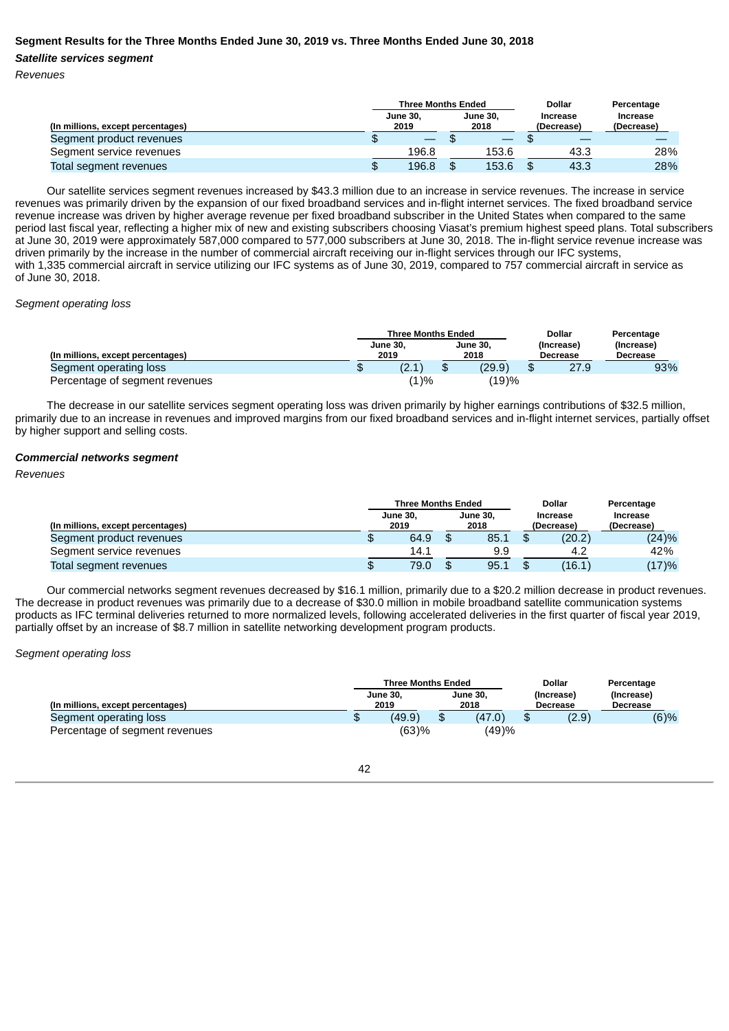### Segment Results for the Three Months Ended June 30, 2019 vs. Three Months Ended June 30, 2018

#### *Satellite services segment*

*Revenues*

| (In millions, except percentages) | Three Months Ended June 30, 2019 | Three Months Ended June 30, 2018 | Dollar Increase (Decrease) | Percentage Increase (Decrease) |
|---|---|---|---|---|
| Segment product revenues | $ — | $ — | $ — | — |
| Segment service revenues | 196.8 | 153.6 | 43.3 | 28% |
| Total segment revenues | $ 196.8 | $ 153.6 | $ 43.3 | 28% |

Our satellite services segment revenues increased by $43.3 million due to an increase in service revenues. The increase in service revenues was primarily driven by the expansion of our fixed broadband services and in-flight internet services. The fixed broadband service revenue increase was driven by higher average revenue per fixed broadband subscriber in the United States when compared to the same period last fiscal year, reflecting a higher mix of new and existing subscribers choosing Viasat's premium highest speed plans. Total subscribers at June 30, 2019 were approximately 587,000 compared to 577,000 subscribers at June 30, 2018. The in-flight service revenue increase was driven primarily by the increase in the number of commercial aircraft receiving our in-flight services through our IFC systems, with 1,335 commercial aircraft in service utilizing our IFC systems as of June 30, 2019, compared to 757 commercial aircraft in service as of June 30, 2018.

*Segment operating loss*

| (In millions, except percentages) | Three Months Ended June 30, 2019 | Three Months Ended June 30, 2018 | Dollar (Increase) Decrease | Percentage (Increase) Decrease |
|---|---|---|---|---|
| Segment operating loss | $ (2.1) | $ (29.9) | $ 27.9 | 93% |
| Percentage of segment revenues | (1)% | (19)% | | |

The decrease in our satellite services segment operating loss was driven primarily by higher earnings contributions of $32.5 million, primarily due to an increase in revenues and improved margins from our fixed broadband services and in-flight internet services, partially offset by higher support and selling costs.

#### *Commercial networks segment*

*Revenues*

| (In millions, except percentages) | Three Months Ended June 30, 2019 | Three Months Ended June 30, 2018 | Dollar Increase (Decrease) | Percentage Increase (Decrease) |
|---|---|---|---|---|
| Segment product revenues | $ 64.9 | $ 85.1 | $ (20.2) | (24)% |
| Segment service revenues | 14.1 | 9.9 | 4.2 | 42% |
| Total segment revenues | $ 79.0 | $ 95.1 | $ (16.1) | (17)% |

Our commercial networks segment revenues decreased by $16.1 million, primarily due to a $20.2 million decrease in product revenues. The decrease in product revenues was primarily due to a decrease of $30.0 million in mobile broadband satellite communication systems products as IFC terminal deliveries returned to more normalized levels, following accelerated deliveries in the first quarter of fiscal year 2019, partially offset by an increase of $8.7 million in satellite networking development program products.

*Segment operating loss*

| (In millions, except percentages) | Three Months Ended June 30, 2019 | Three Months Ended June 30, 2018 | Dollar (Increase) Decrease | Percentage (Increase) Decrease |
|---|---|---|---|---|
| Segment operating loss | $ (49.9) | $ (47.0) | $ (2.9) | (6)% |
| Percentage of segment revenues | (63)% | (49)% | | |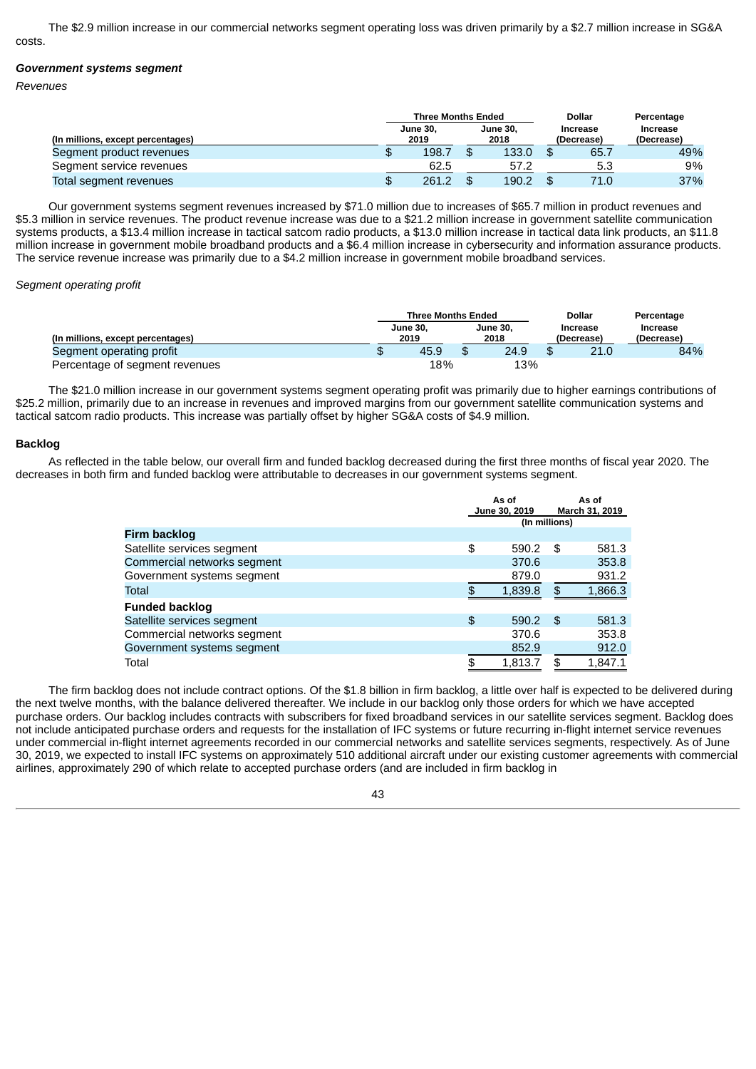The $2.9 million increase in our commercial networks segment operating loss was driven primarily by a $2.7 million increase in SG&A costs.

***Government systems segment***

*Revenues*

| (In millions, except percentages) | Three Months Ended June 30, 2019 | Three Months Ended June 30, 2018 | Dollar Increase (Decrease) | Percentage Increase (Decrease) |
|---|---|---|---|---|
| Segment product revenues | $ 198.7 | $ 133.0 | $ 65.7 | 49% |
| Segment service revenues | 62.5 | 57.2 | 5.3 | 9% |
| Total segment revenues | $ 261.2 | $ 190.2 | $ 71.0 | 37% |

Our government systems segment revenues increased by $71.0 million due to increases of $65.7 million in product revenues and $5.3 million in service revenues. The product revenue increase was due to a $21.2 million increase in government satellite communication systems products, a $13.4 million increase in tactical satcom radio products, a $13.0 million increase in tactical data link products, an $11.8 million increase in government mobile broadband products and a $6.4 million increase in cybersecurity and information assurance products. The service revenue increase was primarily due to a $4.2 million increase in government mobile broadband services.

*Segment operating profit*

| (In millions, except percentages) | Three Months Ended June 30, 2019 | Three Months Ended June 30, 2018 | Dollar Increase (Decrease) | Percentage Increase (Decrease) |
|---|---|---|---|---|
| Segment operating profit | $ 45.9 | $ 24.9 | $ 21.0 | 84% |
| Percentage of segment revenues | 18% | 13% | | |

The $21.0 million increase in our government systems segment operating profit was primarily due to higher earnings contributions of $25.2 million, primarily due to an increase in revenues and improved margins from our government satellite communication systems and tactical satcom radio products. This increase was partially offset by higher SG&A costs of $4.9 million.

**Backlog**

As reflected in the table below, our overall firm and funded backlog decreased during the first three months of fiscal year 2020. The decreases in both firm and funded backlog were attributable to decreases in our government systems segment.

| | As of June 30, 2019 | As of March 31, 2019 |
|---|---|---|
| | (In millions) | |
| **Firm backlog** | | |
| Satellite services segment | $ 590.2 | $ 581.3 |
| Commercial networks segment | 370.6 | 353.8 |
| Government systems segment | 879.0 | 931.2 |
| Total | $ 1,839.8 | $ 1,866.3 |
| **Funded backlog** | | |
| Satellite services segment | $ 590.2 | $ 581.3 |
| Commercial networks segment | 370.6 | 353.8 |
| Government systems segment | 852.9 | 912.0 |
| Total | $ 1,813.7 | $ 1,847.1 |

The firm backlog does not include contract options. Of the $1.8 billion in firm backlog, a little over half is expected to be delivered during the next twelve months, with the balance delivered thereafter. We include in our backlog only those orders for which we have accepted purchase orders. Our backlog includes contracts with subscribers for fixed broadband services in our satellite services segment. Backlog does not include anticipated purchase orders and requests for the installation of IFC systems or future recurring in-flight internet service revenues under commercial in-flight internet agreements recorded in our commercial networks and satellite services segments, respectively. As of June 30, 2019, we expected to install IFC systems on approximately 510 additional aircraft under our existing customer agreements with commercial airlines, approximately 290 of which relate to accepted purchase orders (and are included in firm backlog in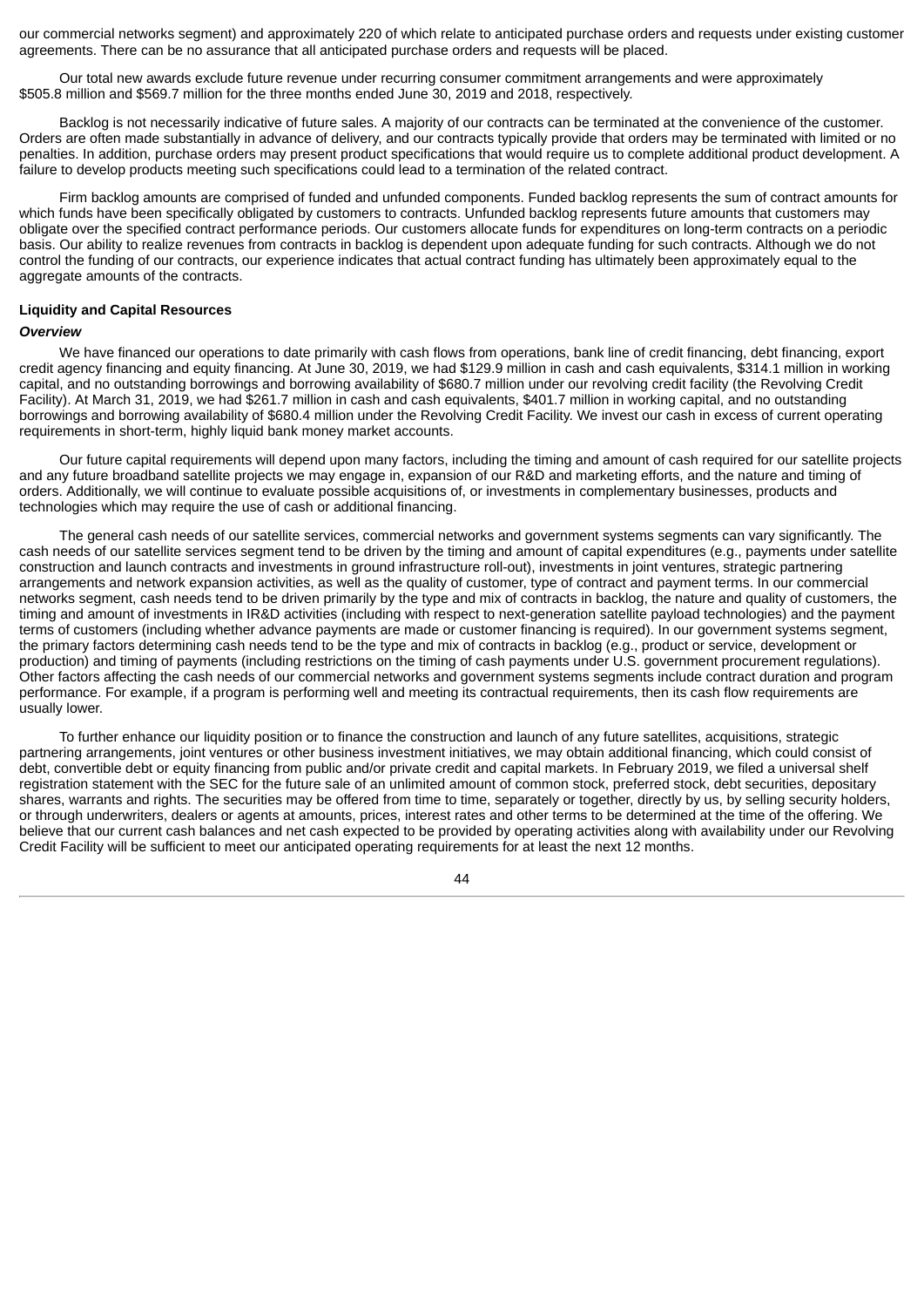our commercial networks segment) and approximately 220 of which relate to anticipated purchase orders and requests under existing customer agreements. There can be no assurance that all anticipated purchase orders and requests will be placed.

Our total new awards exclude future revenue under recurring consumer commitment arrangements and were approximately $505.8 million and $569.7 million for the three months ended June 30, 2019 and 2018, respectively.

Backlog is not necessarily indicative of future sales. A majority of our contracts can be terminated at the convenience of the customer. Orders are often made substantially in advance of delivery, and our contracts typically provide that orders may be terminated with limited or no penalties. In addition, purchase orders may present product specifications that would require us to complete additional product development. A failure to develop products meeting such specifications could lead to a termination of the related contract.

Firm backlog amounts are comprised of funded and unfunded components. Funded backlog represents the sum of contract amounts for which funds have been specifically obligated by customers to contracts. Unfunded backlog represents future amounts that customers may obligate over the specified contract performance periods. Our customers allocate funds for expenditures on long-term contracts on a periodic basis. Our ability to realize revenues from contracts in backlog is dependent upon adequate funding for such contracts. Although we do not control the funding of our contracts, our experience indicates that actual contract funding has ultimately been approximately equal to the aggregate amounts of the contracts.

**Liquidity and Capital Resources**

***Overview***

We have financed our operations to date primarily with cash flows from operations, bank line of credit financing, debt financing, export credit agency financing and equity financing. At June 30, 2019, we had $129.9 million in cash and cash equivalents, $314.1 million in working capital, and no outstanding borrowings and borrowing availability of $680.7 million under our revolving credit facility (the Revolving Credit Facility). At March 31, 2019, we had $261.7 million in cash and cash equivalents, $401.7 million in working capital, and no outstanding borrowings and borrowing availability of $680.4 million under the Revolving Credit Facility. We invest our cash in excess of current operating requirements in short-term, highly liquid bank money market accounts.

Our future capital requirements will depend upon many factors, including the timing and amount of cash required for our satellite projects and any future broadband satellite projects we may engage in, expansion of our R&D and marketing efforts, and the nature and timing of orders. Additionally, we will continue to evaluate possible acquisitions of, or investments in complementary businesses, products and technologies which may require the use of cash or additional financing.

The general cash needs of our satellite services, commercial networks and government systems segments can vary significantly. The cash needs of our satellite services segment tend to be driven by the timing and amount of capital expenditures (e.g., payments under satellite construction and launch contracts and investments in ground infrastructure roll-out), investments in joint ventures, strategic partnering arrangements and network expansion activities, as well as the quality of customer, type of contract and payment terms. In our commercial networks segment, cash needs tend to be driven primarily by the type and mix of contracts in backlog, the nature and quality of customers, the timing and amount of investments in IR&D activities (including with respect to next-generation satellite payload technologies) and the payment terms of customers (including whether advance payments are made or customer financing is required). In our government systems segment, the primary factors determining cash needs tend to be the type and mix of contracts in backlog (e.g., product or service, development or production) and timing of payments (including restrictions on the timing of cash payments under U.S. government procurement regulations). Other factors affecting the cash needs of our commercial networks and government systems segments include contract duration and program performance. For example, if a program is performing well and meeting its contractual requirements, then its cash flow requirements are usually lower.

To further enhance our liquidity position or to finance the construction and launch of any future satellites, acquisitions, strategic partnering arrangements, joint ventures or other business investment initiatives, we may obtain additional financing, which could consist of debt, convertible debt or equity financing from public and/or private credit and capital markets. In February 2019, we filed a universal shelf registration statement with the SEC for the future sale of an unlimited amount of common stock, preferred stock, debt securities, depositary shares, warrants and rights. The securities may be offered from time to time, separately or together, directly by us, by selling security holders, or through underwriters, dealers or agents at amounts, prices, interest rates and other terms to be determined at the time of the offering. We believe that our current cash balances and net cash expected to be provided by operating activities along with availability under our Revolving Credit Facility will be sufficient to meet our anticipated operating requirements for at least the next 12 months.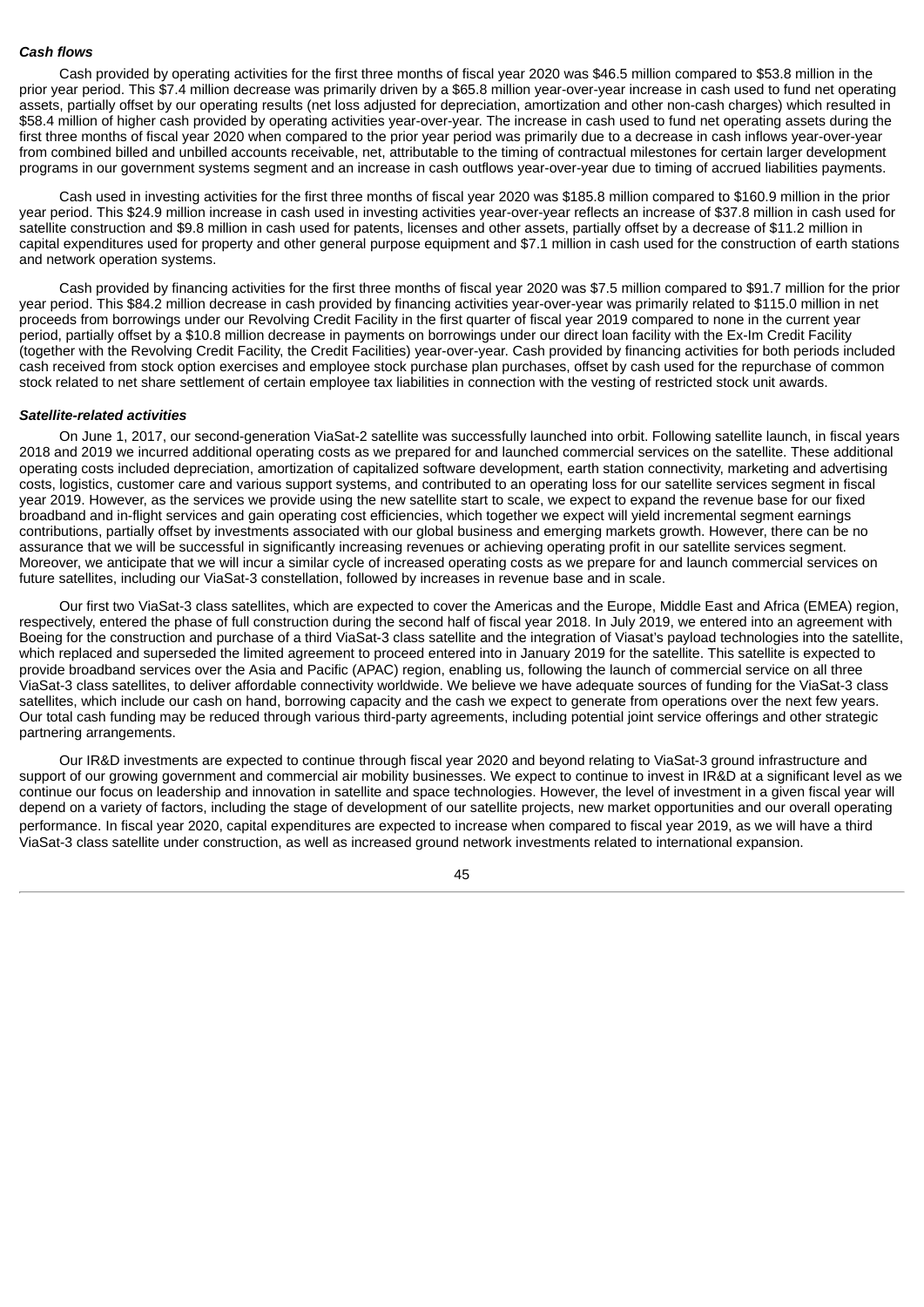***Cash flows***

Cash provided by operating activities for the first three months of fiscal year 2020 was $46.5 million compared to $53.8 million in the prior year period. This $7.4 million decrease was primarily driven by a $65.8 million year-over-year increase in cash used to fund net operating assets, partially offset by our operating results (net loss adjusted for depreciation, amortization and other non-cash charges) which resulted in $58.4 million of higher cash provided by operating activities year-over-year. The increase in cash used to fund net operating assets during the first three months of fiscal year 2020 when compared to the prior year period was primarily due to a decrease in cash inflows year-over-year from combined billed and unbilled accounts receivable, net, attributable to the timing of contractual milestones for certain larger development programs in our government systems segment and an increase in cash outflows year-over-year due to timing of accrued liabilities payments.

Cash used in investing activities for the first three months of fiscal year 2020 was $185.8 million compared to $160.9 million in the prior year period. This $24.9 million increase in cash used in investing activities year-over-year reflects an increase of $37.8 million in cash used for satellite construction and $9.8 million in cash used for patents, licenses and other assets, partially offset by a decrease of $11.2 million in capital expenditures used for property and other general purpose equipment and $7.1 million in cash used for the construction of earth stations and network operation systems.

Cash provided by financing activities for the first three months of fiscal year 2020 was $7.5 million compared to $91.7 million for the prior year period. This $84.2 million decrease in cash provided by financing activities year-over-year was primarily related to $115.0 million in net proceeds from borrowings under our Revolving Credit Facility in the first quarter of fiscal year 2019 compared to none in the current year period, partially offset by a $10.8 million decrease in payments on borrowings under our direct loan facility with the Ex-Im Credit Facility (together with the Revolving Credit Facility, the Credit Facilities) year-over-year. Cash provided by financing activities for both periods included cash received from stock option exercises and employee stock purchase plan purchases, offset by cash used for the repurchase of common stock related to net share settlement of certain employee tax liabilities in connection with the vesting of restricted stock unit awards.

***Satellite-related activities***

On June 1, 2017, our second-generation ViaSat-2 satellite was successfully launched into orbit. Following satellite launch, in fiscal years 2018 and 2019 we incurred additional operating costs as we prepared for and launched commercial services on the satellite. These additional operating costs included depreciation, amortization of capitalized software development, earth station connectivity, marketing and advertising costs, logistics, customer care and various support systems, and contributed to an operating loss for our satellite services segment in fiscal year 2019. However, as the services we provide using the new satellite start to scale, we expect to expand the revenue base for our fixed broadband and in-flight services and gain operating cost efficiencies, which together we expect will yield incremental segment earnings contributions, partially offset by investments associated with our global business and emerging markets growth. However, there can be no assurance that we will be successful in significantly increasing revenues or achieving operating profit in our satellite services segment. Moreover, we anticipate that we will incur a similar cycle of increased operating costs as we prepare for and launch commercial services on future satellites, including our ViaSat-3 constellation, followed by increases in revenue base and in scale.

Our first two ViaSat-3 class satellites, which are expected to cover the Americas and the Europe, Middle East and Africa (EMEA) region, respectively, entered the phase of full construction during the second half of fiscal year 2018. In July 2019, we entered into an agreement with Boeing for the construction and purchase of a third ViaSat-3 class satellite and the integration of Viasat's payload technologies into the satellite, which replaced and superseded the limited agreement to proceed entered into in January 2019 for the satellite. This satellite is expected to provide broadband services over the Asia and Pacific (APAC) region, enabling us, following the launch of commercial service on all three ViaSat-3 class satellites, to deliver affordable connectivity worldwide. We believe we have adequate sources of funding for the ViaSat-3 class satellites, which include our cash on hand, borrowing capacity and the cash we expect to generate from operations over the next few years. Our total cash funding may be reduced through various third-party agreements, including potential joint service offerings and other strategic partnering arrangements.

Our IR&D investments are expected to continue through fiscal year 2020 and beyond relating to ViaSat-3 ground infrastructure and support of our growing government and commercial air mobility businesses. We expect to continue to invest in IR&D at a significant level as we continue our focus on leadership and innovation in satellite and space technologies. However, the level of investment in a given fiscal year will depend on a variety of factors, including the stage of development of our satellite projects, new market opportunities and our overall operating performance. In fiscal year 2020, capital expenditures are expected to increase when compared to fiscal year 2019, as we will have a third ViaSat-3 class satellite under construction, as well as increased ground network investments related to international expansion.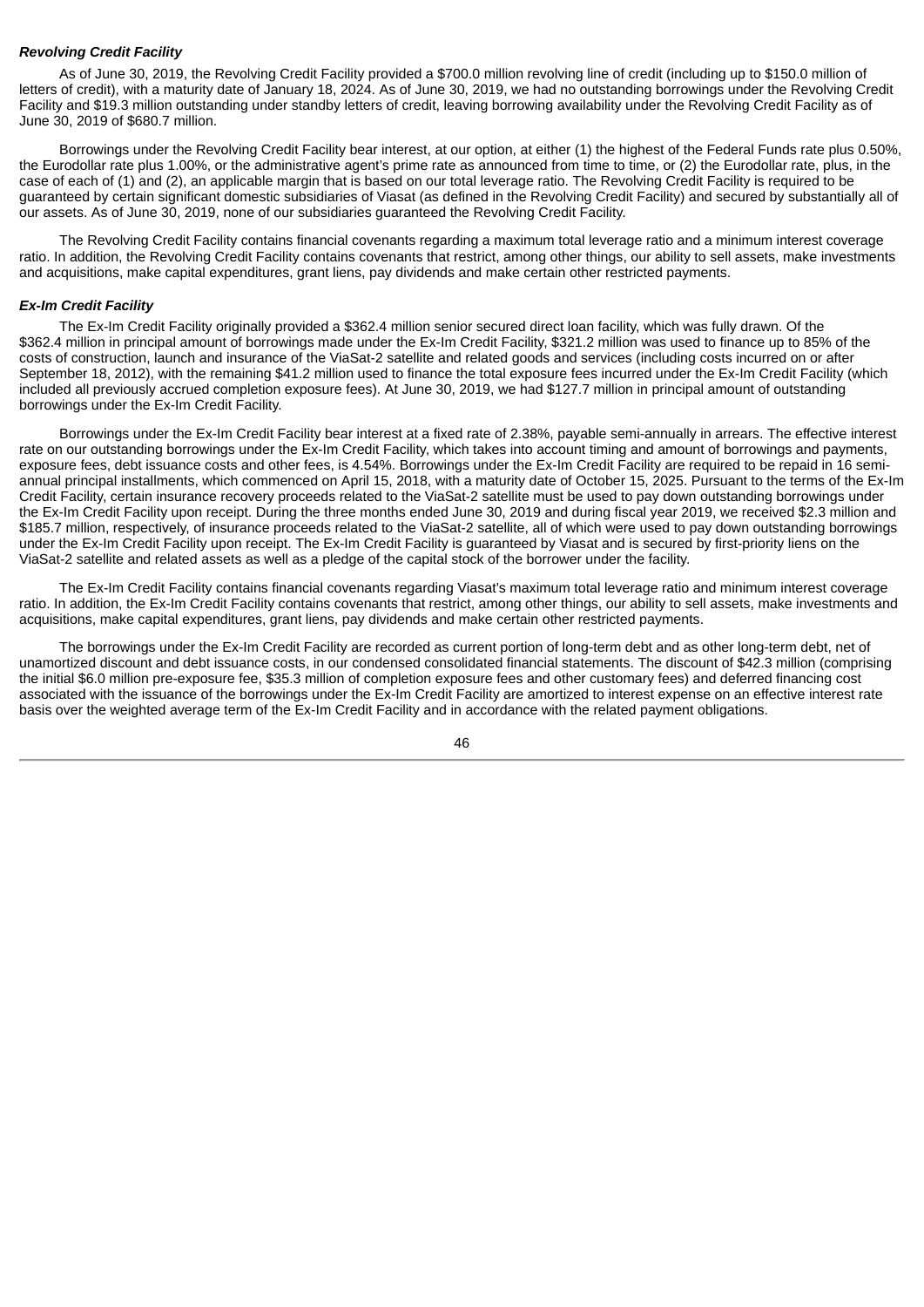***Revolving Credit Facility***

As of June 30, 2019, the Revolving Credit Facility provided a $700.0 million revolving line of credit (including up to $150.0 million of letters of credit), with a maturity date of January 18, 2024. As of June 30, 2019, we had no outstanding borrowings under the Revolving Credit Facility and $19.3 million outstanding under standby letters of credit, leaving borrowing availability under the Revolving Credit Facility as of June 30, 2019 of $680.7 million.

Borrowings under the Revolving Credit Facility bear interest, at our option, at either (1) the highest of the Federal Funds rate plus 0.50%, the Eurodollar rate plus 1.00%, or the administrative agent's prime rate as announced from time to time, or (2) the Eurodollar rate, plus, in the case of each of (1) and (2), an applicable margin that is based on our total leverage ratio. The Revolving Credit Facility is required to be guaranteed by certain significant domestic subsidiaries of Viasat (as defined in the Revolving Credit Facility) and secured by substantially all of our assets. As of June 30, 2019, none of our subsidiaries guaranteed the Revolving Credit Facility.

The Revolving Credit Facility contains financial covenants regarding a maximum total leverage ratio and a minimum interest coverage ratio. In addition, the Revolving Credit Facility contains covenants that restrict, among other things, our ability to sell assets, make investments and acquisitions, make capital expenditures, grant liens, pay dividends and make certain other restricted payments.

***Ex-Im Credit Facility***

The Ex-Im Credit Facility originally provided a $362.4 million senior secured direct loan facility, which was fully drawn. Of the $362.4 million in principal amount of borrowings made under the Ex-Im Credit Facility, $321.2 million was used to finance up to 85% of the costs of construction, launch and insurance of the ViaSat-2 satellite and related goods and services (including costs incurred on or after September 18, 2012), with the remaining $41.2 million used to finance the total exposure fees incurred under the Ex-Im Credit Facility (which included all previously accrued completion exposure fees). At June 30, 2019, we had $127.7 million in principal amount of outstanding borrowings under the Ex-Im Credit Facility.

Borrowings under the Ex-Im Credit Facility bear interest at a fixed rate of 2.38%, payable semi-annually in arrears. The effective interest rate on our outstanding borrowings under the Ex-Im Credit Facility, which takes into account timing and amount of borrowings and payments, exposure fees, debt issuance costs and other fees, is 4.54%. Borrowings under the Ex-Im Credit Facility are required to be repaid in 16 semi-annual principal installments, which commenced on April 15, 2018, with a maturity date of October 15, 2025. Pursuant to the terms of the Ex-Im Credit Facility, certain insurance recovery proceeds related to the ViaSat-2 satellite must be used to pay down outstanding borrowings under the Ex-Im Credit Facility upon receipt. During the three months ended June 30, 2019 and during fiscal year 2019, we received $2.3 million and $185.7 million, respectively, of insurance proceeds related to the ViaSat-2 satellite, all of which were used to pay down outstanding borrowings under the Ex-Im Credit Facility upon receipt. The Ex-Im Credit Facility is guaranteed by Viasat and is secured by first-priority liens on the ViaSat-2 satellite and related assets as well as a pledge of the capital stock of the borrower under the facility.

The Ex-Im Credit Facility contains financial covenants regarding Viasat's maximum total leverage ratio and minimum interest coverage ratio. In addition, the Ex-Im Credit Facility contains covenants that restrict, among other things, our ability to sell assets, make investments and acquisitions, make capital expenditures, grant liens, pay dividends and make certain other restricted payments.

The borrowings under the Ex-Im Credit Facility are recorded as current portion of long-term debt and as other long-term debt, net of unamortized discount and debt issuance costs, in our condensed consolidated financial statements. The discount of $42.3 million (comprising the initial $6.0 million pre-exposure fee, $35.3 million of completion exposure fees and other customary fees) and deferred financing cost associated with the issuance of the borrowings under the Ex-Im Credit Facility are amortized to interest expense on an effective interest rate basis over the weighted average term of the Ex-Im Credit Facility and in accordance with the related payment obligations.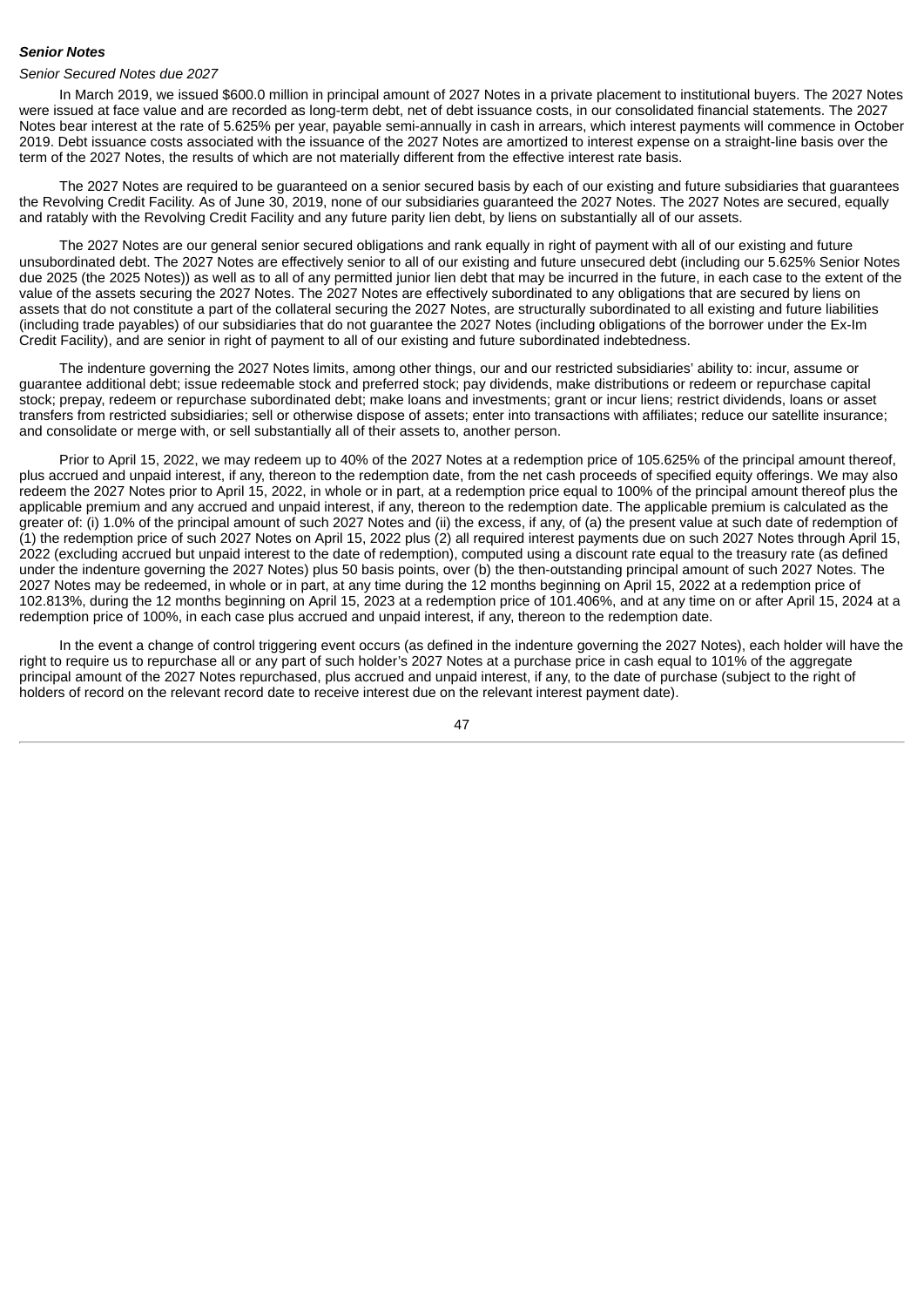***Senior Notes***

*Senior Secured Notes due 2027*

In March 2019, we issued $600.0 million in principal amount of 2027 Notes in a private placement to institutional buyers. The 2027 Notes were issued at face value and are recorded as long-term debt, net of debt issuance costs, in our consolidated financial statements. The 2027 Notes bear interest at the rate of 5.625% per year, payable semi-annually in cash in arrears, which interest payments will commence in October 2019. Debt issuance costs associated with the issuance of the 2027 Notes are amortized to interest expense on a straight-line basis over the term of the 2027 Notes, the results of which are not materially different from the effective interest rate basis.

The 2027 Notes are required to be guaranteed on a senior secured basis by each of our existing and future subsidiaries that guarantees the Revolving Credit Facility. As of June 30, 2019, none of our subsidiaries guaranteed the 2027 Notes. The 2027 Notes are secured, equally and ratably with the Revolving Credit Facility and any future parity lien debt, by liens on substantially all of our assets.

The 2027 Notes are our general senior secured obligations and rank equally in right of payment with all of our existing and future unsubordinated debt. The 2027 Notes are effectively senior to all of our existing and future unsecured debt (including our 5.625% Senior Notes due 2025 (the 2025 Notes)) as well as to all of any permitted junior lien debt that may be incurred in the future, in each case to the extent of the value of the assets securing the 2027 Notes. The 2027 Notes are effectively subordinated to any obligations that are secured by liens on assets that do not constitute a part of the collateral securing the 2027 Notes, are structurally subordinated to all existing and future liabilities (including trade payables) of our subsidiaries that do not guarantee the 2027 Notes (including obligations of the borrower under the Ex-Im Credit Facility), and are senior in right of payment to all of our existing and future subordinated indebtedness.

The indenture governing the 2027 Notes limits, among other things, our and our restricted subsidiaries' ability to: incur, assume or guarantee additional debt; issue redeemable stock and preferred stock; pay dividends, make distributions or redeem or repurchase capital stock; prepay, redeem or repurchase subordinated debt; make loans and investments; grant or incur liens; restrict dividends, loans or asset transfers from restricted subsidiaries; sell or otherwise dispose of assets; enter into transactions with affiliates; reduce our satellite insurance; and consolidate or merge with, or sell substantially all of their assets to, another person.

Prior to April 15, 2022, we may redeem up to 40% of the 2027 Notes at a redemption price of 105.625% of the principal amount thereof, plus accrued and unpaid interest, if any, thereon to the redemption date, from the net cash proceeds of specified equity offerings. We may also redeem the 2027 Notes prior to April 15, 2022, in whole or in part, at a redemption price equal to 100% of the principal amount thereof plus the applicable premium and any accrued and unpaid interest, if any, thereon to the redemption date. The applicable premium is calculated as the greater of: (i) 1.0% of the principal amount of such 2027 Notes and (ii) the excess, if any, of (a) the present value at such date of redemption of (1) the redemption price of such 2027 Notes on April 15, 2022 plus (2) all required interest payments due on such 2027 Notes through April 15, 2022 (excluding accrued but unpaid interest to the date of redemption), computed using a discount rate equal to the treasury rate (as defined under the indenture governing the 2027 Notes) plus 50 basis points, over (b) the then-outstanding principal amount of such 2027 Notes. The 2027 Notes may be redeemed, in whole or in part, at any time during the 12 months beginning on April 15, 2022 at a redemption price of 102.813%, during the 12 months beginning on April 15, 2023 at a redemption price of 101.406%, and at any time on or after April 15, 2024 at a redemption price of 100%, in each case plus accrued and unpaid interest, if any, thereon to the redemption date.

In the event a change of control triggering event occurs (as defined in the indenture governing the 2027 Notes), each holder will have the right to require us to repurchase all or any part of such holder's 2027 Notes at a purchase price in cash equal to 101% of the aggregate principal amount of the 2027 Notes repurchased, plus accrued and unpaid interest, if any, to the date of purchase (subject to the right of holders of record on the relevant record date to receive interest due on the relevant interest payment date).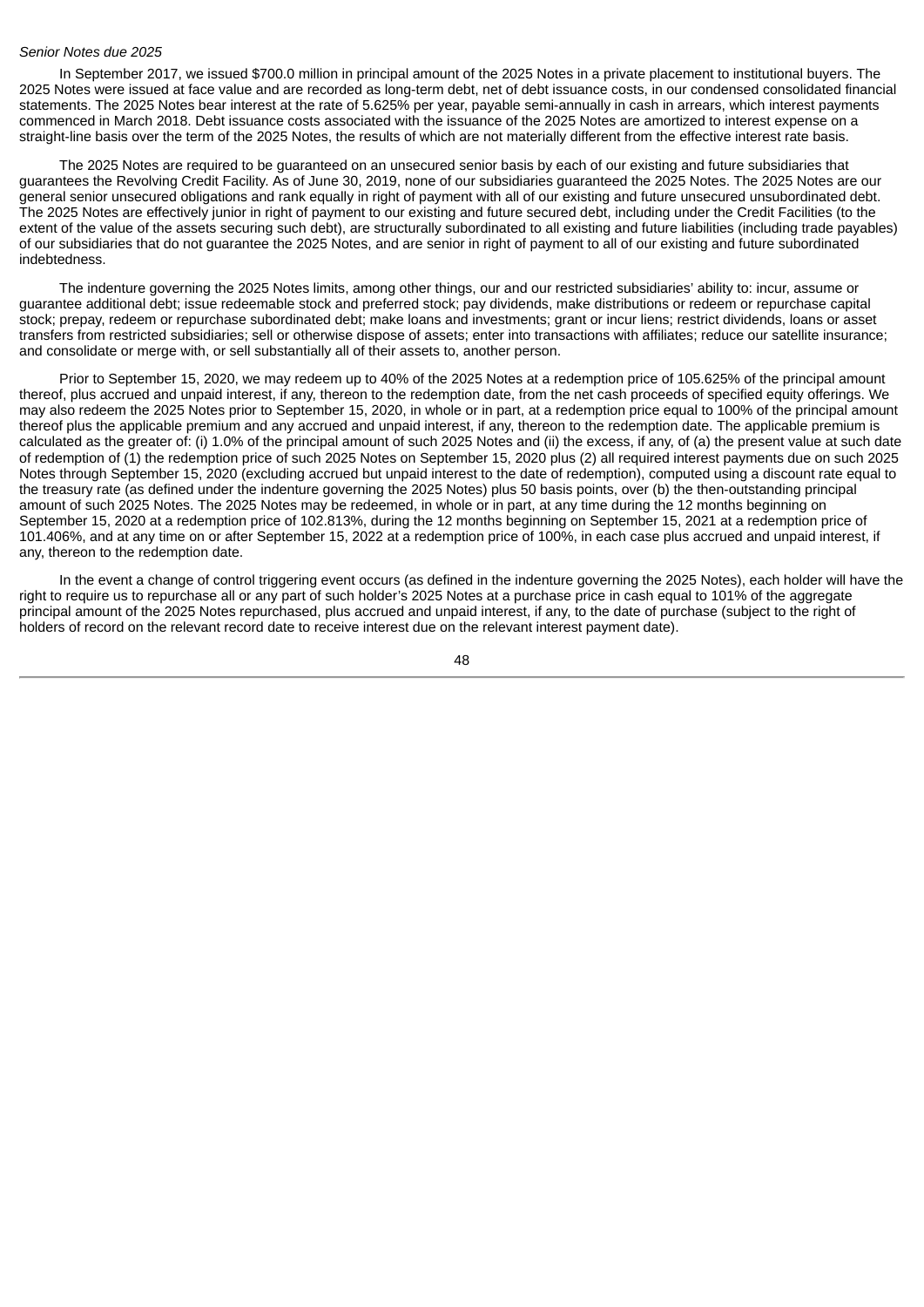*Senior Notes due 2025*

In September 2017, we issued $700.0 million in principal amount of the 2025 Notes in a private placement to institutional buyers. The 2025 Notes were issued at face value and are recorded as long-term debt, net of debt issuance costs, in our condensed consolidated financial statements. The 2025 Notes bear interest at the rate of 5.625% per year, payable semi-annually in cash in arrears, which interest payments commenced in March 2018. Debt issuance costs associated with the issuance of the 2025 Notes are amortized to interest expense on a straight-line basis over the term of the 2025 Notes, the results of which are not materially different from the effective interest rate basis.

The 2025 Notes are required to be guaranteed on an unsecured senior basis by each of our existing and future subsidiaries that guarantees the Revolving Credit Facility. As of June 30, 2019, none of our subsidiaries guaranteed the 2025 Notes. The 2025 Notes are our general senior unsecured obligations and rank equally in right of payment with all of our existing and future unsecured unsubordinated debt. The 2025 Notes are effectively junior in right of payment to our existing and future secured debt, including under the Credit Facilities (to the extent of the value of the assets securing such debt), are structurally subordinated to all existing and future liabilities (including trade payables) of our subsidiaries that do not guarantee the 2025 Notes, and are senior in right of payment to all of our existing and future subordinated indebtedness.

The indenture governing the 2025 Notes limits, among other things, our and our restricted subsidiaries' ability to: incur, assume or guarantee additional debt; issue redeemable stock and preferred stock; pay dividends, make distributions or redeem or repurchase capital stock; prepay, redeem or repurchase subordinated debt; make loans and investments; grant or incur liens; restrict dividends, loans or asset transfers from restricted subsidiaries; sell or otherwise dispose of assets; enter into transactions with affiliates; reduce our satellite insurance; and consolidate or merge with, or sell substantially all of their assets to, another person.

Prior to September 15, 2020, we may redeem up to 40% of the 2025 Notes at a redemption price of 105.625% of the principal amount thereof, plus accrued and unpaid interest, if any, thereon to the redemption date, from the net cash proceeds of specified equity offerings. We may also redeem the 2025 Notes prior to September 15, 2020, in whole or in part, at a redemption price equal to 100% of the principal amount thereof plus the applicable premium and any accrued and unpaid interest, if any, thereon to the redemption date. The applicable premium is calculated as the greater of: (i) 1.0% of the principal amount of such 2025 Notes and (ii) the excess, if any, of (a) the present value at such date of redemption of (1) the redemption price of such 2025 Notes on September 15, 2020 plus (2) all required interest payments due on such 2025 Notes through September 15, 2020 (excluding accrued but unpaid interest to the date of redemption), computed using a discount rate equal to the treasury rate (as defined under the indenture governing the 2025 Notes) plus 50 basis points, over (b) the then-outstanding principal amount of such 2025 Notes. The 2025 Notes may be redeemed, in whole or in part, at any time during the 12 months beginning on September 15, 2020 at a redemption price of 102.813%, during the 12 months beginning on September 15, 2021 at a redemption price of 101.406%, and at any time on or after September 15, 2022 at a redemption price of 100%, in each case plus accrued and unpaid interest, if any, thereon to the redemption date.

In the event a change of control triggering event occurs (as defined in the indenture governing the 2025 Notes), each holder will have the right to require us to repurchase all or any part of such holder's 2025 Notes at a purchase price in cash equal to 101% of the aggregate principal amount of the 2025 Notes repurchased, plus accrued and unpaid interest, if any, to the date of purchase (subject to the right of holders of record on the relevant record date to receive interest due on the relevant interest payment date).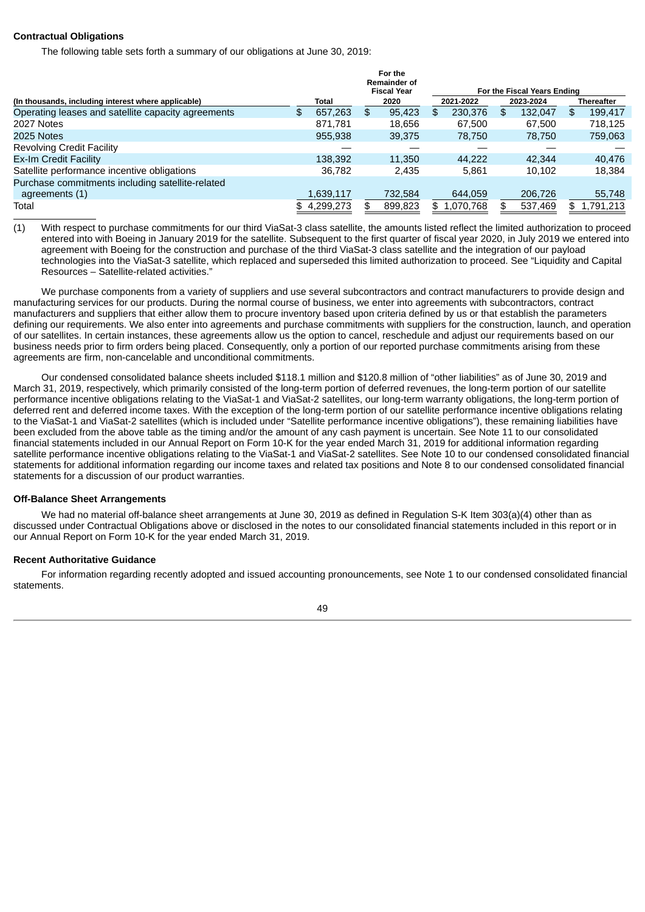**Contractual Obligations**

The following table sets forth a summary of our obligations at June 30, 2019:

| (In thousands, including interest where applicable) | Total | For the Remainder of Fiscal Year 2020 | For the Fiscal Years Ending 2021-2022 | 2023-2024 | Thereafter |
|---|---|---|---|---|---|
| Operating leases and satellite capacity agreements | $ 657,263 | $ 95,423 | $ 230,376 | $ 132,047 | $ 199,417 |
| 2027 Notes | 871,781 | 18,656 | 67,500 | 67,500 | 718,125 |
| 2025 Notes | 955,938 | 39,375 | 78,750 | 78,750 | 759,063 |
| Revolving Credit Facility | — | — | — | — | — |
| Ex-Im Credit Facility | 138,392 | 11,350 | 44,222 | 42,344 | 40,476 |
| Satellite performance incentive obligations | 36,782 | 2,435 | 5,861 | 10,102 | 18,384 |
| Purchase commitments including satellite-related agreements (1) | 1,639,117 | 732,584 | 644,059 | 206,726 | 55,748 |
| Total | $ 4,299,273 | $ 899,823 | $ 1,070,768 | $ 537,469 | $ 1,791,213 |

(1) With respect to purchase commitments for our third ViaSat-3 class satellite, the amounts listed reflect the limited authorization to proceed entered into with Boeing in January 2019 for the satellite. Subsequent to the first quarter of fiscal year 2020, in July 2019 we entered into agreement with Boeing for the construction and purchase of the third ViaSat-3 class satellite and the integration of our payload technologies into the ViaSat-3 satellite, which replaced and superseded this limited authorization to proceed. See "Liquidity and Capital Resources – Satellite-related activities."

We purchase components from a variety of suppliers and use several subcontractors and contract manufacturers to provide design and manufacturing services for our products. During the normal course of business, we enter into agreements with subcontractors, contract manufacturers and suppliers that either allow them to procure inventory based upon criteria defined by us or that establish the parameters defining our requirements. We also enter into agreements and purchase commitments with suppliers for the construction, launch, and operation of our satellites. In certain instances, these agreements allow us the option to cancel, reschedule and adjust our requirements based on our business needs prior to firm orders being placed. Consequently, only a portion of our reported purchase commitments arising from these agreements are firm, non-cancelable and unconditional commitments.

Our condensed consolidated balance sheets included $118.1 million and $120.8 million of "other liabilities" as of June 30, 2019 and March 31, 2019, respectively, which primarily consisted of the long-term portion of deferred revenues, the long-term portion of our satellite performance incentive obligations relating to the ViaSat-1 and ViaSat-2 satellites, our long-term warranty obligations, the long-term portion of deferred rent and deferred income taxes. With the exception of the long-term portion of our satellite performance incentive obligations relating to the ViaSat-1 and ViaSat-2 satellites (which is included under "Satellite performance incentive obligations"), these remaining liabilities have been excluded from the above table as the timing and/or the amount of any cash payment is uncertain. See Note 11 to our consolidated financial statements included in our Annual Report on Form 10-K for the year ended March 31, 2019 for additional information regarding satellite performance incentive obligations relating to the ViaSat-1 and ViaSat-2 satellites. See Note 10 to our condensed consolidated financial statements for additional information regarding our income taxes and related tax positions and Note 8 to our condensed consolidated financial statements for a discussion of our product warranties.

**Off-Balance Sheet Arrangements**

We had no material off-balance sheet arrangements at June 30, 2019 as defined in Regulation S-K Item 303(a)(4) other than as discussed under Contractual Obligations above or disclosed in the notes to our consolidated financial statements included in this report or in our Annual Report on Form 10-K for the year ended March 31, 2019.

**Recent Authoritative Guidance**

For information regarding recently adopted and issued accounting pronouncements, see Note 1 to our condensed consolidated financial statements.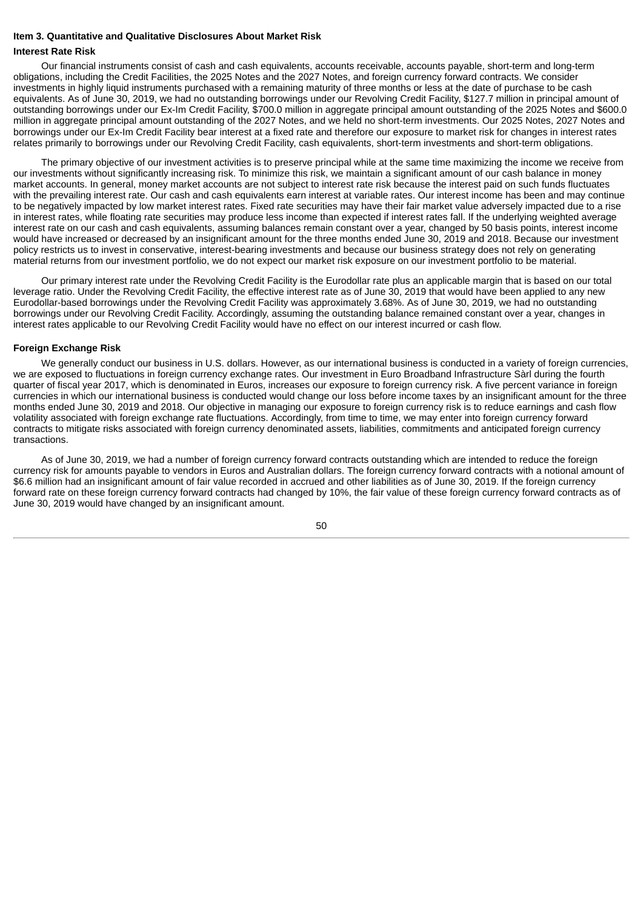**Item 3. Quantitative and Qualitative Disclosures About Market Risk**

**Interest Rate Risk**

Our financial instruments consist of cash and cash equivalents, accounts receivable, accounts payable, short-term and long-term obligations, including the Credit Facilities, the 2025 Notes and the 2027 Notes, and foreign currency forward contracts. We consider investments in highly liquid instruments purchased with a remaining maturity of three months or less at the date of purchase to be cash equivalents. As of June 30, 2019, we had no outstanding borrowings under our Revolving Credit Facility, $127.7 million in principal amount of outstanding borrowings under our Ex-Im Credit Facility, $700.0 million in aggregate principal amount outstanding of the 2025 Notes and $600.0 million in aggregate principal amount outstanding of the 2027 Notes, and we held no short-term investments. Our 2025 Notes, 2027 Notes and borrowings under our Ex-Im Credit Facility bear interest at a fixed rate and therefore our exposure to market risk for changes in interest rates relates primarily to borrowings under our Revolving Credit Facility, cash equivalents, short-term investments and short-term obligations.

The primary objective of our investment activities is to preserve principal while at the same time maximizing the income we receive from our investments without significantly increasing risk. To minimize this risk, we maintain a significant amount of our cash balance in money market accounts. In general, money market accounts are not subject to interest rate risk because the interest paid on such funds fluctuates with the prevailing interest rate. Our cash and cash equivalents earn interest at variable rates. Our interest income has been and may continue to be negatively impacted by low market interest rates. Fixed rate securities may have their fair market value adversely impacted due to a rise in interest rates, while floating rate securities may produce less income than expected if interest rates fall. If the underlying weighted average interest rate on our cash and cash equivalents, assuming balances remain constant over a year, changed by 50 basis points, interest income would have increased or decreased by an insignificant amount for the three months ended June 30, 2019 and 2018. Because our investment policy restricts us to invest in conservative, interest-bearing investments and because our business strategy does not rely on generating material returns from our investment portfolio, we do not expect our market risk exposure on our investment portfolio to be material.

Our primary interest rate under the Revolving Credit Facility is the Eurodollar rate plus an applicable margin that is based on our total leverage ratio. Under the Revolving Credit Facility, the effective interest rate as of June 30, 2019 that would have been applied to any new Eurodollar-based borrowings under the Revolving Credit Facility was approximately 3.68%. As of June 30, 2019, we had no outstanding borrowings under our Revolving Credit Facility. Accordingly, assuming the outstanding balance remained constant over a year, changes in interest rates applicable to our Revolving Credit Facility would have no effect on our interest incurred or cash flow.

**Foreign Exchange Risk**

We generally conduct our business in U.S. dollars. However, as our international business is conducted in a variety of foreign currencies, we are exposed to fluctuations in foreign currency exchange rates. Our investment in Euro Broadband Infrastructure Sàrl during the fourth quarter of fiscal year 2017, which is denominated in Euros, increases our exposure to foreign currency risk. A five percent variance in foreign currencies in which our international business is conducted would change our loss before income taxes by an insignificant amount for the three months ended June 30, 2019 and 2018. Our objective in managing our exposure to foreign currency risk is to reduce earnings and cash flow volatility associated with foreign exchange rate fluctuations. Accordingly, from time to time, we may enter into foreign currency forward contracts to mitigate risks associated with foreign currency denominated assets, liabilities, commitments and anticipated foreign currency transactions.

As of June 30, 2019, we had a number of foreign currency forward contracts outstanding which are intended to reduce the foreign currency risk for amounts payable to vendors in Euros and Australian dollars. The foreign currency forward contracts with a notional amount of $6.6 million had an insignificant amount of fair value recorded in accrued and other liabilities as of June 30, 2019. If the foreign currency forward rate on these foreign currency forward contracts had changed by 10%, the fair value of these foreign currency forward contracts as of June 30, 2019 would have changed by an insignificant amount.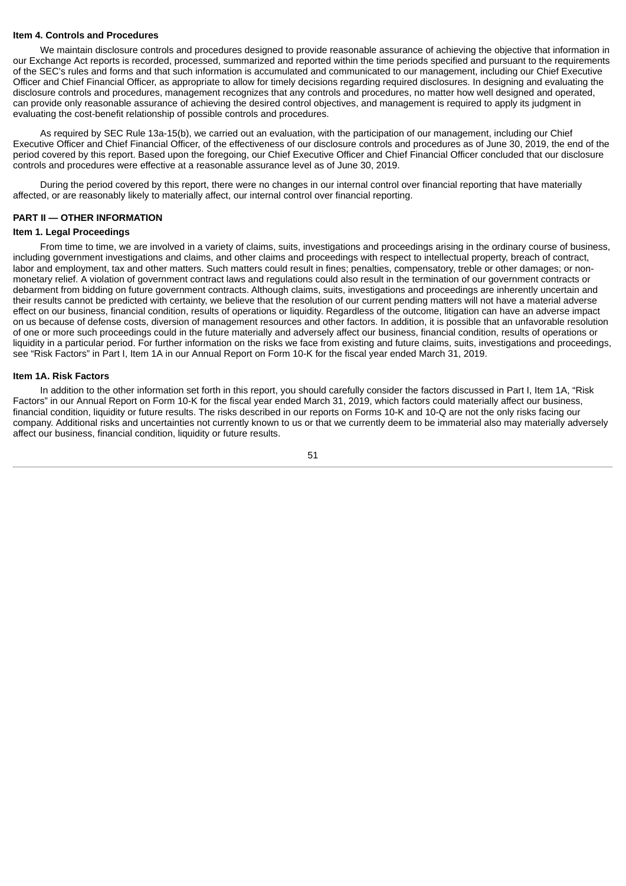### Item 4. Controls and Procedures

We maintain disclosure controls and procedures designed to provide reasonable assurance of achieving the objective that information in our Exchange Act reports is recorded, processed, summarized and reported within the time periods specified and pursuant to the requirements of the SEC's rules and forms and that such information is accumulated and communicated to our management, including our Chief Executive Officer and Chief Financial Officer, as appropriate to allow for timely decisions regarding required disclosures. In designing and evaluating the disclosure controls and procedures, management recognizes that any controls and procedures, no matter how well designed and operated, can provide only reasonable assurance of achieving the desired control objectives, and management is required to apply its judgment in evaluating the cost-benefit relationship of possible controls and procedures.

As required by SEC Rule 13a-15(b), we carried out an evaluation, with the participation of our management, including our Chief Executive Officer and Chief Financial Officer, of the effectiveness of our disclosure controls and procedures as of June 30, 2019, the end of the period covered by this report. Based upon the foregoing, our Chief Executive Officer and Chief Financial Officer concluded that our disclosure controls and procedures were effective at a reasonable assurance level as of June 30, 2019.

During the period covered by this report, there were no changes in our internal control over financial reporting that have materially affected, or are reasonably likely to materially affect, our internal control over financial reporting.

## PART II — OTHER INFORMATION

### Item 1. Legal Proceedings

From time to time, we are involved in a variety of claims, suits, investigations and proceedings arising in the ordinary course of business, including government investigations and claims, and other claims and proceedings with respect to intellectual property, breach of contract, labor and employment, tax and other matters. Such matters could result in fines; penalties, compensatory, treble or other damages; or non-monetary relief. A violation of government contract laws and regulations could also result in the termination of our government contracts or debarment from bidding on future government contracts. Although claims, suits, investigations and proceedings are inherently uncertain and their results cannot be predicted with certainty, we believe that the resolution of our current pending matters will not have a material adverse effect on our business, financial condition, results of operations or liquidity. Regardless of the outcome, litigation can have an adverse impact on us because of defense costs, diversion of management resources and other factors. In addition, it is possible that an unfavorable resolution of one or more such proceedings could in the future materially and adversely affect our business, financial condition, results of operations or liquidity in a particular period. For further information on the risks we face from existing and future claims, suits, investigations and proceedings, see "Risk Factors" in Part I, Item 1A in our Annual Report on Form 10-K for the fiscal year ended March 31, 2019.

### Item 1A. Risk Factors

In addition to the other information set forth in this report, you should carefully consider the factors discussed in Part I, Item 1A, "Risk Factors" in our Annual Report on Form 10-K for the fiscal year ended March 31, 2019, which factors could materially affect our business, financial condition, liquidity or future results. The risks described in our reports on Forms 10-K and 10-Q are not the only risks facing our company. Additional risks and uncertainties not currently known to us or that we currently deem to be immaterial also may materially adversely affect our business, financial condition, liquidity or future results.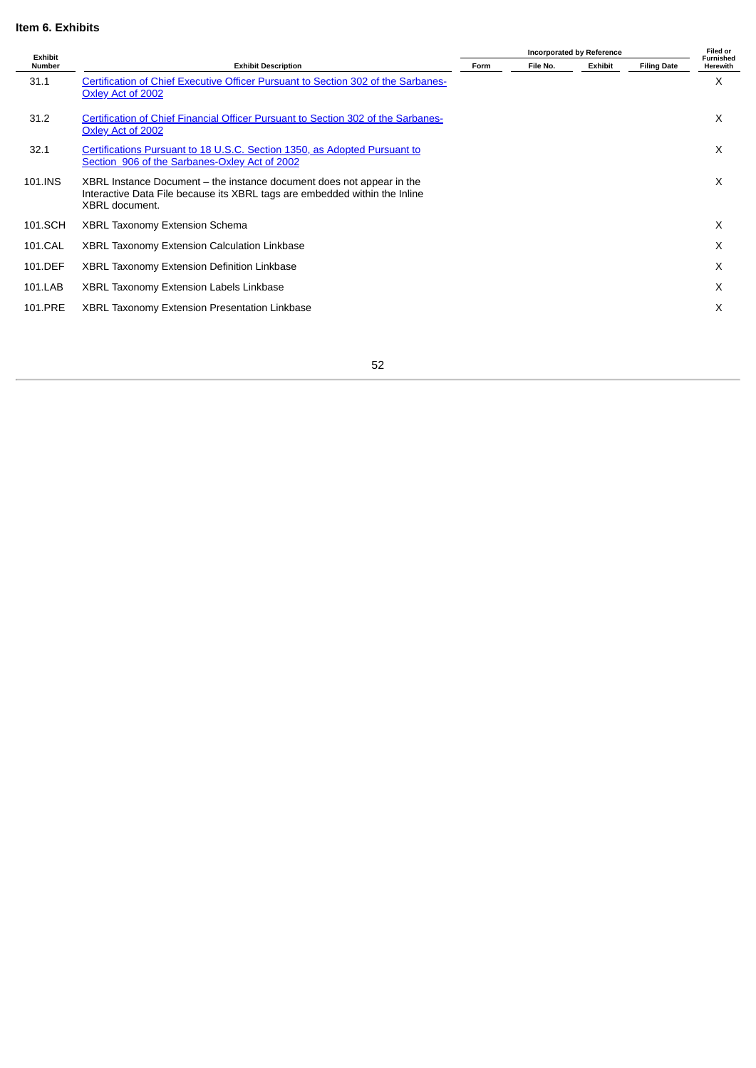**Item 6. Exhibits**

| Exhibit Number | Exhibit Description | Incorporated by Reference | | | | Filed or Furnished Herewith |
|---|---|---|---|---|---|---|
| | | Form | File No. | Exhibit | Filing Date | |
| 31.1 | Certification of Chief Executive Officer Pursuant to Section 302 of the Sarbanes-Oxley Act of 2002 | | | | | X |
| 31.2 | Certification of Chief Financial Officer Pursuant to Section 302 of the Sarbanes-Oxley Act of 2002 | | | | | X |
| 32.1 | Certifications Pursuant to 18 U.S.C. Section 1350, as Adopted Pursuant to Section 906 of the Sarbanes-Oxley Act of 2002 | | | | | X |
| 101.INS | XBRL Instance Document – the instance document does not appear in the Interactive Data File because its XBRL tags are embedded within the Inline XBRL document. | | | | | X |
| 101.SCH | XBRL Taxonomy Extension Schema | | | | | X |
| 101.CAL | XBRL Taxonomy Extension Calculation Linkbase | | | | | X |
| 101.DEF | XBRL Taxonomy Extension Definition Linkbase | | | | | X |
| 101.LAB | XBRL Taxonomy Extension Labels Linkbase | | | | | X |
| 101.PRE | XBRL Taxonomy Extension Presentation Linkbase | | | | | X |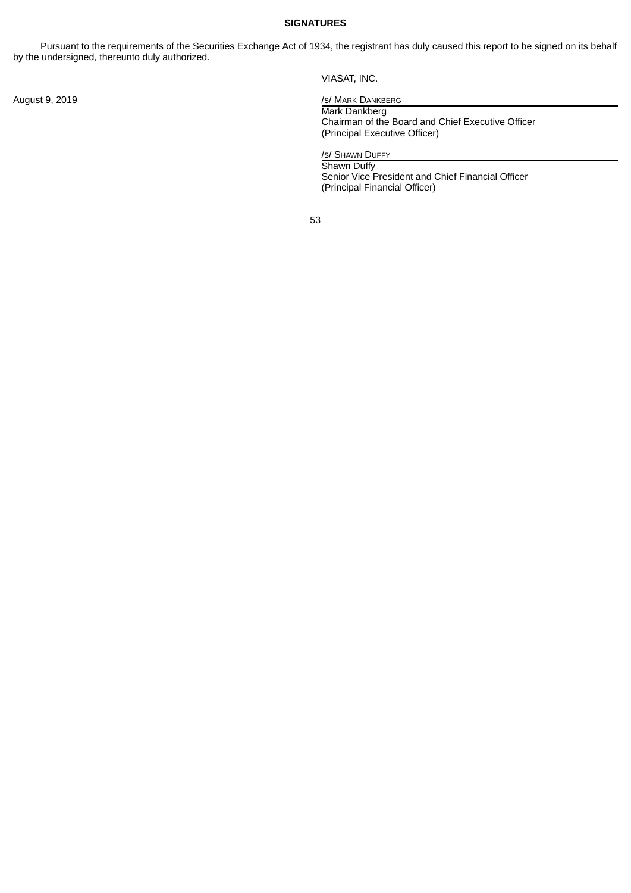## SIGNATURES

Pursuant to the requirements of the Securities Exchange Act of 1934, the registrant has duly caused this report to be signed on its behalf by the undersigned, thereunto duly authorized.

VIASAT, INC.

August 9, 2019

/s/ MARK DANKBERG
Mark Dankberg
Chairman of the Board and Chief Executive Officer
(Principal Executive Officer)

/s/ SHAWN DUFFY
Shawn Duffy
Senior Vice President and Chief Financial Officer
(Principal Financial Officer)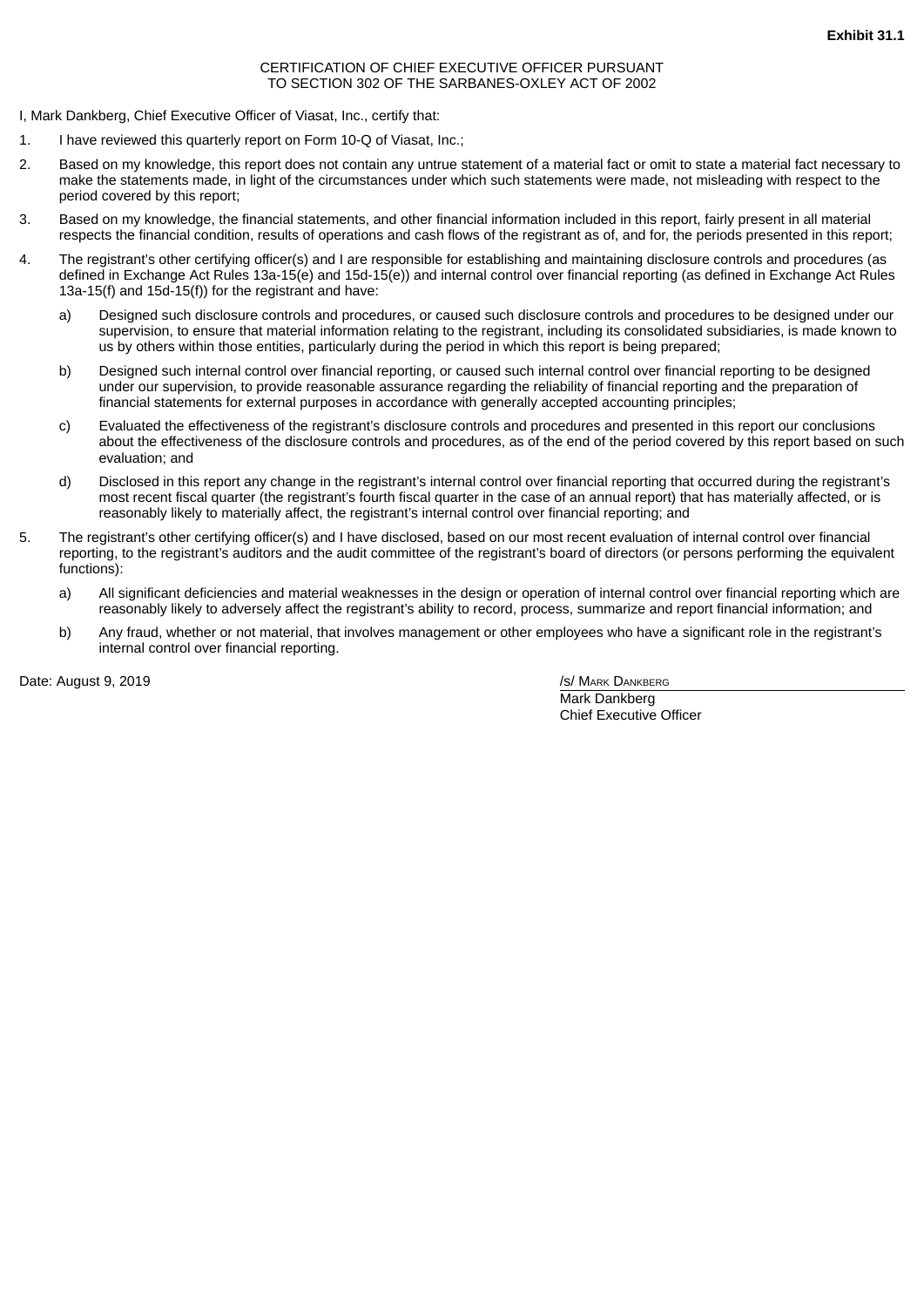**Exhibit 31.1**

CERTIFICATION OF CHIEF EXECUTIVE OFFICER PURSUANT
TO SECTION 302 OF THE SARBANES-OXLEY ACT OF 2002

I, Mark Dankberg, Chief Executive Officer of Viasat, Inc., certify that:

1. I have reviewed this quarterly report on Form 10-Q of Viasat, Inc.;

2. Based on my knowledge, this report does not contain any untrue statement of a material fact or omit to state a material fact necessary to make the statements made, in light of the circumstances under which such statements were made, not misleading with respect to the period covered by this report;

3. Based on my knowledge, the financial statements, and other financial information included in this report, fairly present in all material respects the financial condition, results of operations and cash flows of the registrant as of, and for, the periods presented in this report;

4. The registrant's other certifying officer(s) and I are responsible for establishing and maintaining disclosure controls and procedures (as defined in Exchange Act Rules 13a-15(e) and 15d-15(e)) and internal control over financial reporting (as defined in Exchange Act Rules 13a-15(f) and 15d-15(f)) for the registrant and have:

   a) Designed such disclosure controls and procedures, or caused such disclosure controls and procedures to be designed under our supervision, to ensure that material information relating to the registrant, including its consolidated subsidiaries, is made known to us by others within those entities, particularly during the period in which this report is being prepared;

   b) Designed such internal control over financial reporting, or caused such internal control over financial reporting to be designed under our supervision, to provide reasonable assurance regarding the reliability of financial reporting and the preparation of financial statements for external purposes in accordance with generally accepted accounting principles;

   c) Evaluated the effectiveness of the registrant's disclosure controls and procedures and presented in this report our conclusions about the effectiveness of the disclosure controls and procedures, as of the end of the period covered by this report based on such evaluation; and

   d) Disclosed in this report any change in the registrant's internal control over financial reporting that occurred during the registrant's most recent fiscal quarter (the registrant's fourth fiscal quarter in the case of an annual report) that has materially affected, or is reasonably likely to materially affect, the registrant's internal control over financial reporting; and

5. The registrant's other certifying officer(s) and I have disclosed, based on our most recent evaluation of internal control over financial reporting, to the registrant's auditors and the audit committee of the registrant's board of directors (or persons performing the equivalent functions):

   a) All significant deficiencies and material weaknesses in the design or operation of internal control over financial reporting which are reasonably likely to adversely affect the registrant's ability to record, process, summarize and report financial information; and

   b) Any fraud, whether or not material, that involves management or other employees who have a significant role in the registrant's internal control over financial reporting.

Date: August 9, 2019

/s/ MARK DANKBERG
Mark Dankberg
Chief Executive Officer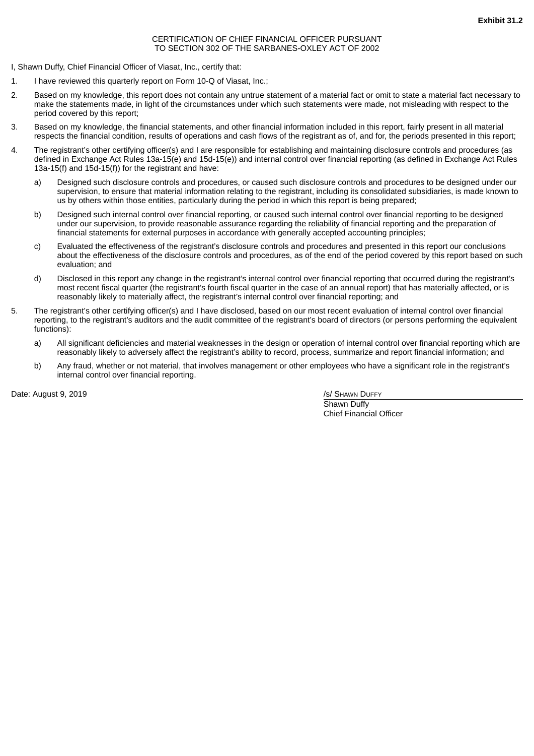**Exhibit 31.2**

CERTIFICATION OF CHIEF FINANCIAL OFFICER PURSUANT TO SECTION 302 OF THE SARBANES-OXLEY ACT OF 2002

I, Shawn Duffy, Chief Financial Officer of Viasat, Inc., certify that:

1. I have reviewed this quarterly report on Form 10-Q of Viasat, Inc.;
2. Based on my knowledge, this report does not contain any untrue statement of a material fact or omit to state a material fact necessary to make the statements made, in light of the circumstances under which such statements were made, not misleading with respect to the period covered by this report;
3. Based on my knowledge, the financial statements, and other financial information included in this report, fairly present in all material respects the financial condition, results of operations and cash flows of the registrant as of, and for, the periods presented in this report;
4. The registrant's other certifying officer(s) and I are responsible for establishing and maintaining disclosure controls and procedures (as defined in Exchange Act Rules 13a-15(e) and 15d-15(e)) and internal control over financial reporting (as defined in Exchange Act Rules 13a-15(f) and 15d-15(f)) for the registrant and have:
   a) Designed such disclosure controls and procedures, or caused such disclosure controls and procedures to be designed under our supervision, to ensure that material information relating to the registrant, including its consolidated subsidiaries, is made known to us by others within those entities, particularly during the period in which this report is being prepared;
   b) Designed such internal control over financial reporting, or caused such internal control over financial reporting to be designed under our supervision, to provide reasonable assurance regarding the reliability of financial reporting and the preparation of financial statements for external purposes in accordance with generally accepted accounting principles;
   c) Evaluated the effectiveness of the registrant's disclosure controls and procedures and presented in this report our conclusions about the effectiveness of the disclosure controls and procedures, as of the end of the period covered by this report based on such evaluation; and
   d) Disclosed in this report any change in the registrant's internal control over financial reporting that occurred during the registrant's most recent fiscal quarter (the registrant's fourth fiscal quarter in the case of an annual report) that has materially affected, or is reasonably likely to materially affect, the registrant's internal control over financial reporting; and
5. The registrant's other certifying officer(s) and I have disclosed, based on our most recent evaluation of internal control over financial reporting, to the registrant's auditors and the audit committee of the registrant's board of directors (or persons performing the equivalent functions):
   a) All significant deficiencies and material weaknesses in the design or operation of internal control over financial reporting which are reasonably likely to adversely affect the registrant's ability to record, process, summarize and report financial information; and
   b) Any fraud, whether or not material, that involves management or other employees who have a significant role in the registrant's internal control over financial reporting.

Date: August 9, 2019

/s/ Shawn Duffy
Shawn Duffy
Chief Financial Officer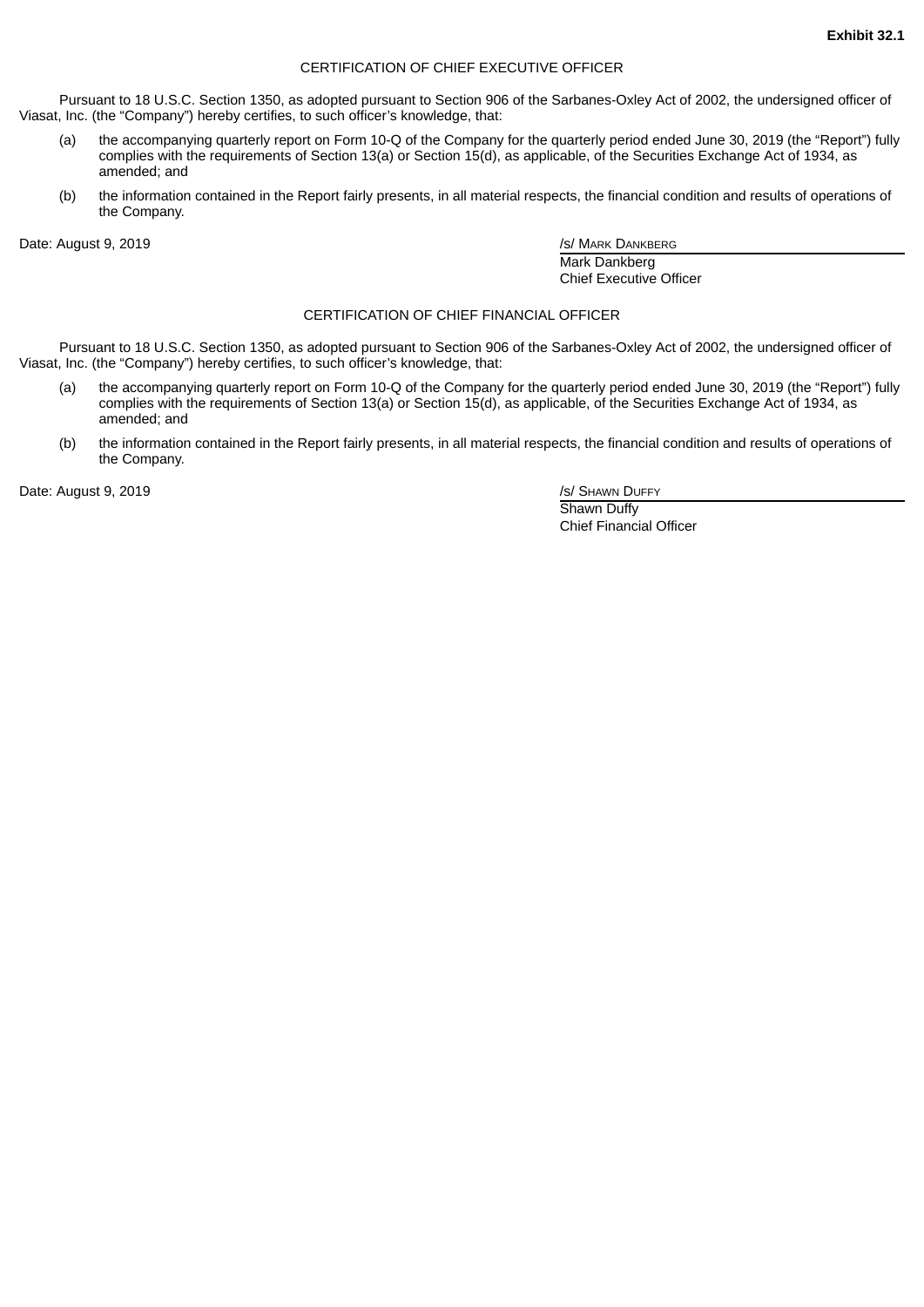**Exhibit 32.1**

CERTIFICATION OF CHIEF EXECUTIVE OFFICER

Pursuant to 18 U.S.C. Section 1350, as adopted pursuant to Section 906 of the Sarbanes-Oxley Act of 2002, the undersigned officer of Viasat, Inc. (the “Company”) hereby certifies, to such officer’s knowledge, that:

(a) the accompanying quarterly report on Form 10-Q of the Company for the quarterly period ended June 30, 2019 (the “Report”) fully complies with the requirements of Section 13(a) or Section 15(d), as applicable, of the Securities Exchange Act of 1934, as amended; and

(b) the information contained in the Report fairly presents, in all material respects, the financial condition and results of operations of the Company.

Date: August 9, 2019

/s/ MARK DANKBERG
Mark Dankberg
Chief Executive Officer

CERTIFICATION OF CHIEF FINANCIAL OFFICER

Pursuant to 18 U.S.C. Section 1350, as adopted pursuant to Section 906 of the Sarbanes-Oxley Act of 2002, the undersigned officer of Viasat, Inc. (the “Company”) hereby certifies, to such officer’s knowledge, that:

(a) the accompanying quarterly report on Form 10-Q of the Company for the quarterly period ended June 30, 2019 (the “Report”) fully complies with the requirements of Section 13(a) or Section 15(d), as applicable, of the Securities Exchange Act of 1934, as amended; and

(b) the information contained in the Report fairly presents, in all material respects, the financial condition and results of operations of the Company.

Date: August 9, 2019

/s/ SHAWN DUFFY
Shawn Duffy
Chief Financial Officer